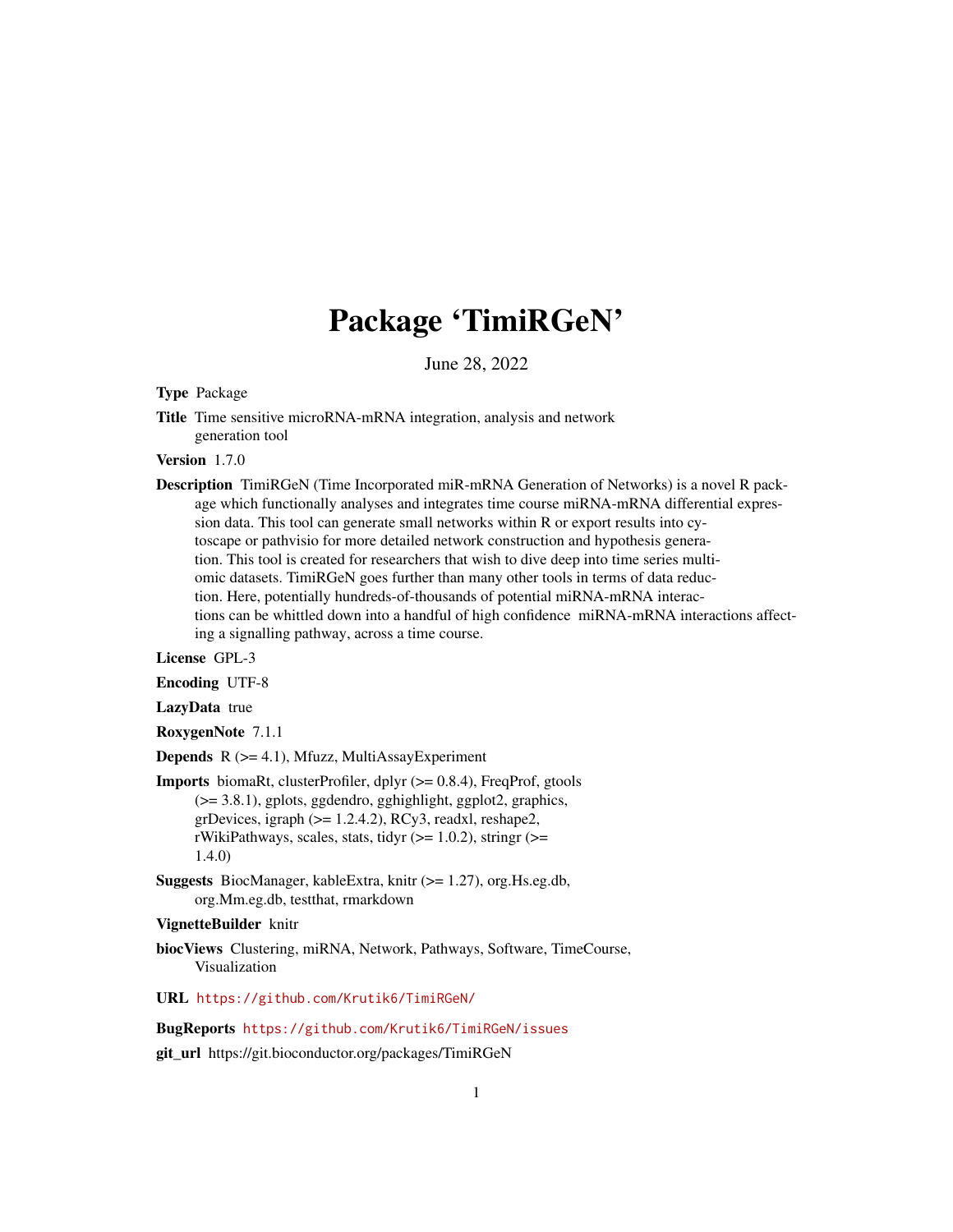# Package 'TimiRGeN'

June 28, 2022

**Type** Package

**Title** Time sensitive microRNA-mRNA integration, analysis and network generation tool

**Version** 1.7.0

**Description** TimiRGeN (Time Incorporated miR-mRNA Generation of Networks) is a novel R package which functionally analyses and integrates time course miRNA-mRNA differential expression data. This tool can generate small networks within R or export results into cytoscape or pathvisio for more detailed network construction and hypothesis generation. This tool is created for researchers that wish to dive deep into time series multi-omic datasets. TimiRGeN goes further than many other tools in terms of data reduction. Here, potentially hundreds-of-thousands of potential miRNA-mRNA interactions can be whittled down into a handful of high confidence miRNA-mRNA interactions affecting a signalling pathway, across a time course.

**License** GPL-3

**Encoding** UTF-8

**LazyData** true

**RoxygenNote** 7.1.1

**Depends** R (>= 4.1), Mfuzz, MultiAssayExperiment

**Imports** biomaRt, clusterProfiler, dplyr (>= 0.8.4), FreqProf, gtools (>= 3.8.1), gplots, ggdendro, gghighlight, ggplot2, graphics, grDevices, igraph (>= 1.2.4.2), RCy3, readxl, reshape2, rWikiPathways, scales, stats, tidyr (>= 1.0.2), stringr (>= 1.4.0)

**Suggests** BiocManager, kableExtra, knitr (>= 1.27), org.Hs.eg.db, org.Mm.eg.db, testthat, rmarkdown

**VignetteBuilder** knitr

**biocViews** Clustering, miRNA, Network, Pathways, Software, TimeCourse, Visualization

**URL** https://github.com/Krutik6/TimiRGeN/

**BugReports** https://github.com/Krutik6/TimiRGeN/issues

**git_url** https://git.bioconductor.org/packages/TimiRGeN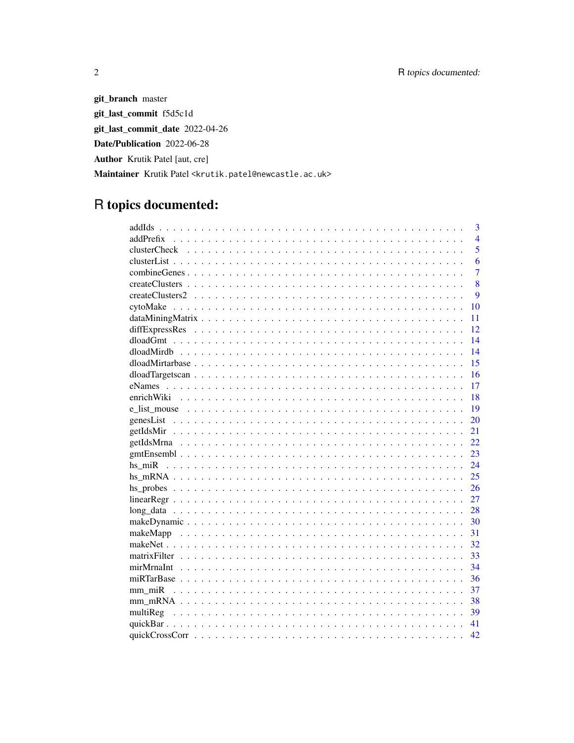**git_branch** master

**git_last_commit** f5d5c1d

**git_last_commit_date** 2022-04-26

**Date/Publication** 2022-06-28

**Author** Krutik Patel [aut, cre]

**Maintainer** Krutik Patel <krutik.patel@newcastle.ac.uk>

# R topics documented:

| | |
|---|---|
| addIds | 3 |
| addPrefix | 4 |
| clusterCheck | 5 |
| clusterList | 6 |
| combineGenes | 7 |
| createClusters | 8 |
| createClusters2 | 9 |
| cytoMake | 10 |
| dataMiningMatrix | 11 |
| diffExpressRes | 12 |
| dloadGmt | 14 |
| dloadMirdb | 14 |
| dloadMirtarbase | 15 |
| dloadTargetscan | 16 |
| eNames | 17 |
| enrichWiki | 18 |
| e_list_mouse | 19 |
| genesList | 20 |
| getIdsMir | 21 |
| getIdsMrna | 22 |
| gmtEnsembl | 23 |
| hs_miR | 24 |
| hs_mRNA | 25 |
| hs_probes | 26 |
| linearRegr | 27 |
| long_data | 28 |
| makeDynamic | 30 |
| makeMapp | 31 |
| makeNet | 32 |
| matrixFilter | 33 |
| mirMrnaInt | 34 |
| miRTarBase | 36 |
| mm_miR | 37 |
| mm_mRNA | 38 |
| multiReg | 39 |
| quickBar | 41 |
| quickCrossCorr | 42 |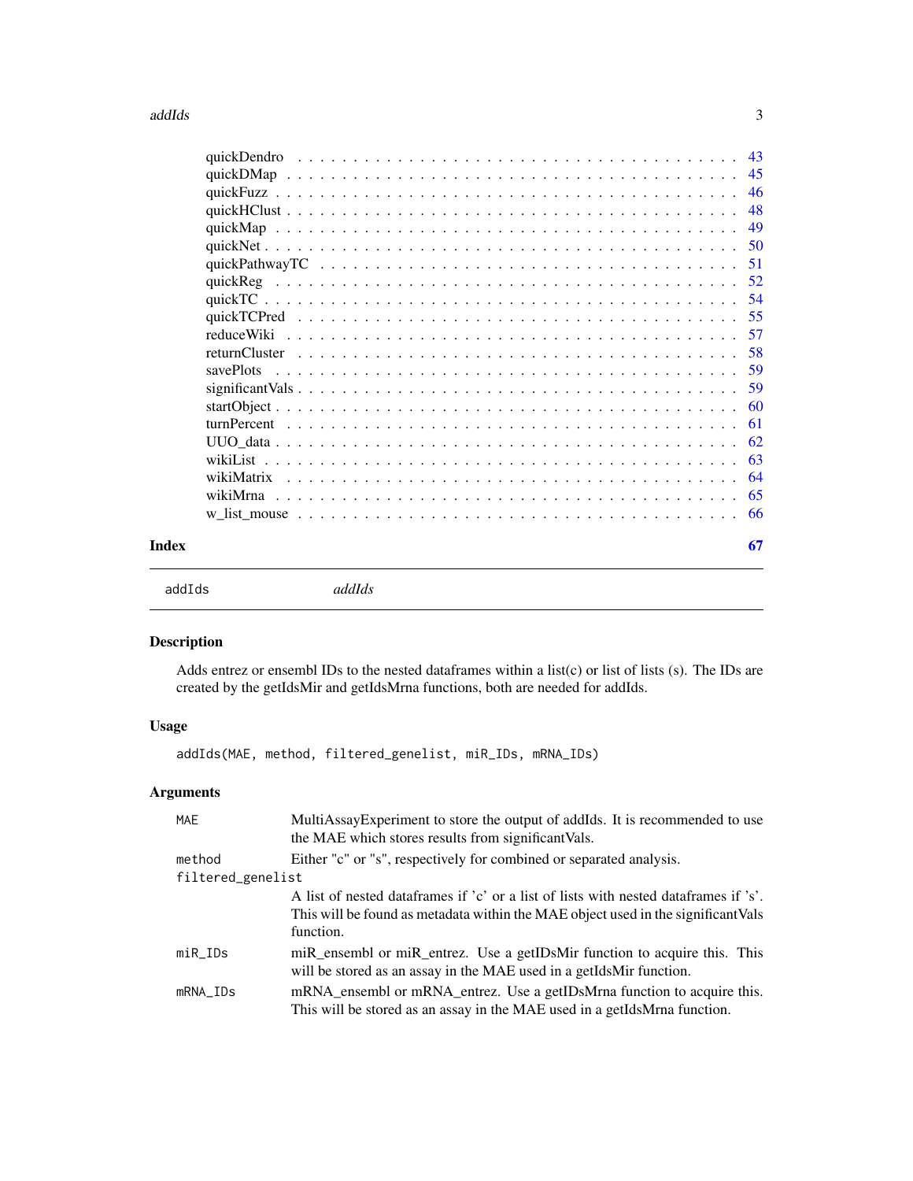quickDendro . . . . . . . . . . . . . . . . . . . . . . . . . . . . . . . . . . . . . . . 43
quickDMap . . . . . . . . . . . . . . . . . . . . . . . . . . . . . . . . . . . . . . . . 45
quickFuzz . . . . . . . . . . . . . . . . . . . . . . . . . . . . . . . . . . . . . . . . . 46
quickHClust . . . . . . . . . . . . . . . . . . . . . . . . . . . . . . . . . . . . . . . . 48
quickMap . . . . . . . . . . . . . . . . . . . . . . . . . . . . . . . . . . . . . . . . . 49
quickNet . . . . . . . . . . . . . . . . . . . . . . . . . . . . . . . . . . . . . . . . . . 50
quickPathwayTC . . . . . . . . . . . . . . . . . . . . . . . . . . . . . . . . . . . . . . 51
quickReg . . . . . . . . . . . . . . . . . . . . . . . . . . . . . . . . . . . . . . . . . 52
quickTC . . . . . . . . . . . . . . . . . . . . . . . . . . . . . . . . . . . . . . . . . . 54
quickTCPred . . . . . . . . . . . . . . . . . . . . . . . . . . . . . . . . . . . . . . . . 55
reduceWiki . . . . . . . . . . . . . . . . . . . . . . . . . . . . . . . . . . . . . . . . 57
returnCluster . . . . . . . . . . . . . . . . . . . . . . . . . . . . . . . . . . . . . . . 58
savePlots . . . . . . . . . . . . . . . . . . . . . . . . . . . . . . . . . . . . . . . . . 59
significantVals . . . . . . . . . . . . . . . . . . . . . . . . . . . . . . . . . . . . . . 59
startObject . . . . . . . . . . . . . . . . . . . . . . . . . . . . . . . . . . . . . . . . 60
turnPercent . . . . . . . . . . . . . . . . . . . . . . . . . . . . . . . . . . . . . . . . 61
UUO_data . . . . . . . . . . . . . . . . . . . . . . . . . . . . . . . . . . . . . . . . . 62
wikiList . . . . . . . . . . . . . . . . . . . . . . . . . . . . . . . . . . . . . . . . . . 63
wikiMatrix . . . . . . . . . . . . . . . . . . . . . . . . . . . . . . . . . . . . . . . . . 64
wikiMrna . . . . . . . . . . . . . . . . . . . . . . . . . . . . . . . . . . . . . . . . . . 65
w_list_mouse . . . . . . . . . . . . . . . . . . . . . . . . . . . . . . . . . . . . . . . 66

**Index** 67

---

`addIds` *addIds*

---

## Description

Adds entrez or ensembl IDs to the nested dataframes within a list(c) or list of lists (s). The IDs are created by the getIdsMir and getIdsMrna functions, both are needed for addIds.

## Usage

```
addIds(MAE, method, filtered_genelist, miR_IDs, mRNA_IDs)
```

## Arguments

| Argument | Description |
|---|---|
| `MAE` | MultiAssayExperiment to store the output of addIds. It is recommended to use the MAE which stores results from significantVals. |
| `method` | Either "c" or "s", respectively for combined or separated analysis. |
| `filtered_genelist` | A list of nested dataframes if 'c' or a list of lists with nested dataframes if 's'. This will be found as metadata within the MAE object used in the significantVals function. |
| `miR_IDs` | miR_ensembl or miR_entrez. Use a getIDsMir function to acquire this. This will be stored as an assay in the MAE used in a getIdsMir function. |
| `mRNA_IDs` | mRNA_ensembl or mRNA_entrez. Use a getIDsMrna function to acquire this. This will be stored as an assay in the MAE used in a getIdsMrna function. |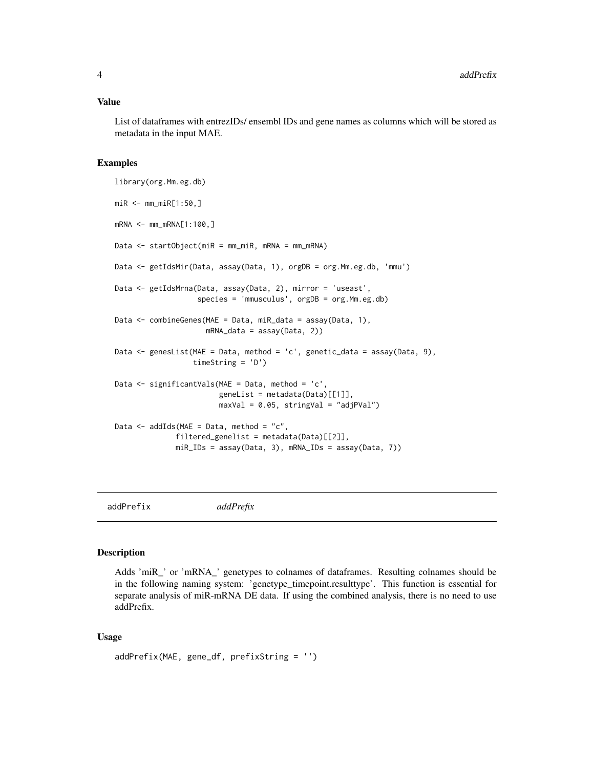### Value

List of dataframes with entrezIDs/ ensembl IDs and gene names as columns which will be stored as metadata in the input MAE.

### Examples

```
library(org.Mm.eg.db)

miR <- mm_miR[1:50,]

mRNA <- mm_mRNA[1:100,]

Data <- startObject(miR = mm_miR, mRNA = mm_mRNA)

Data <- getIdsMir(Data, assay(Data, 1), orgDB = org.Mm.eg.db, 'mmu')

Data <- getIdsMrna(Data, assay(Data, 2), mirror = 'useast',
                   species = 'mmusculus', orgDB = org.Mm.eg.db)

Data <- combineGenes(MAE = Data, miR_data = assay(Data, 1),
                     mRNA_data = assay(Data, 2))

Data <- genesList(MAE = Data, method = 'c', genetic_data = assay(Data, 9),
                  timeString = 'D')

Data <- significantVals(MAE = Data, method = 'c',
                        geneList = metadata(Data)[[1]],
                        maxVal = 0.05, stringVal = "adjPVal")

Data <- addIds(MAE = Data, method = "c",
               filtered_genelist = metadata(Data)[[2]],
               miR_IDs = assay(Data, 3), mRNA_IDs = assay(Data, 7))
```

---

## addPrefix *addPrefix*

### Description

Adds 'miR_' or 'mRNA_' genetypes to colnames of dataframes. Resulting colnames should be in the following naming system: 'genetype_timepoint.resulttype'. This function is essential for separate analysis of miR-mRNA DE data. If using the combined analysis, there is no need to use addPrefix.

### Usage

```
addPrefix(MAE, gene_df, prefixString = '')
```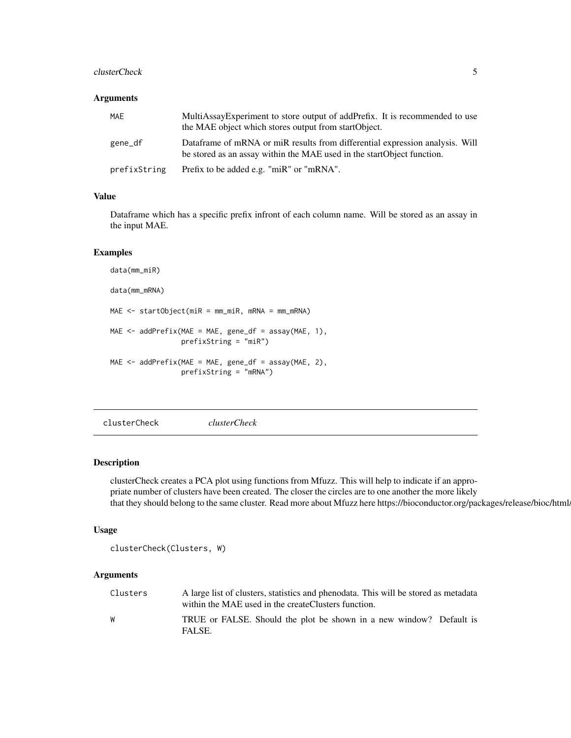### Arguments

| | |
|---|---|
| MAE | MultiAssayExperiment to store output of addPrefix. It is recommended to use the MAE object which stores output from startObject. |
| gene_df | Dataframe of mRNA or miR results from differential expression analysis. Will be stored as an assay within the MAE used in the startObject function. |
| prefixString | Prefix to be added e.g. "miR" or "mRNA". |

### Value

Dataframe which has a specific prefix infront of each column name. Will be stored as an assay in the input MAE.

### Examples

```
data(mm_miR)

data(mm_mRNA)

MAE <- startObject(miR = mm_miR, mRNA = mm_mRNA)

MAE <- addPrefix(MAE = MAE, gene_df = assay(MAE, 1),
                 prefixString = "miR")

MAE <- addPrefix(MAE = MAE, gene_df = assay(MAE, 2),
                 prefixString = "mRNA")
```

---

## clusterCheck    *clusterCheck*

---

### Description

clusterCheck creates a PCA plot using functions from Mfuzz. This will help to indicate if an appropriate number of clusters have been created. The closer the circles are to one another the more likely that they should belong to the same cluster. Read more about Mfuzz here https://bioconductor.org/packages/release/bioc/html/

### Usage

```
clusterCheck(Clusters, W)
```

### Arguments

| | |
|---|---|
| Clusters | A large list of clusters, statistics and phenodata. This will be stored as metadata within the MAE used in the createClusters function. |
| W | TRUE or FALSE. Should the plot be shown in a new window? Default is FALSE. |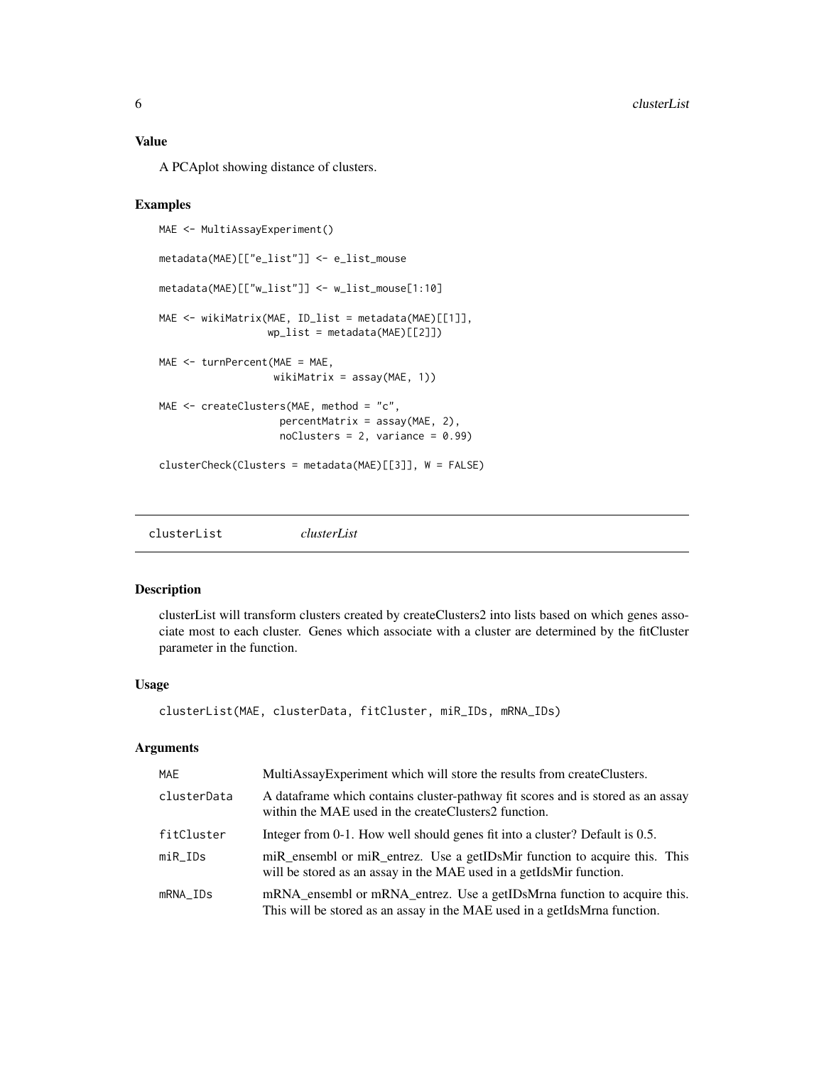### Value

A PCAplot showing distance of clusters.

### Examples

```
MAE <- MultiAssayExperiment()

metadata(MAE)[["e_list"]] <- e_list_mouse

metadata(MAE)[["w_list"]] <- w_list_mouse[1:10]

MAE <- wikiMatrix(MAE, ID_list = metadata(MAE)[[1]],
                 wp_list = metadata(MAE)[[2]])

MAE <- turnPercent(MAE = MAE,
                  wikiMatrix = assay(MAE, 1))

MAE <- createClusters(MAE, method = "c",
                     percentMatrix = assay(MAE, 2),
                     noClusters = 2, variance = 0.99)

clusterCheck(Clusters = metadata(MAE)[[3]], W = FALSE)
```

---

## clusterList — *clusterList*

---

### Description

clusterList will transform clusters created by createClusters2 into lists based on which genes associate most to each cluster. Genes which associate with a cluster are determined by the fitCluster parameter in the function.

### Usage

```
clusterList(MAE, clusterData, fitCluster, miR_IDs, mRNA_IDs)
```

### Arguments

| | |
|---|---|
| MAE | MultiAssayExperiment which will store the results from createClusters. |
| clusterData | A dataframe which contains cluster-pathway fit scores and is stored as an assay within the MAE used in the createClusters2 function. |
| fitCluster | Integer from 0-1. How well should genes fit into a cluster? Default is 0.5. |
| miR_IDs | miR_ensembl or miR_entrez. Use a getIDsMir function to acquire this. This will be stored as an assay in the MAE used in a getIdsMir function. |
| mRNA_IDs | mRNA_ensembl or mRNA_entrez. Use a getIDsMrna function to acquire this. This will be stored as an assay in the MAE used in a getIdsMrna function. |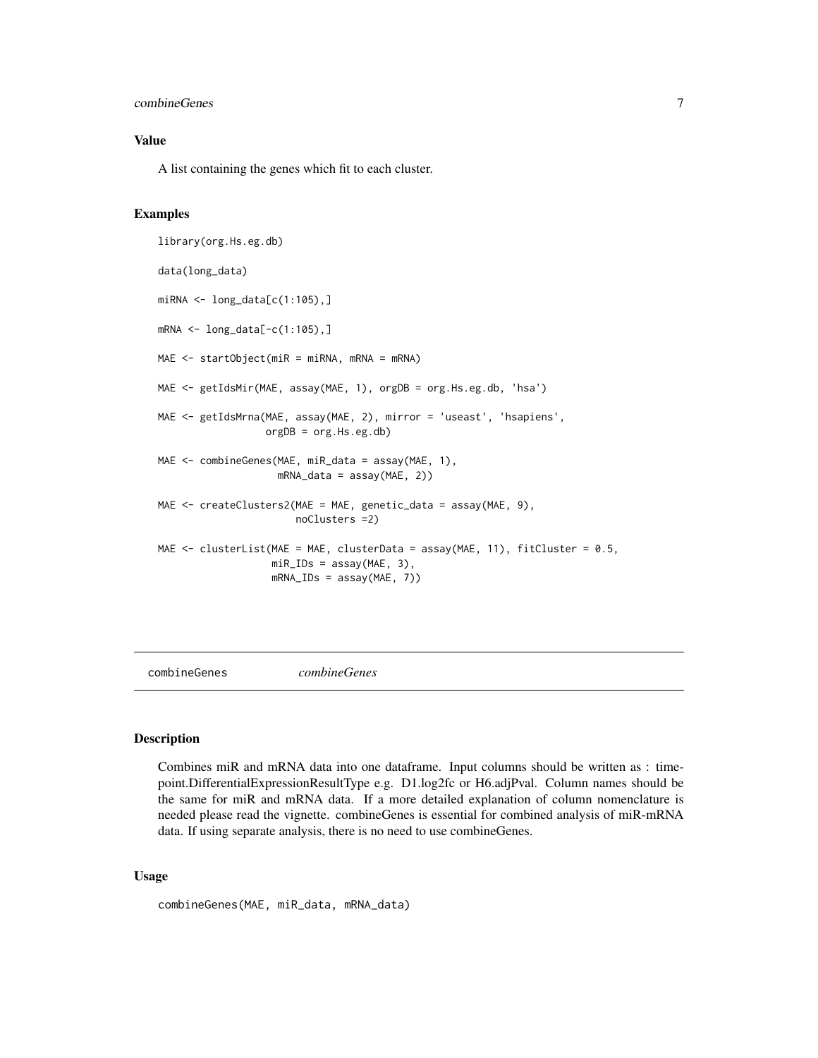### Value

A list containing the genes which fit to each cluster.

### Examples

```
library(org.Hs.eg.db)

data(long_data)

miRNA <- long_data[c(1:105),]

mRNA <- long_data[-c(1:105),]

MAE <- startObject(miR = miRNA, mRNA = mRNA)

MAE <- getIdsMir(MAE, assay(MAE, 1), orgDB = org.Hs.eg.db, 'hsa')

MAE <- getIdsMrna(MAE, assay(MAE, 2), mirror = 'useast', 'hsapiens',
                  orgDB = org.Hs.eg.db)

MAE <- combineGenes(MAE, miR_data = assay(MAE, 1),
                    mRNA_data = assay(MAE, 2))

MAE <- createClusters2(MAE = MAE, genetic_data = assay(MAE, 9),
                       noClusters =2)

MAE <- clusterList(MAE = MAE, clusterData = assay(MAE, 11), fitCluster = 0.5,
                   miR_IDs = assay(MAE, 3),
                   mRNA_IDs = assay(MAE, 7))
```

---

## combineGenes *combineGenes*

---

### Description

Combines miR and mRNA data into one dataframe. Input columns should be written as : timepoint.DifferentialExpressionResultType e.g. D1.log2fc or H6.adjPval. Column names should be the same for miR and mRNA data. If a more detailed explanation of column nomenclature is needed please read the vignette. combineGenes is essential for combined analysis of miR-mRNA data. If using separate analysis, there is no need to use combineGenes.

### Usage

```
combineGenes(MAE, miR_data, mRNA_data)
```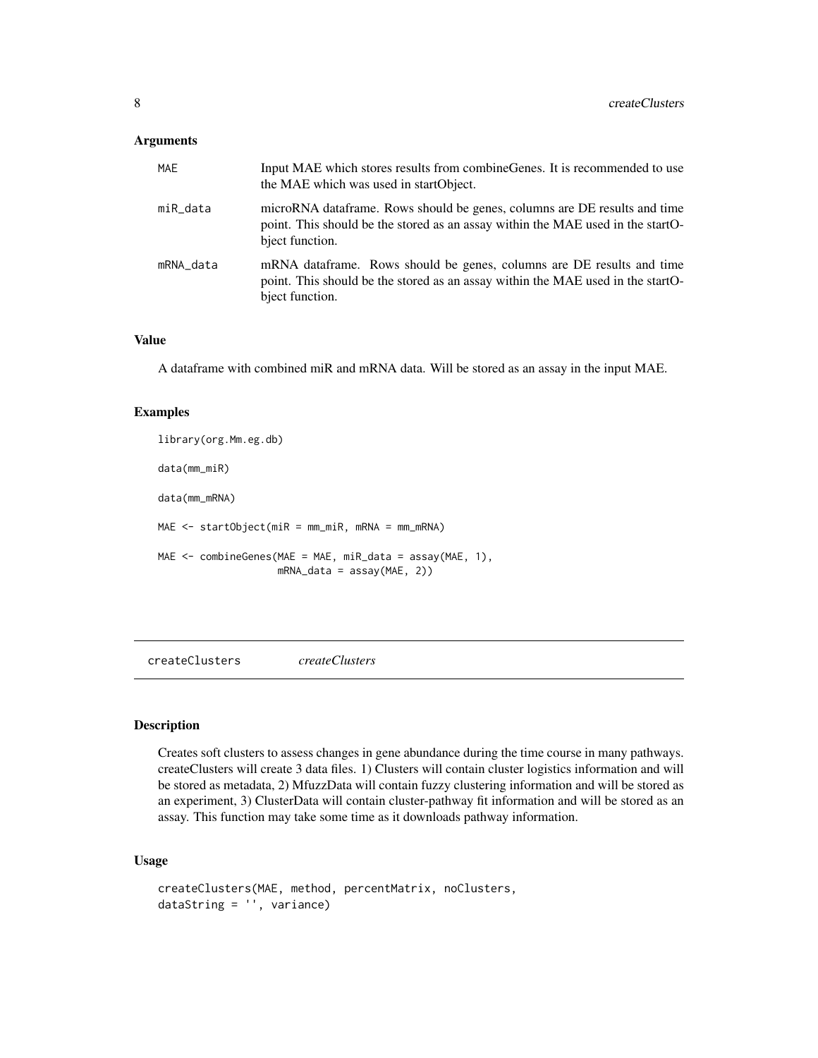### Arguments

| | |
|---|---|
| MAE | Input MAE which stores results from combineGenes. It is recommended to use the MAE which was used in startObject. |
| miR_data | microRNA dataframe. Rows should be genes, columns are DE results and time point. This should be the stored as an assay within the MAE used in the startObject function. |
| mRNA_data | mRNA dataframe. Rows should be genes, columns are DE results and time point. This should be the stored as an assay within the MAE used in the startObject function. |

### Value

A dataframe with combined miR and mRNA data. Will be stored as an assay in the input MAE.

### Examples

```
library(org.Mm.eg.db)

data(mm_miR)

data(mm_mRNA)

MAE <- startObject(miR = mm_miR, mRNA = mm_mRNA)

MAE <- combineGenes(MAE = MAE, miR_data = assay(MAE, 1),
                    mRNA_data = assay(MAE, 2))
```

---

## createClusters &nbsp;&nbsp;&nbsp; *createClusters*

---

### Description

Creates soft clusters to assess changes in gene abundance during the time course in many pathways. createClusters will create 3 data files. 1) Clusters will contain cluster logistics information and will be stored as metadata, 2) MfuzzData will contain fuzzy clustering information and will be stored as an experiment, 3) ClusterData will contain cluster-pathway fit information and will be stored as an assay. This function may take some time as it downloads pathway information.

### Usage

```
createClusters(MAE, method, percentMatrix, noClusters,
dataString = '', variance)
```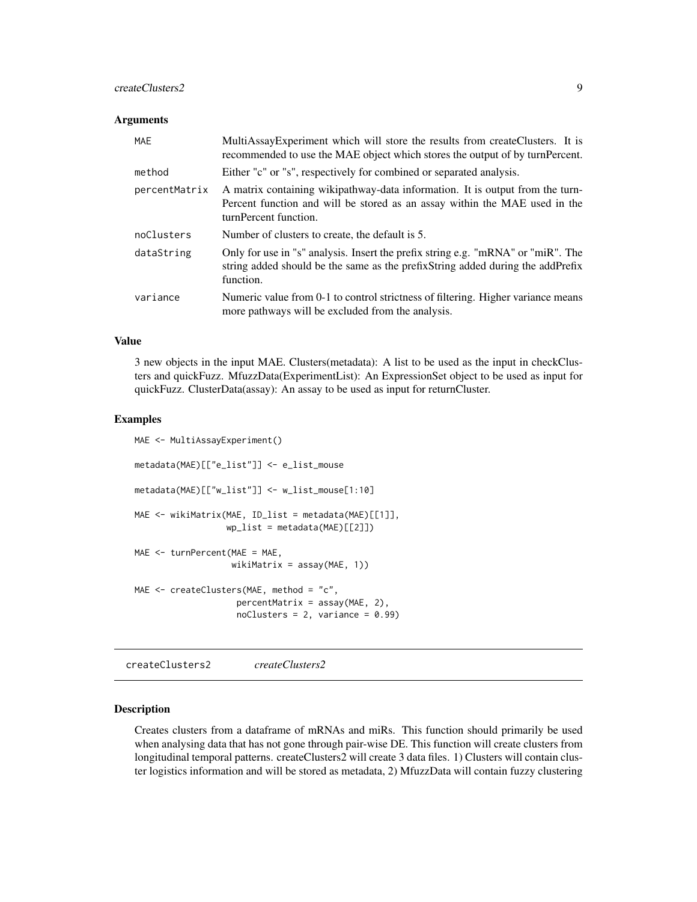### Arguments

| | |
|---|---|
| MAE | MultiAssayExperiment which will store the results from createClusters. It is recommended to use the MAE object which stores the output of by turnPercent. |
| method | Either "c" or "s", respectively for combined or separated analysis. |
| percentMatrix | A matrix containing wikipathway-data information. It is output from the turnPercent function and will be stored as an assay within the MAE used in the turnPercent function. |
| noClusters | Number of clusters to create, the default is 5. |
| dataString | Only for use in "s" analysis. Insert the prefix string e.g. "mRNA" or "miR". The string added should be the same as the prefixString added during the addPrefix function. |
| variance | Numeric value from 0-1 to control strictness of filtering. Higher variance means more pathways will be excluded from the analysis. |

### Value

3 new objects in the input MAE. Clusters(metadata): A list to be used as the input in checkClusters and quickFuzz. MfuzzData(ExperimentList): An ExpressionSet object to be used as input for quickFuzz. ClusterData(assay): An assay to be used as input for returnCluster.

### Examples

```
MAE <- MultiAssayExperiment()

metadata(MAE)[["e_list"]] <- e_list_mouse

metadata(MAE)[["w_list"]] <- w_list_mouse[1:10]

MAE <- wikiMatrix(MAE, ID_list = metadata(MAE)[[1]],
                  wp_list = metadata(MAE)[[2]])

MAE <- turnPercent(MAE = MAE,
                   wikiMatrix = assay(MAE, 1))

MAE <- createClusters(MAE, method = "c",
                      percentMatrix = assay(MAE, 2),
                      noClusters = 2, variance = 0.99)
```

## createClusters2 *createClusters2*

### Description

Creates clusters from a dataframe of mRNAs and miRs. This function should primarily be used when analysing data that has not gone through pair-wise DE. This function will create clusters from longitudinal temporal patterns. createClusters2 will create 3 data files. 1) Clusters will contain cluster logistics information and will be stored as metadata, 2) MfuzzData will contain fuzzy clustering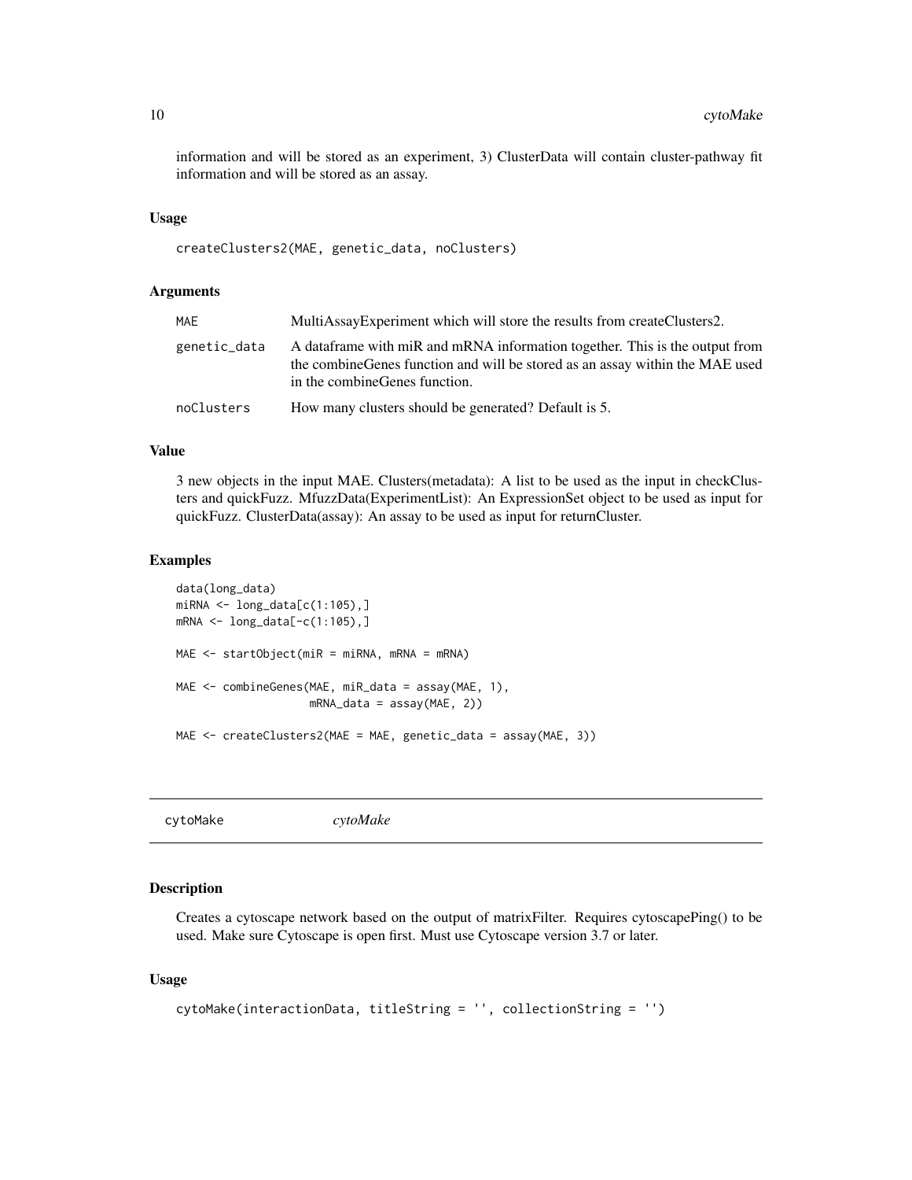information and will be stored as an experiment, 3) ClusterData will contain cluster-pathway fit information and will be stored as an assay.

### Usage

```
createClusters2(MAE, genetic_data, noClusters)
```

### Arguments

| | |
|---|---|
| MAE | MultiAssayExperiment which will store the results from createClusters2. |
| genetic_data | A dataframe with miR and mRNA information together. This is the output from the combineGenes function and will be stored as an assay within the MAE used in the combineGenes function. |
| noClusters | How many clusters should be generated? Default is 5. |

### Value

3 new objects in the input MAE. Clusters(metadata): A list to be used as the input in checkClusters and quickFuzz. MfuzzData(ExperimentList): An ExpressionSet object to be used as input for quickFuzz. ClusterData(assay): An assay to be used as input for returnCluster.

### Examples

```
data(long_data)
miRNA <- long_data[c(1:105),]
mRNA <- long_data[-c(1:105),]

MAE <- startObject(miR = miRNA, mRNA = mRNA)

MAE <- combineGenes(MAE, miR_data = assay(MAE, 1),
                    mRNA_data = assay(MAE, 2))

MAE <- createClusters2(MAE = MAE, genetic_data = assay(MAE, 3))
```

## cytoMake *cytoMake*

### Description

Creates a cytoscape network based on the output of matrixFilter. Requires cytoscapePing() to be used. Make sure Cytoscape is open first. Must use Cytoscape version 3.7 or later.

### Usage

```
cytoMake(interactionData, titleString = '', collectionString = '')
```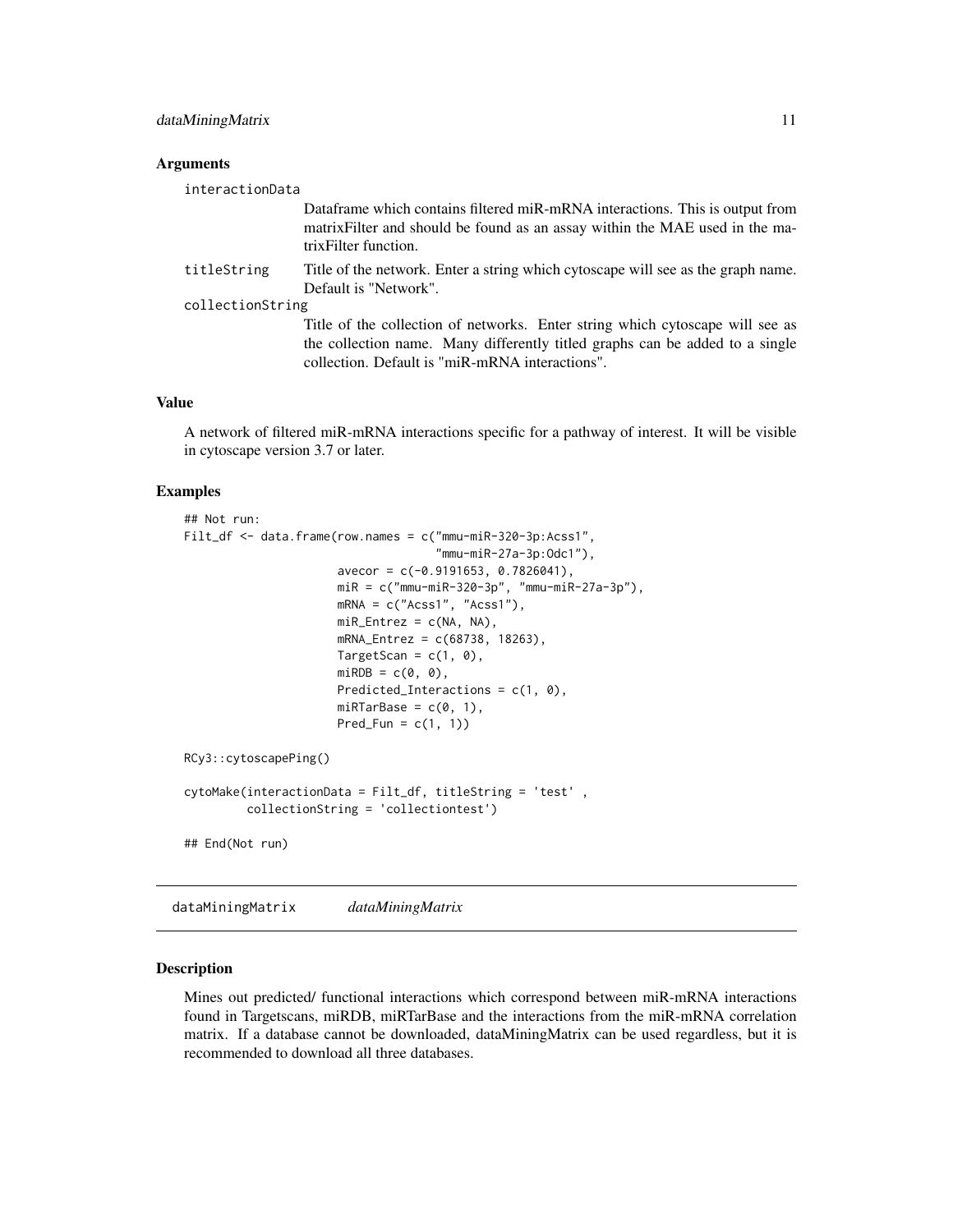### Arguments

- **interactionData**: Dataframe which contains filtered miR-mRNA interactions. This is output from matrixFilter and should be found as an assay within the MAE used in the matrixFilter function.
- **titleString**: Title of the network. Enter a string which cytoscape will see as the graph name. Default is "Network".
- **collectionString**: Title of the collection of networks. Enter string which cytoscape will see as the collection name. Many differently titled graphs can be added to a single collection. Default is "miR-mRNA interactions".

### Value

A network of filtered miR-mRNA interactions specific for a pathway of interest. It will be visible in cytoscape version 3.7 or later.

### Examples

```
## Not run:
Filt_df <- data.frame(row.names = c("mmu-miR-320-3p:Acss1",
                                   "mmu-miR-27a-3p:Odc1"),
                      avecor = c(-0.9191653, 0.7826041),
                      miR = c("mmu-miR-320-3p", "mmu-miR-27a-3p"),
                      mRNA = c("Acss1", "Acss1"),
                      miR_Entrez = c(NA, NA),
                      mRNA_Entrez = c(68738, 18263),
                      TargetScan = c(1, 0),
                      miRDB = c(0, 0),
                      Predicted_Interactions = c(1, 0),
                      miRTarBase = c(0, 1),
                      Pred_Fun = c(1, 1))

RCy3::cytoscapePing()

cytoMake(interactionData = Filt_df, titleString = 'test' ,
         collectionString = 'collectiontest')

## End(Not run)
```

---

## dataMiningMatrix *dataMiningMatrix*

### Description

Mines out predicted/ functional interactions which correspond between miR-mRNA interactions found in Targetscans, miRDB, miRTarBase and the interactions from the miR-mRNA correlation matrix. If a database cannot be downloaded, dataMiningMatrix can be used regardless, but it is recommended to download all three databases.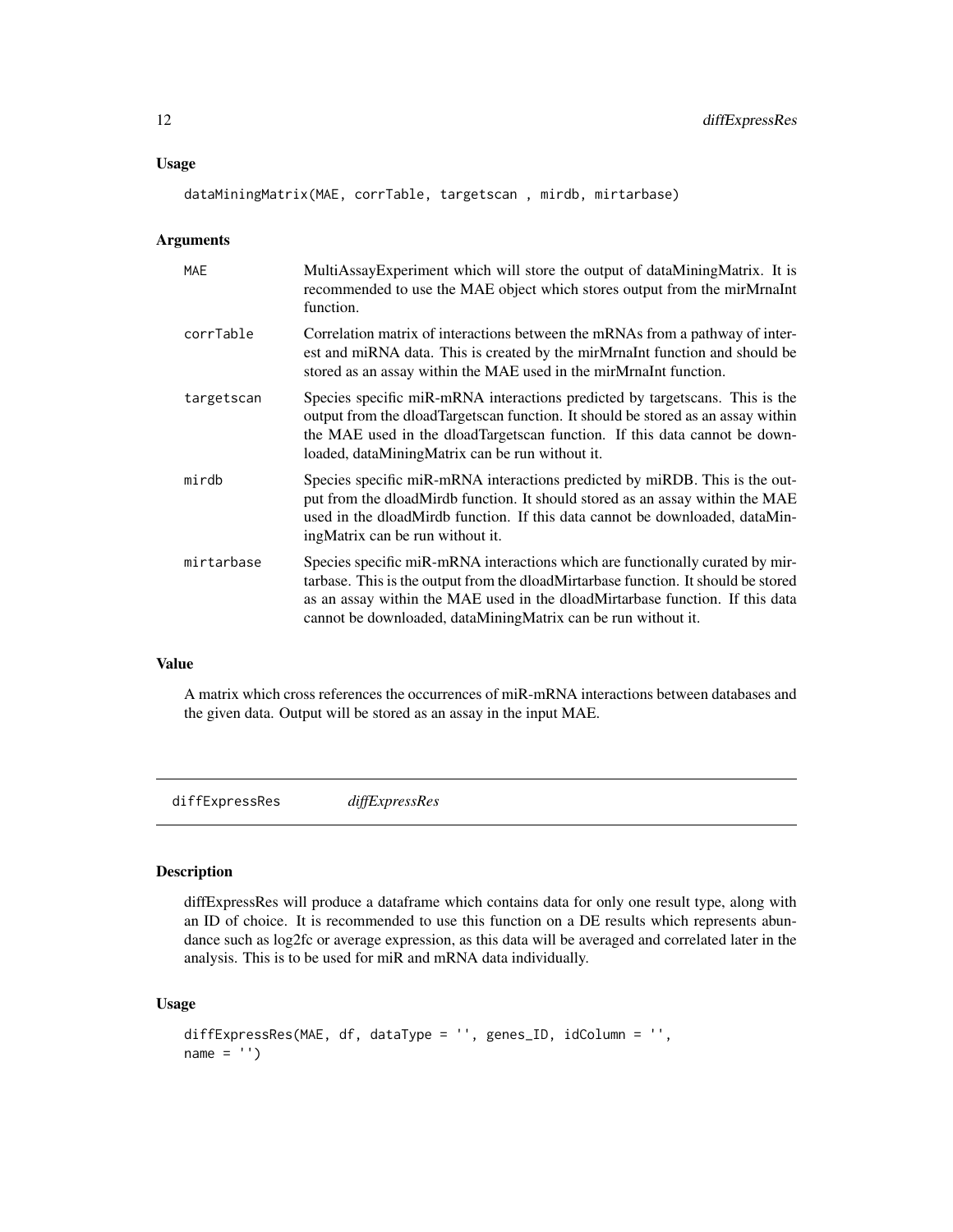### Usage

```
dataMiningMatrix(MAE, corrTable, targetscan , mirdb, mirtarbase)
```

### Arguments

| | |
|---|---|
| MAE | MultiAssayExperiment which will store the output of dataMiningMatrix. It is recommended to use the MAE object which stores output from the mirMrnaInt function. |
| corrTable | Correlation matrix of interactions between the mRNAs from a pathway of interest and miRNA data. This is created by the mirMrnaInt function and should be stored as an assay within the MAE used in the mirMrnaInt function. |
| targetscan | Species specific miR-mRNA interactions predicted by targetscans. This is the output from the dloadTargetscan function. It should be stored as an assay within the MAE used in the dloadTargetscan function. If this data cannot be downloaded, dataMiningMatrix can be run without it. |
| mirdb | Species specific miR-mRNA interactions predicted by miRDB. This is the output from the dloadMirdb function. It should stored as an assay within the MAE used in the dloadMirdb function. If this data cannot be downloaded, dataMiningMatrix can be run without it. |
| mirtarbase | Species specific miR-mRNA interactions which are functionally curated by mirtarbase. This is the output from the dloadMirtarbase function. It should be stored as an assay within the MAE used in the dloadMirtarbase function. If this data cannot be downloaded, dataMiningMatrix can be run without it. |

### Value

A matrix which cross references the occurrences of miR-mRNA interactions between databases and the given data. Output will be stored as an assay in the input MAE.

## diffExpressRes *diffExpressRes*

### Description

diffExpressRes will produce a dataframe which contains data for only one result type, along with an ID of choice. It is recommended to use this function on a DE results which represents abundance such as log2fc or average expression, as this data will be averaged and correlated later in the analysis. This is to be used for miR and mRNA data individually.

### Usage

```
diffExpressRes(MAE, df, dataType = '', genes_ID, idColumn = '',
name = '')
```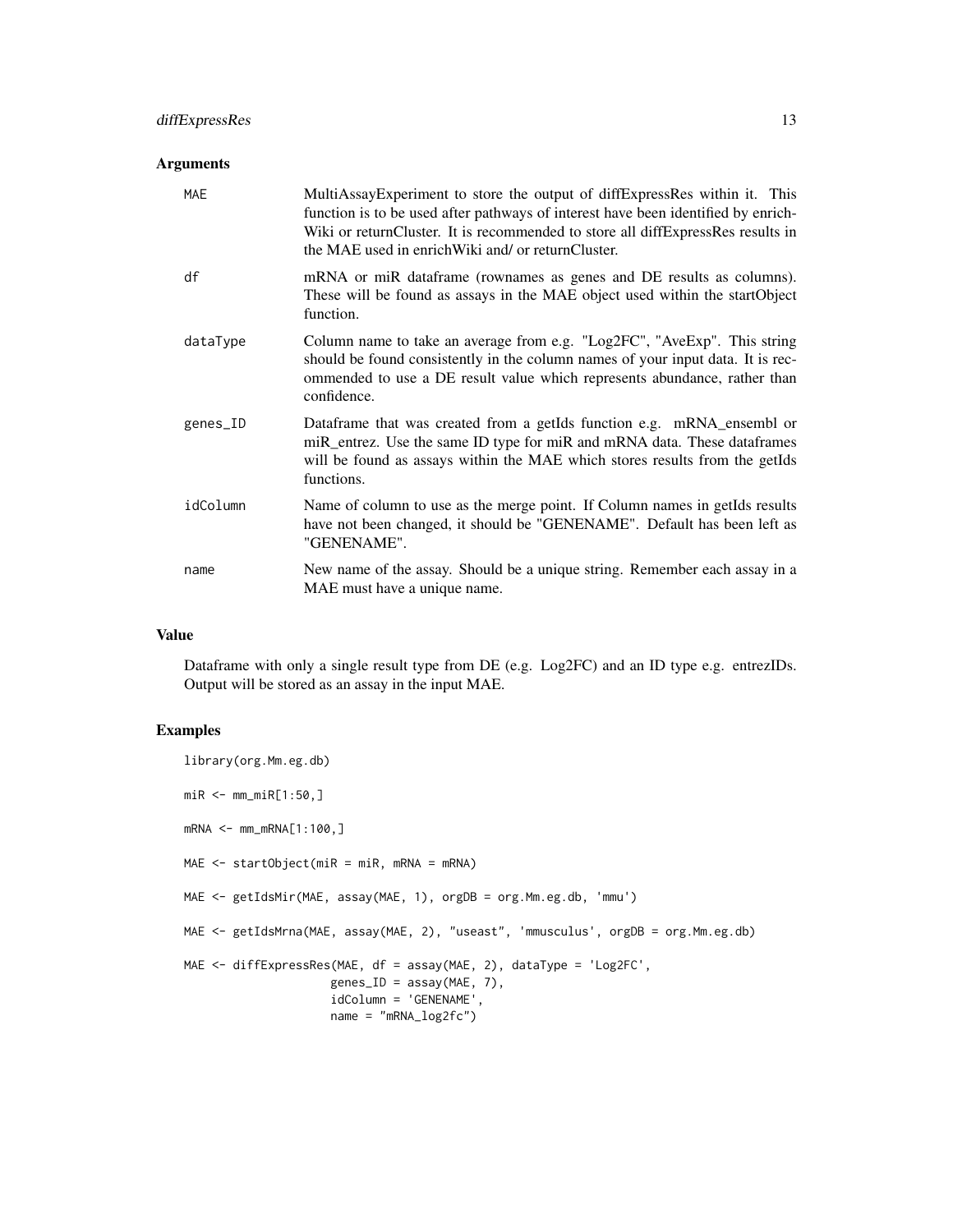### Arguments

| | |
|---|---|
| MAE | MultiAssayExperiment to store the output of diffExpressRes within it. This function is to be used after pathways of interest have been identified by enrichWiki or returnCluster. It is recommended to store all diffExpressRes results in the MAE used in enrichWiki and/ or returnCluster. |
| df | mRNA or miR dataframe (rownames as genes and DE results as columns). These will be found as assays in the MAE object used within the startObject function. |
| dataType | Column name to take an average from e.g. "Log2FC", "AveExp". This string should be found consistently in the column names of your input data. It is recommended to use a DE result value which represents abundance, rather than confidence. |
| genes_ID | Dataframe that was created from a getIds function e.g. mRNA_ensembl or miR_entrez. Use the same ID type for miR and mRNA data. These dataframes will be found as assays within the MAE which stores results from the getIds functions. |
| idColumn | Name of column to use as the merge point. If Column names in getIds results have not been changed, it should be "GENENAME". Default has been left as "GENENAME". |
| name | New name of the assay. Should be a unique string. Remember each assay in a MAE must have a unique name. |

### Value

Dataframe with only a single result type from DE (e.g. Log2FC) and an ID type e.g. entrezIDs. Output will be stored as an assay in the input MAE.

### Examples

```
library(org.Mm.eg.db)

miR <- mm_miR[1:50,]

mRNA <- mm_mRNA[1:100,]

MAE <- startObject(miR = miR, mRNA = mRNA)

MAE <- getIdsMir(MAE, assay(MAE, 1), orgDB = org.Mm.eg.db, 'mmu')

MAE <- getIdsMrna(MAE, assay(MAE, 2), "useast", 'mmusculus', orgDB = org.Mm.eg.db)

MAE <- diffExpressRes(MAE, df = assay(MAE, 2), dataType = 'Log2FC',
                      genes_ID = assay(MAE, 7),
                      idColumn = 'GENENAME',
                      name = "mRNA_log2fc")
```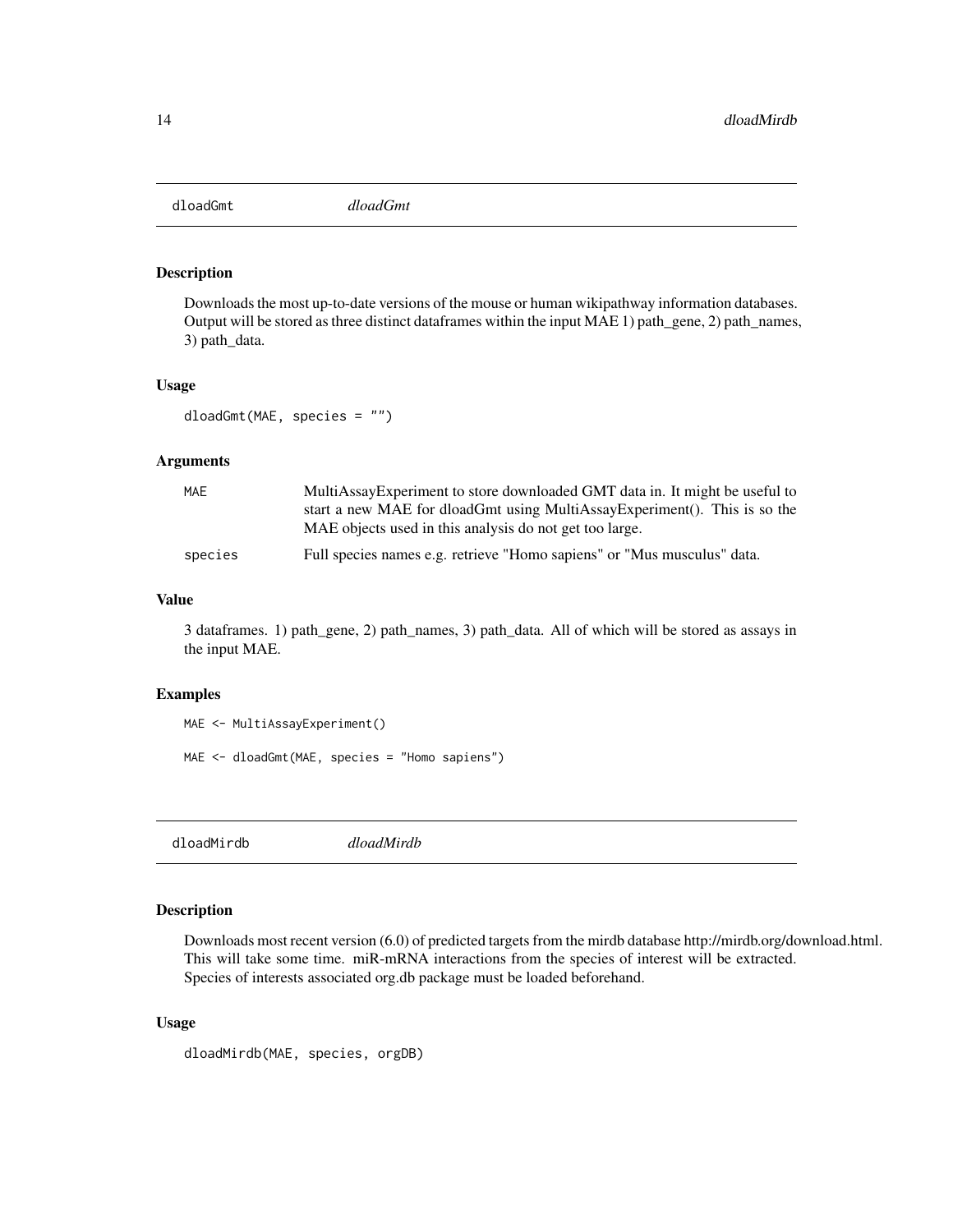## dloadGmt *dloadGmt*

### Description

Downloads the most up-to-date versions of the mouse or human wikipathway information databases. Output will be stored as three distinct dataframes within the input MAE 1) path_gene, 2) path_names, 3) path_data.

### Usage

```
dloadGmt(MAE, species = "")
```

### Arguments

| | |
|---|---|
| MAE | MultiAssayExperiment to store downloaded GMT data in. It might be useful to start a new MAE for dloadGmt using MultiAssayExperiment(). This is so the MAE objects used in this analysis do not get too large. |
| species | Full species names e.g. retrieve "Homo sapiens" or "Mus musculus" data. |

### Value

3 dataframes. 1) path_gene, 2) path_names, 3) path_data. All of which will be stored as assays in the input MAE.

### Examples

```
MAE <- MultiAssayExperiment()

MAE <- dloadGmt(MAE, species = "Homo sapiens")
```

## dloadMirdb *dloadMirdb*

### Description

Downloads most recent version (6.0) of predicted targets from the mirdb database http://mirdb.org/download.html. This will take some time. miR-mRNA interactions from the species of interest will be extracted. Species of interests associated org.db package must be loaded beforehand.

### Usage

```
dloadMirdb(MAE, species, orgDB)
```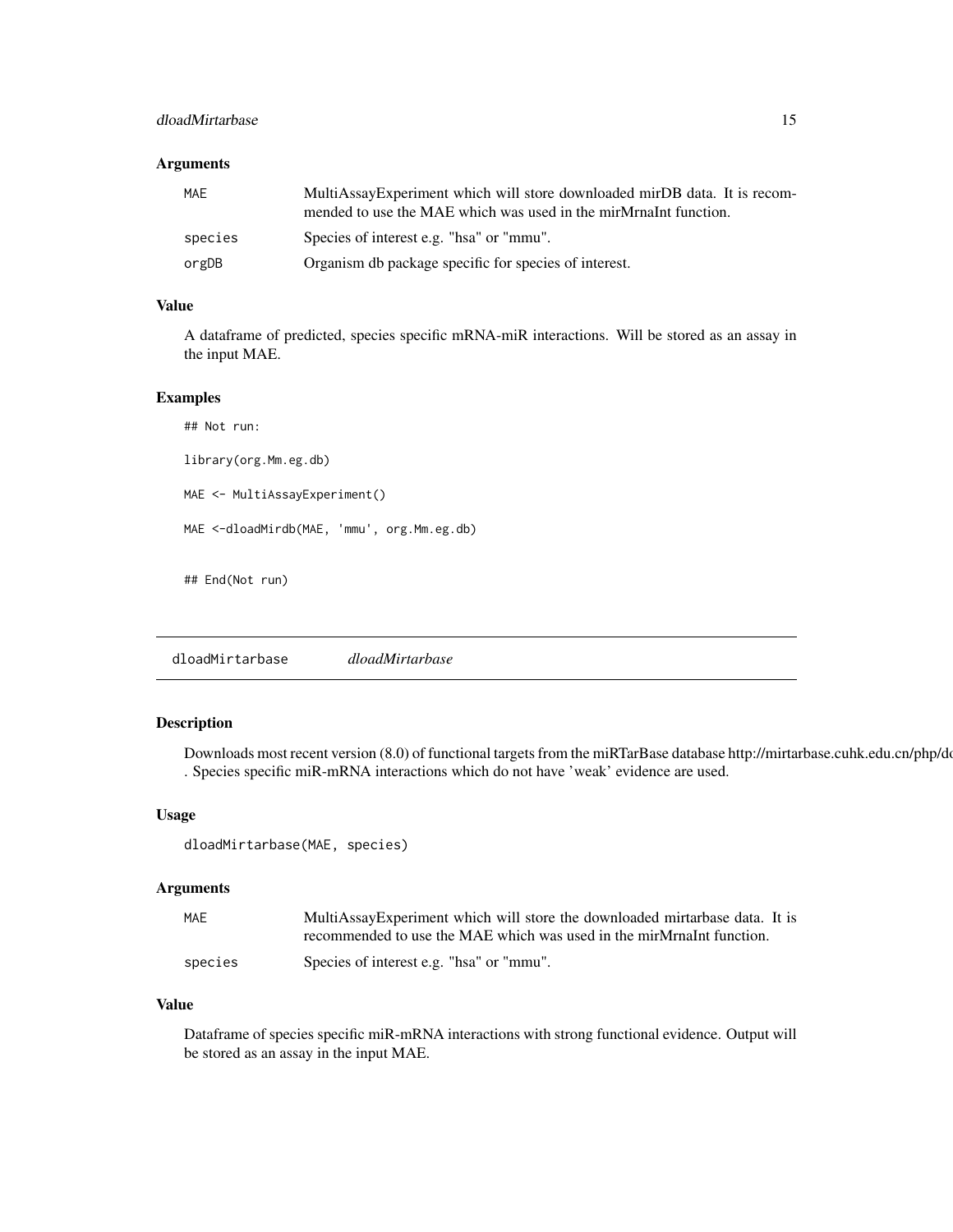### Arguments

| | |
|---|---|
| `MAE` | MultiAssayExperiment which will store downloaded mirDB data. It is recommended to use the MAE which was used in the mirMrnaInt function. |
| `species` | Species of interest e.g. "hsa" or "mmu". |
| `orgDB` | Organism db package specific for species of interest. |

### Value

A dataframe of predicted, species specific mRNA-miR interactions. Will be stored as an assay in the input MAE.

### Examples

```
## Not run:

library(org.Mm.eg.db)

MAE <- MultiAssayExperiment()

MAE <-dloadMirdb(MAE, 'mmu', org.Mm.eg.db)


## End(Not run)
```

---

## `dloadMirtarbase` *dloadMirtarbase*

---

### Description

Downloads most recent version (8.0) of functional targets from the miRTarBase database http://mirtarbase.cuhk.edu.cn/php/do . Species specific miR-mRNA interactions which do not have 'weak' evidence are used.

### Usage

```
dloadMirtarbase(MAE, species)
```

### Arguments

| | |
|---|---|
| `MAE` | MultiAssayExperiment which will store the downloaded mirtarbase data. It is recommended to use the MAE which was used in the mirMrnaInt function. |
| `species` | Species of interest e.g. "hsa" or "mmu". |

### Value

Dataframe of species specific miR-mRNA interactions with strong functional evidence. Output will be stored as an assay in the input MAE.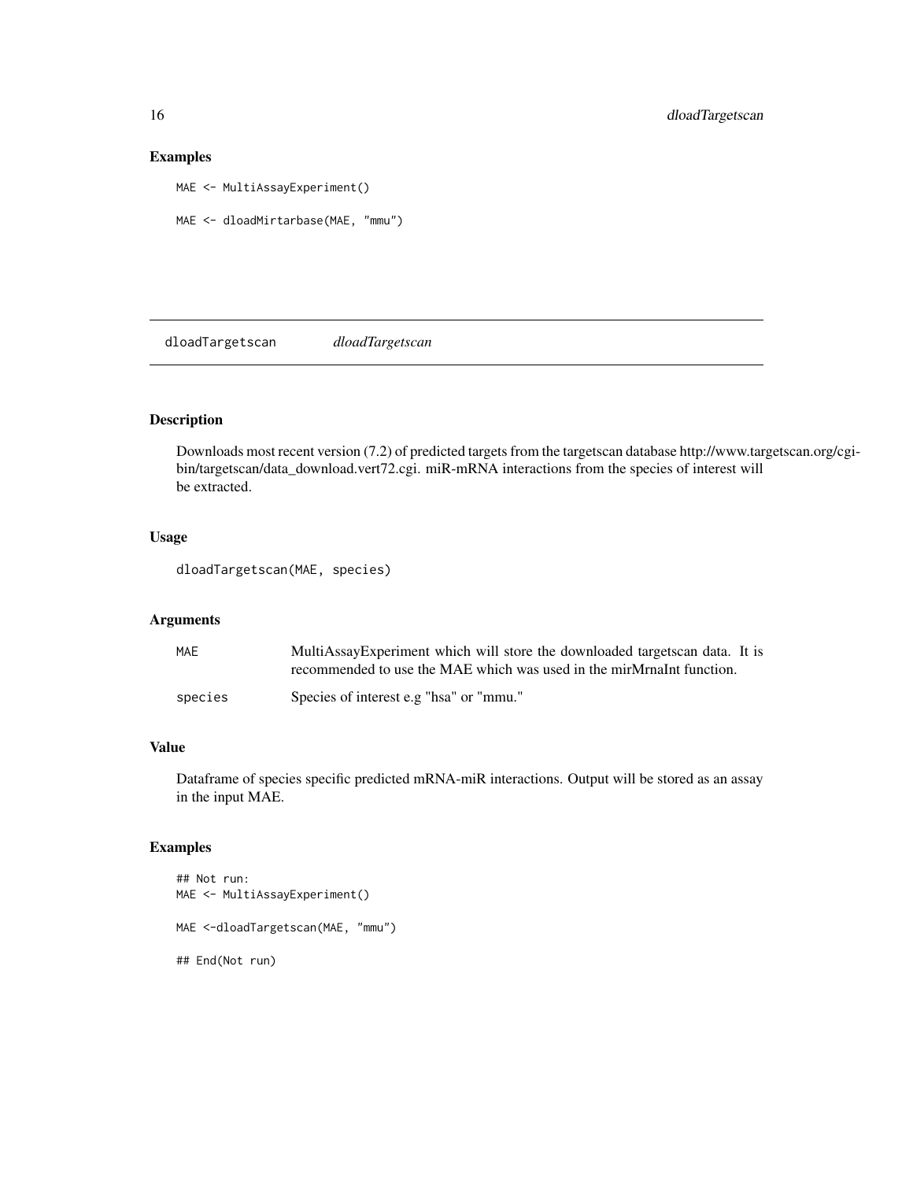### Examples

```
MAE <- MultiAssayExperiment()

MAE <- dloadMirtarbase(MAE, "mmu")
```

## dloadTargetscan *dloadTargetscan*

### Description

Downloads most recent version (7.2) of predicted targets from the targetscan database http://www.targetscan.org/cgi-bin/targetscan/data_download.vert72.cgi. miR-mRNA interactions from the species of interest will be extracted.

### Usage

```
dloadTargetscan(MAE, species)
```

### Arguments

| | |
|---|---|
| MAE | MultiAssayExperiment which will store the downloaded targetscan data. It is recommended to use the MAE which was used in the mirMrnaInt function. |
| species | Species of interest e.g "hsa" or "mmu." |

### Value

Dataframe of species specific predicted mRNA-miR interactions. Output will be stored as an assay in the input MAE.

### Examples

```
## Not run:
MAE <- MultiAssayExperiment()

MAE <-dloadTargetscan(MAE, "mmu")

## End(Not run)
```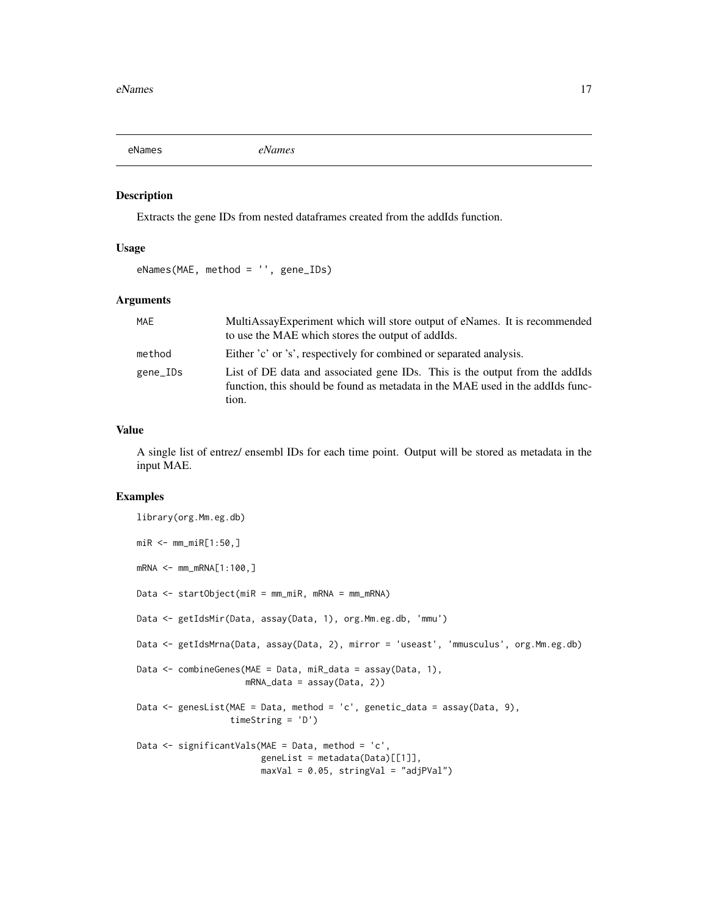# eNames *eNames*

## Description

Extracts the gene IDs from nested dataframes created from the addIds function.

## Usage

```
eNames(MAE, method = '', gene_IDs)
```

## Arguments

| | |
|---|---|
| MAE | MultiAssayExperiment which will store output of eNames. It is recommended to use the MAE which stores the output of addIds. |
| method | Either 'c' or 's', respectively for combined or separated analysis. |
| gene_IDs | List of DE data and associated gene IDs. This is the output from the addIds function, this should be found as metadata in the MAE used in the addIds function. |

## Value

A single list of entrez/ ensembl IDs for each time point. Output will be stored as metadata in the input MAE.

## Examples

```
library(org.Mm.eg.db)

miR <- mm_miR[1:50,]

mRNA <- mm_mRNA[1:100,]

Data <- startObject(miR = mm_miR, mRNA = mm_mRNA)

Data <- getIdsMir(Data, assay(Data, 1), org.Mm.eg.db, 'mmu')

Data <- getIdsMrna(Data, assay(Data, 2), mirror = 'useast', 'mmusculus', org.Mm.eg.db)

Data <- combineGenes(MAE = Data, miR_data = assay(Data, 1),
                    mRNA_data = assay(Data, 2))

Data <- genesList(MAE = Data, method = 'c', genetic_data = assay(Data, 9),
                  timeString = 'D')

Data <- significantVals(MAE = Data, method = 'c',
                        geneList = metadata(Data)[[1]],
                        maxVal = 0.05, stringVal = "adjPVal")
```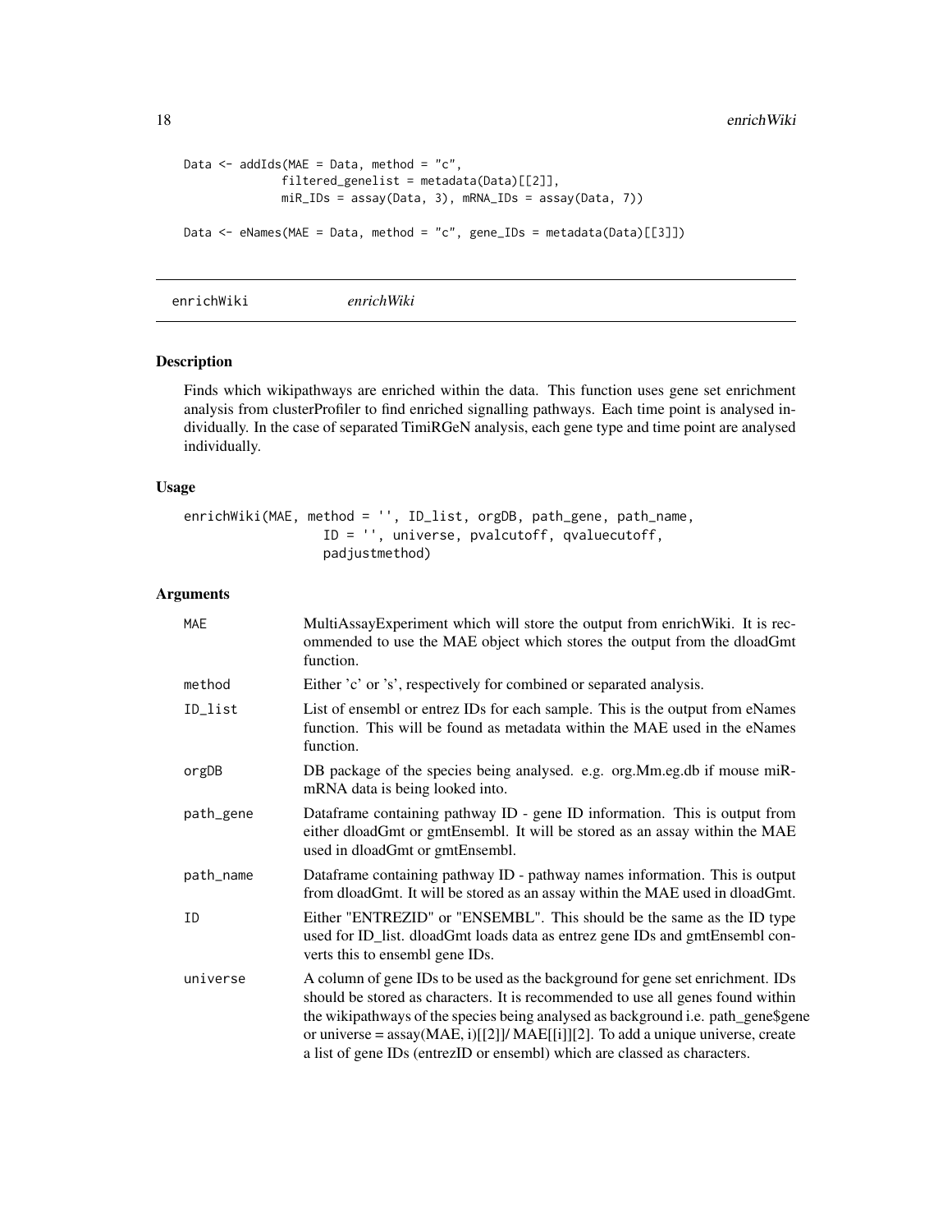```
Data <- addIds(MAE = Data, method = "c",
               filtered_genelist = metadata(Data)[[2]],
               miR_IDs = assay(Data, 3), mRNA_IDs = assay(Data, 7))

Data <- eNames(MAE = Data, method = "c", gene_IDs = metadata(Data)[[3]])
```

## enrichWiki *enrichWiki*

### Description

Finds which wikipathways are enriched within the data. This function uses gene set enrichment analysis from clusterProfiler to find enriched signalling pathways. Each time point is analysed individually. In the case of separated TimiRGeN analysis, each gene type and time point are analysed individually.

### Usage

```
enrichWiki(MAE, method = '', ID_list, orgDB, path_gene, path_name,
                   ID = '', universe, pvalcutoff, qvaluecutoff,
                   padjustmethod)
```

### Arguments

| | |
|---|---|
| MAE | MultiAssayExperiment which will store the output from enrichWiki. It is recommended to use the MAE object which stores the output from the dloadGmt function. |
| method | Either 'c' or 's', respectively for combined or separated analysis. |
| ID_list | List of ensembl or entrez IDs for each sample. This is the output from eNames function. This will be found as metadata within the MAE used in the eNames function. |
| orgDB | DB package of the species being analysed. e.g. org.Mm.eg.db if mouse miR-mRNA data is being looked into. |
| path_gene | Dataframe containing pathway ID - gene ID information. This is output from either dloadGmt or gmtEnsembl. It will be stored as an assay within the MAE used in dloadGmt or gmtEnsembl. |
| path_name | Dataframe containing pathway ID - pathway names information. This is output from dloadGmt. It will be stored as an assay within the MAE used in dloadGmt. |
| ID | Either "ENTREZID" or "ENSEMBL". This should be the same as the ID type used for ID_list. dloadGmt loads data as entrez gene IDs and gmtEnsembl converts this to ensembl gene IDs. |
| universe | A column of gene IDs to be used as the background for gene set enrichment. IDs should be stored as characters. It is recommended to use all genes found within the wikipathways of the species being analysed as background i.e. path_gene$gene or universe = assay(MAE, i)[[2]]/ MAE[[i]][2]. To add a unique universe, create a list of gene IDs (entrezID or ensembl) which are classed as characters. |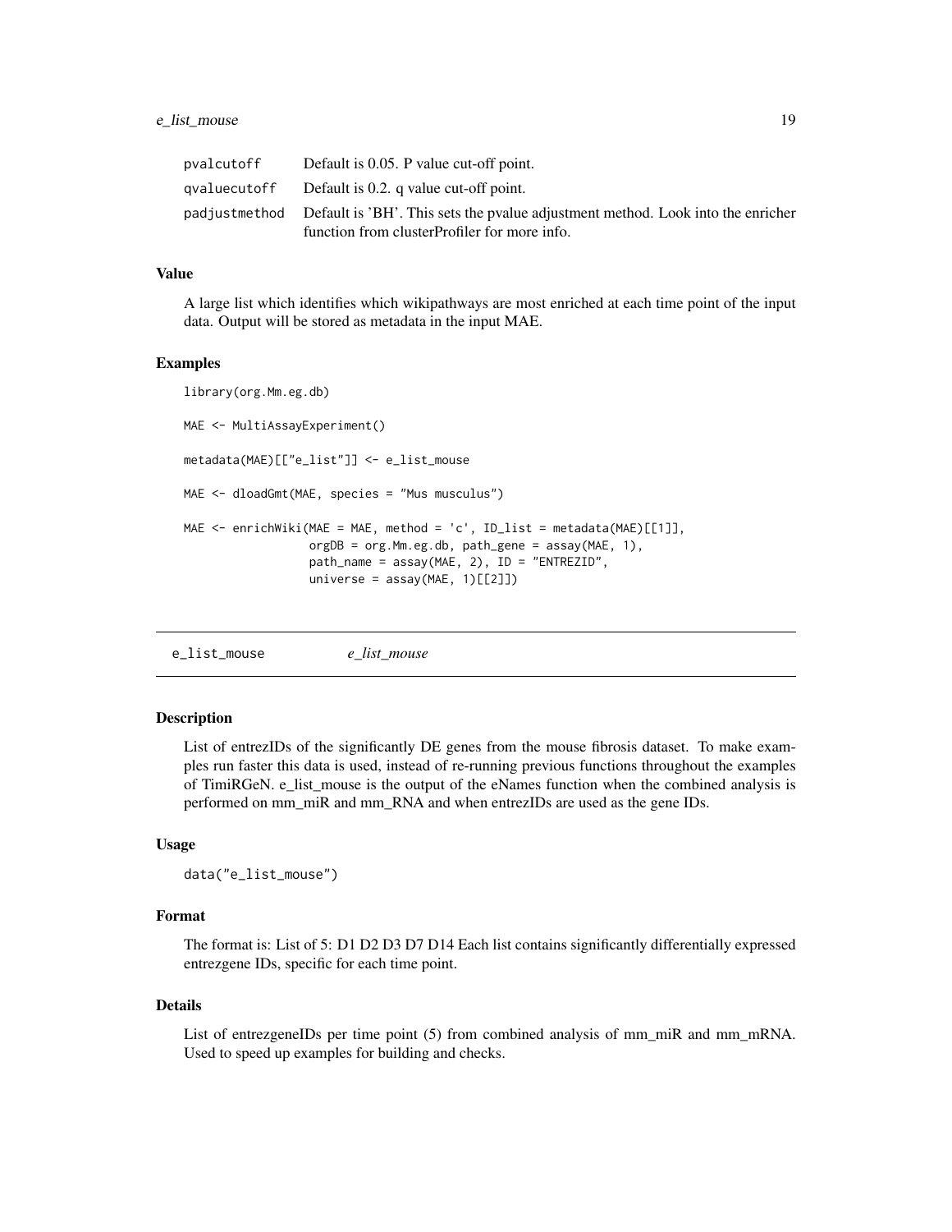| | |
|---|---|
| pvalcutoff | Default is 0.05. P value cut-off point. |
| qvaluecutoff | Default is 0.2. q value cut-off point. |
| padjustmethod | Default is 'BH'. This sets the pvalue adjustment method. Look into the enricher function from clusterProfiler for more info. |

### Value

A large list which identifies which wikipathways are most enriched at each time point of the input data. Output will be stored as metadata in the input MAE.

### Examples

```
library(org.Mm.eg.db)

MAE <- MultiAssayExperiment()

metadata(MAE)[["e_list"]] <- e_list_mouse

MAE <- dloadGmt(MAE, species = "Mus musculus")

MAE <- enrichWiki(MAE = MAE, method = 'c', ID_list = metadata(MAE)[[1]],
                  orgDB = org.Mm.eg.db, path_gene = assay(MAE, 1),
                  path_name = assay(MAE, 2), ID = "ENTREZID",
                  universe = assay(MAE, 1)[[2]])
```

---

## e_list_mouse *e_list_mouse*

### Description

List of entrezIDs of the significantly DE genes from the mouse fibrosis dataset. To make examples run faster this data is used, instead of re-running previous functions throughout the examples of TimiRGeN. e_list_mouse is the output of the eNames function when the combined analysis is performed on mm_miR and mm_RNA and when entrezIDs are used as the gene IDs.

### Usage

```
data("e_list_mouse")
```

### Format

The format is: List of 5: D1 D2 D3 D7 D14 Each list contains significantly differentially expressed entrezgene IDs, specific for each time point.

### Details

List of entrezgeneIDs per time point (5) from combined analysis of mm_miR and mm_mRNA. Used to speed up examples for building and checks.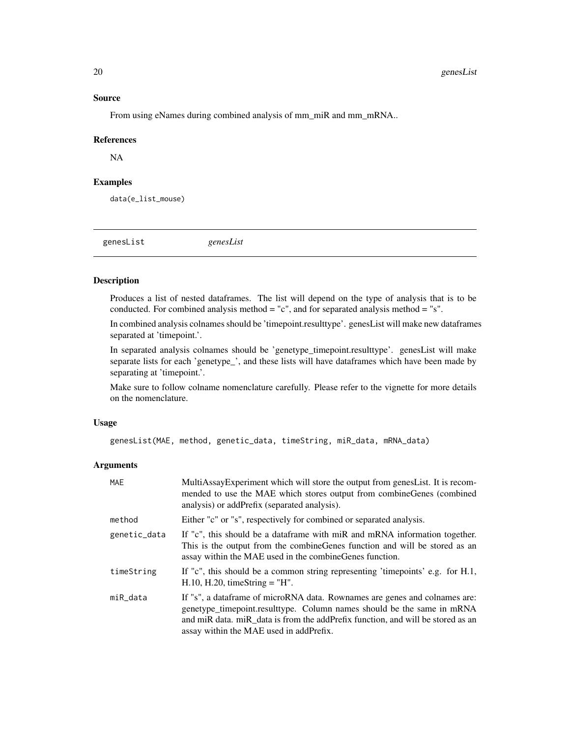### Source

From using eNames during combined analysis of mm_miR and mm_mRNA..

### References

NA

### Examples

```
data(e_list_mouse)
```

---

## genesList *genesList*

---

### Description

Produces a list of nested dataframes. The list will depend on the type of analysis that is to be conducted. For combined analysis method = "c", and for separated analysis method = "s".

In combined analysis colnames should be 'timepoint.resulttype'. genesList will make new dataframes separated at 'timepoint.'.

In separated analysis colnames should be 'genetype_timepoint.resulttype'. genesList will make separate lists for each 'genetype_', and these lists will have dataframes which have been made by separating at 'timepoint.'.

Make sure to follow colname nomenclature carefully. Please refer to the vignette for more details on the nomenclature.

### Usage

```
genesList(MAE, method, genetic_data, timeString, miR_data, mRNA_data)
```

### Arguments

| | |
|---|---|
| MAE | MultiAssayExperiment which will store the output from genesList. It is recommended to use the MAE which stores output from combineGenes (combined analysis) or addPrefix (separated analysis). |
| method | Either "c" or "s", respectively for combined or separated analysis. |
| genetic_data | If "c", this should be a dataframe with miR and mRNA information together. This is the output from the combineGenes function and will be stored as an assay within the MAE used in the combineGenes function. |
| timeString | If "c", this should be a common string representing 'timepoints' e.g. for H.1, H.10, H.20, timeString = "H". |
| miR_data | If "s", a dataframe of microRNA data. Rownames are genes and colnames are: genetype_timepoint.resulttype. Column names should be the same in mRNA and miR data. miR_data is from the addPrefix function, and will be stored as an assay within the MAE used in addPrefix. |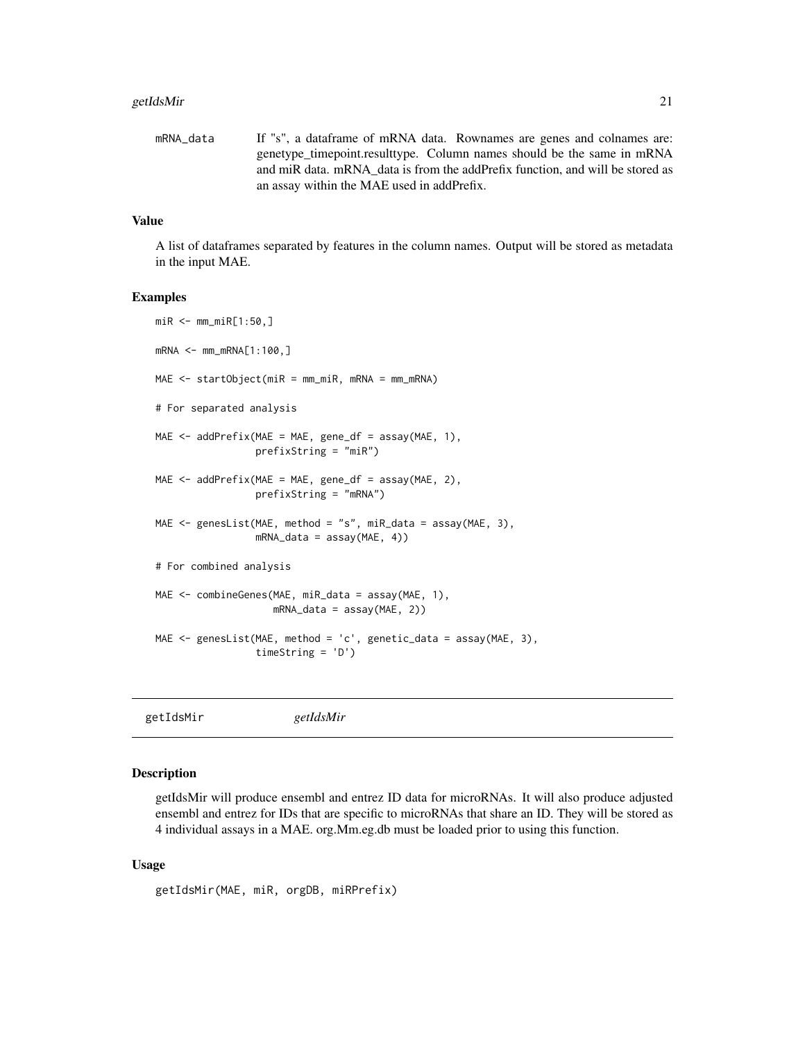mRNA_data If "s", a dataframe of mRNA data. Rownames are genes and colnames are: genetype_timepoint.resulttype. Column names should be the same in mRNA and miR data. mRNA_data is from the addPrefix function, and will be stored as an assay within the MAE used in addPrefix.

### Value

A list of dataframes separated by features in the column names. Output will be stored as metadata in the input MAE.

### Examples

```
miR <- mm_miR[1:50,]

mRNA <- mm_mRNA[1:100,]

MAE <- startObject(miR = mm_miR, mRNA = mm_mRNA)

# For separated analysis

MAE <- addPrefix(MAE = MAE, gene_df = assay(MAE, 1),
                 prefixString = "miR")

MAE <- addPrefix(MAE = MAE, gene_df = assay(MAE, 2),
                 prefixString = "mRNA")

MAE <- genesList(MAE, method = "s", miR_data = assay(MAE, 3),
                 mRNA_data = assay(MAE, 4))

# For combined analysis

MAE <- combineGenes(MAE, miR_data = assay(MAE, 1),
                    mRNA_data = assay(MAE, 2))

MAE <- genesList(MAE, method = 'c', genetic_data = assay(MAE, 3),
                 timeString = 'D')
```

## getIdsMir *getIdsMir*

### Description

getIdsMir will produce ensembl and entrez ID data for microRNAs. It will also produce adjusted ensembl and entrez for IDs that are specific to microRNAs that share an ID. They will be stored as 4 individual assays in a MAE. org.Mm.eg.db must be loaded prior to using this function.

### Usage

```
getIdsMir(MAE, miR, orgDB, miRPrefix)
```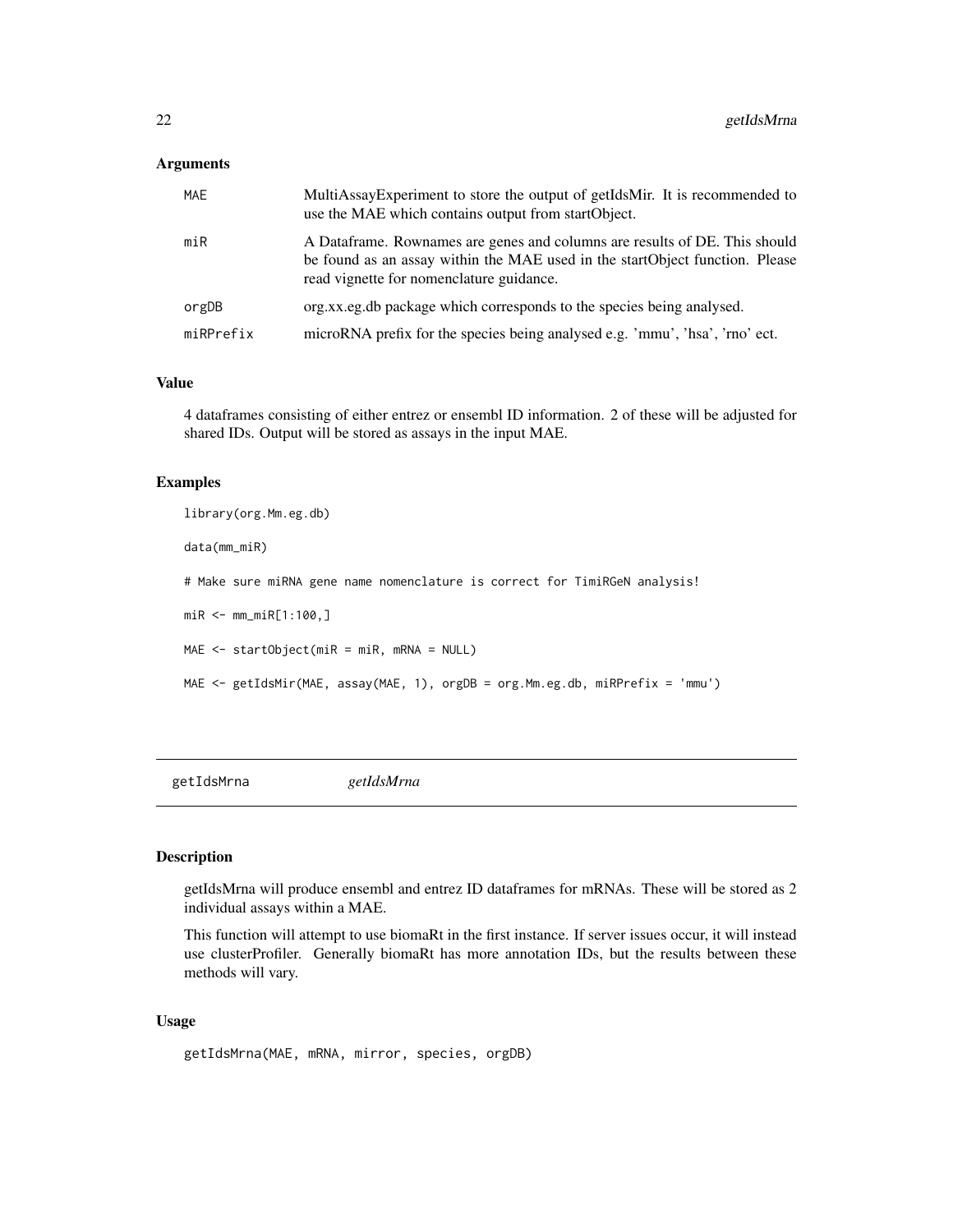### Arguments

| | |
|---|---|
| MAE | MultiAssayExperiment to store the output of getIdsMir. It is recommended to use the MAE which contains output from startObject. |
| miR | A Dataframe. Rownames are genes and columns are results of DE. This should be found as an assay within the MAE used in the startObject function. Please read vignette for nomenclature guidance. |
| orgDB | org.xx.eg.db package which corresponds to the species being analysed. |
| miRPrefix | microRNA prefix for the species being analysed e.g. 'mmu', 'hsa', 'rno' ect. |

### Value

4 dataframes consisting of either entrez or ensembl ID information. 2 of these will be adjusted for shared IDs. Output will be stored as assays in the input MAE.

### Examples

```
library(org.Mm.eg.db)

data(mm_miR)

# Make sure miRNA gene name nomenclature is correct for TimiRGeN analysis!

miR <- mm_miR[1:100,]

MAE <- startObject(miR = miR, mRNA = NULL)

MAE <- getIdsMir(MAE, assay(MAE, 1), orgDB = org.Mm.eg.db, miRPrefix = 'mmu')
```

---

## getIdsMrna *getIdsMrna*

### Description

getIdsMrna will produce ensembl and entrez ID dataframes for mRNAs. These will be stored as 2 individual assays within a MAE.

This function will attempt to use biomaRt in the first instance. If server issues occur, it will instead use clusterProfiler. Generally biomaRt has more annotation IDs, but the results between these methods will vary.

### Usage

```
getIdsMrna(MAE, mRNA, mirror, species, orgDB)
```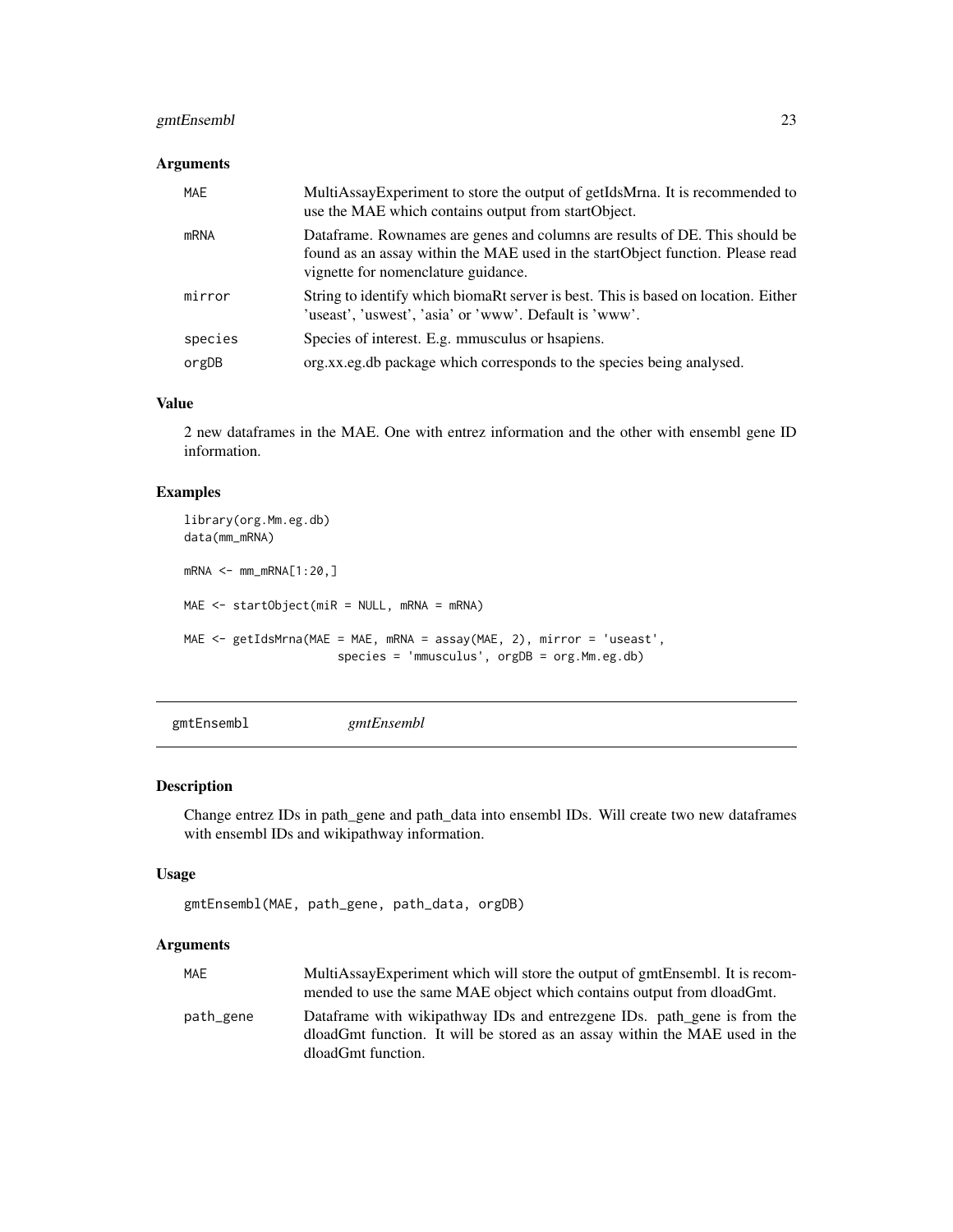## Arguments

| | |
|---|---|
| MAE | MultiAssayExperiment to store the output of getIdsMrna. It is recommended to use the MAE which contains output from startObject. |
| mRNA | Dataframe. Rownames are genes and columns are results of DE. This should be found as an assay within the MAE used in the startObject function. Please read vignette for nomenclature guidance. |
| mirror | String to identify which biomaRt server is best. This is based on location. Either 'useast', 'uswest', 'asia' or 'www'. Default is 'www'. |
| species | Species of interest. E.g. mmusculus or hsapiens. |
| orgDB | org.xx.eg.db package which corresponds to the species being analysed. |

## Value

2 new dataframes in the MAE. One with entrez information and the other with ensembl gene ID information.

## Examples

```
library(org.Mm.eg.db)
data(mm_mRNA)

mRNA <- mm_mRNA[1:20,]

MAE <- startObject(miR = NULL, mRNA = mRNA)

MAE <- getIdsMrna(MAE = MAE, mRNA = assay(MAE, 2), mirror = 'useast',
                  species = 'mmusculus', orgDB = org.Mm.eg.db)
```

---

# gmtEnsembl    *gmtEnsembl*

## Description

Change entrez IDs in path_gene and path_data into ensembl IDs. Will create two new dataframes with ensembl IDs and wikipathway information.

## Usage

```
gmtEnsembl(MAE, path_gene, path_data, orgDB)
```

## Arguments

| | |
|---|---|
| MAE | MultiAssayExperiment which will store the output of gmtEnsembl. It is recommended to use the same MAE object which contains output from dloadGmt. |
| path_gene | Dataframe with wikipathway IDs and entrezgene IDs. path_gene is from the dloadGmt function. It will be stored as an assay within the MAE used in the dloadGmt function. |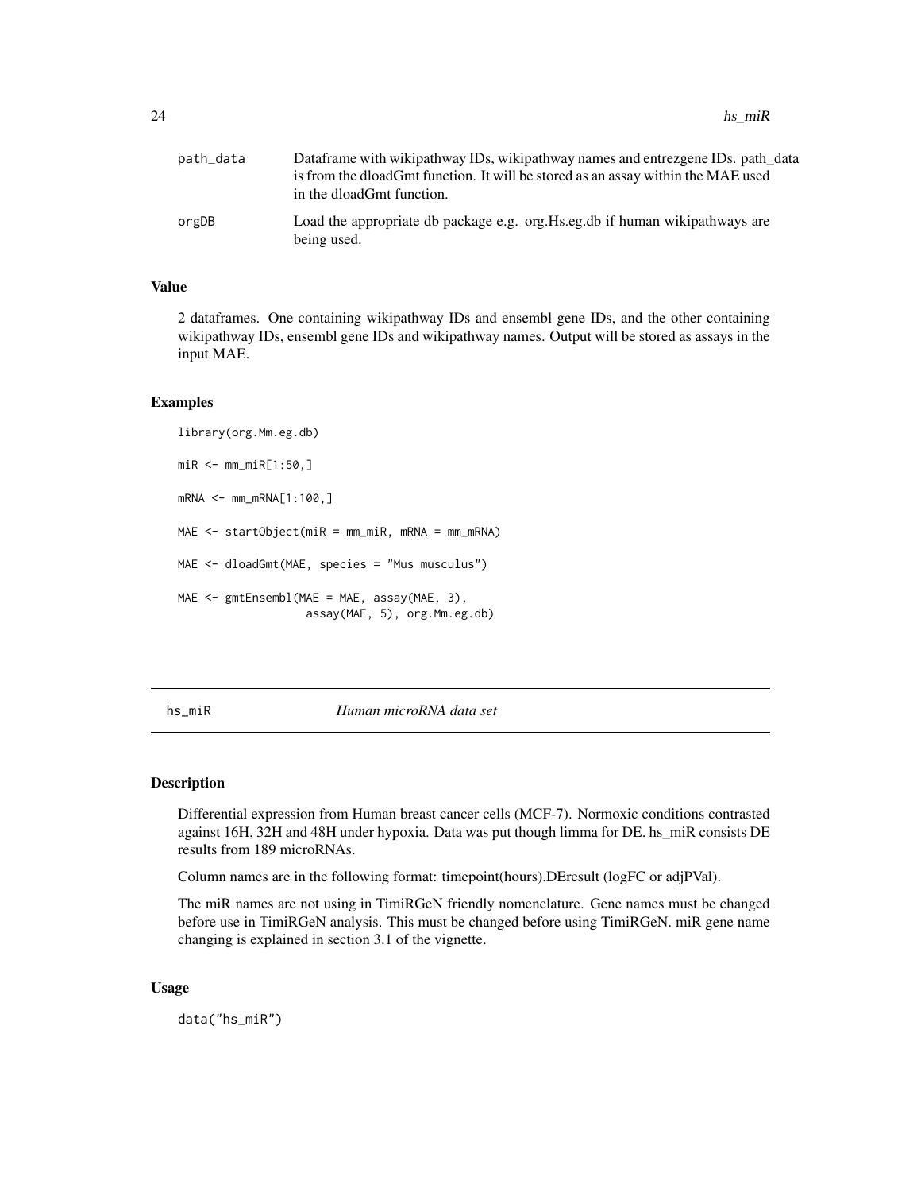| | |
|---|---|
| path_data | Dataframe with wikipathway IDs, wikipathway names and entrezgene IDs. path_data is from the dloadGmt function. It will be stored as an assay within the MAE used in the dloadGmt function. |
| orgDB | Load the appropriate db package e.g. org.Hs.eg.db if human wikipathways are being used. |

### Value

2 dataframes. One containing wikipathway IDs and ensembl gene IDs, and the other containing wikipathway IDs, ensembl gene IDs and wikipathway names. Output will be stored as assays in the input MAE.

### Examples

```
library(org.Mm.eg.db)

miR <- mm_miR[1:50,]

mRNA <- mm_mRNA[1:100,]

MAE <- startObject(miR = mm_miR, mRNA = mm_mRNA)

MAE <- dloadGmt(MAE, species = "Mus musculus")

MAE <- gmtEnsembl(MAE = MAE, assay(MAE, 3),
                  assay(MAE, 5), org.Mm.eg.db)
```

---

## hs_miR *Human microRNA data set*

---

### Description

Differential expression from Human breast cancer cells (MCF-7). Normoxic conditions contrasted against 16H, 32H and 48H under hypoxia. Data was put though limma for DE. hs_miR consists DE results from 189 microRNAs.

Column names are in the following format: timepoint(hours).DEresult (logFC or adjPVal).

The miR names are not using in TimiRGeN friendly nomenclature. Gene names must be changed before use in TimiRGeN analysis. This must be changed before using TimiRGeN. miR gene name changing is explained in section 3.1 of the vignette.

### Usage

```
data("hs_miR")
```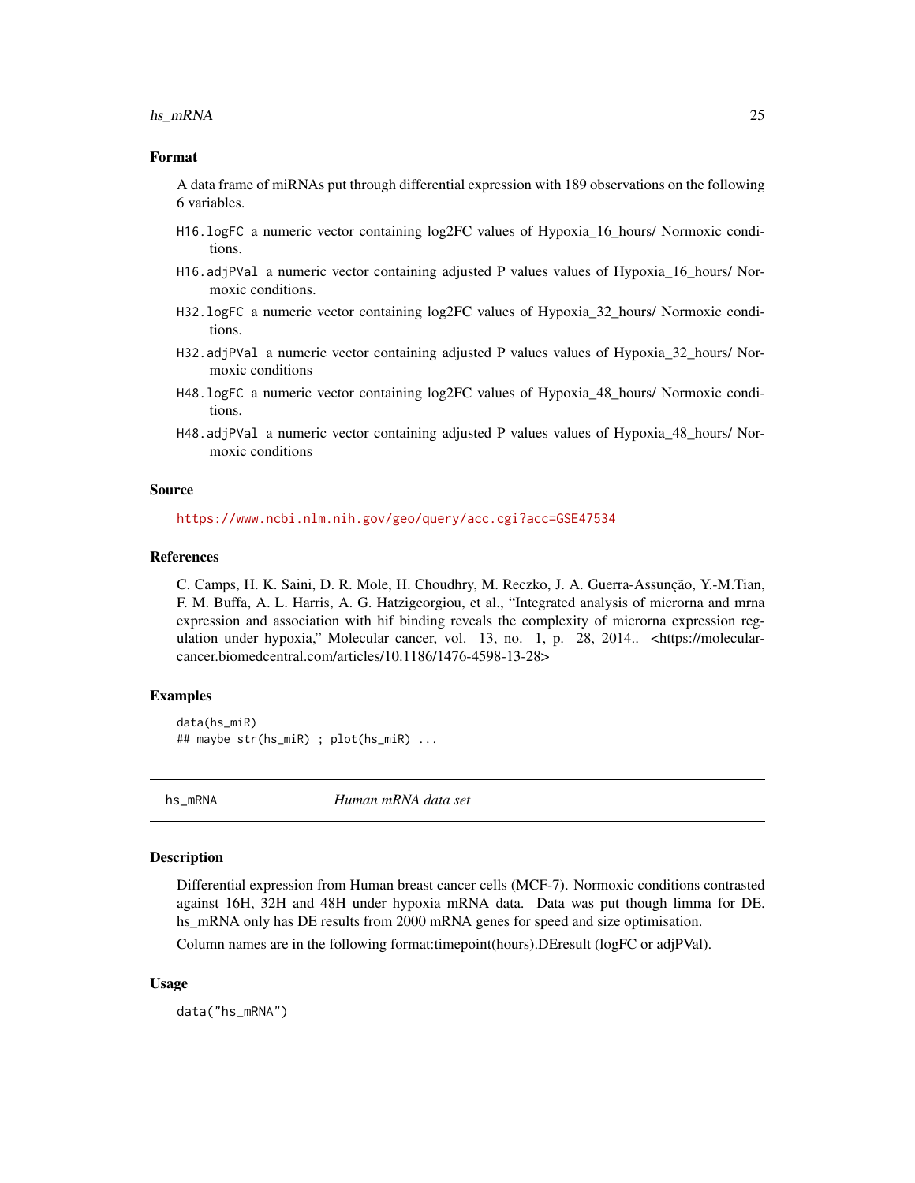### Format

A data frame of miRNAs put through differential expression with 189 observations on the following 6 variables.

- `H16.logFC` a numeric vector containing log2FC values of Hypoxia_16_hours/ Normoxic conditions.
- `H16.adjPVal` a numeric vector containing adjusted P values values of Hypoxia_16_hours/ Normoxic conditions.
- `H32.logFC` a numeric vector containing log2FC values of Hypoxia_32_hours/ Normoxic conditions.
- `H32.adjPVal` a numeric vector containing adjusted P values values of Hypoxia_32_hours/ Normoxic conditions
- `H48.logFC` a numeric vector containing log2FC values of Hypoxia_48_hours/ Normoxic conditions.
- `H48.adjPVal` a numeric vector containing adjusted P values values of Hypoxia_48_hours/ Normoxic conditions

### Source

https://www.ncbi.nlm.nih.gov/geo/query/acc.cgi?acc=GSE47534

### References

C. Camps, H. K. Saini, D. R. Mole, H. Choudhry, M. Reczko, J. A. Guerra-Assunção, Y.-M.Tian, F. M. Buffa, A. L. Harris, A. G. Hatzigeorgiou, et al., "Integrated analysis of microrna and mrna expression and association with hif binding reveals the complexity of microrna expression regulation under hypoxia," Molecular cancer, vol. 13, no. 1, p. 28, 2014.. <https://molecular-cancer.biomedcentral.com/articles/10.1186/1476-4598-13-28>

### Examples

```
data(hs_miR)
## maybe str(hs_miR) ; plot(hs_miR) ...
```

---

## hs_mRNA *Human mRNA data set*

### Description

Differential expression from Human breast cancer cells (MCF-7). Normoxic conditions contrasted against 16H, 32H and 48H under hypoxia mRNA data. Data was put though limma for DE. hs_mRNA only has DE results from 2000 mRNA genes for speed and size optimisation.

Column names are in the following format:timepoint(hours).DEresult (logFC or adjPVal).

### Usage

```
data("hs_mRNA")
```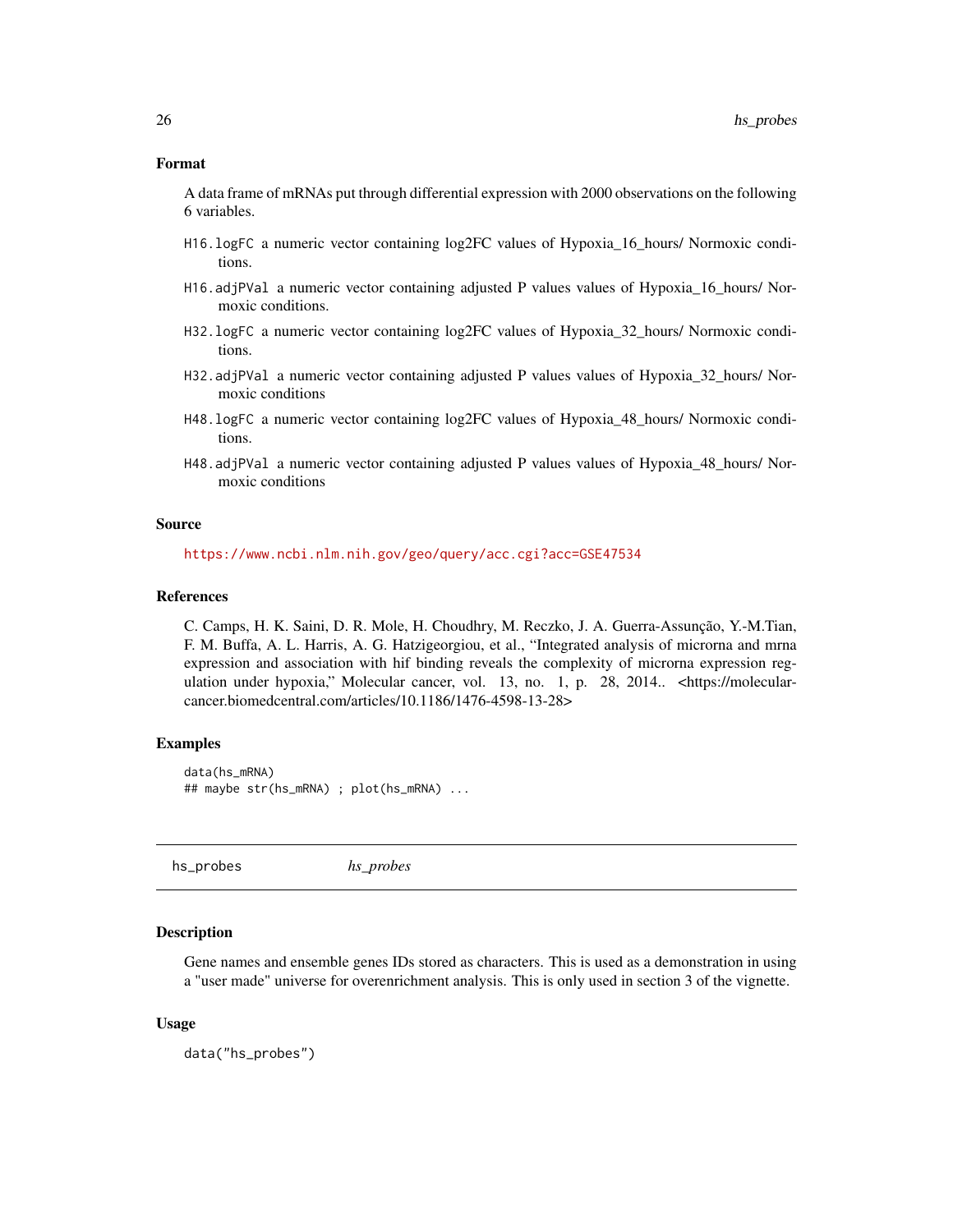### Format

A data frame of mRNAs put through differential expression with 2000 observations on the following 6 variables.

- `H16.logFC` a numeric vector containing log2FC values of Hypoxia_16_hours/ Normoxic conditions.
- `H16.adjPVal` a numeric vector containing adjusted P values values of Hypoxia_16_hours/ Normoxic conditions.
- `H32.logFC` a numeric vector containing log2FC values of Hypoxia_32_hours/ Normoxic conditions.
- `H32.adjPVal` a numeric vector containing adjusted P values values of Hypoxia_32_hours/ Normoxic conditions
- `H48.logFC` a numeric vector containing log2FC values of Hypoxia_48_hours/ Normoxic conditions.
- `H48.adjPVal` a numeric vector containing adjusted P values values of Hypoxia_48_hours/ Normoxic conditions

### Source

https://www.ncbi.nlm.nih.gov/geo/query/acc.cgi?acc=GSE47534

### References

C. Camps, H. K. Saini, D. R. Mole, H. Choudhry, M. Reczko, J. A. Guerra-Assunção, Y.-M.Tian, F. M. Buffa, A. L. Harris, A. G. Hatzigeorgiou, et al., "Integrated analysis of microrna and mrna expression and association with hif binding reveals the complexity of microrna expression regulation under hypoxia," Molecular cancer, vol. 13, no. 1, p. 28, 2014.. <https://molecular-cancer.biomedcentral.com/articles/10.1186/1476-4598-13-28>

### Examples

```
data(hs_mRNA)
## maybe str(hs_mRNA) ; plot(hs_mRNA) ...
```

---

## hs_probes &nbsp;&nbsp;&nbsp; *hs_probes*

### Description

Gene names and ensemble genes IDs stored as characters. This is used as a demonstration in using a "user made" universe for overenrichment analysis. This is only used in section 3 of the vignette.

### Usage

```
data("hs_probes")
```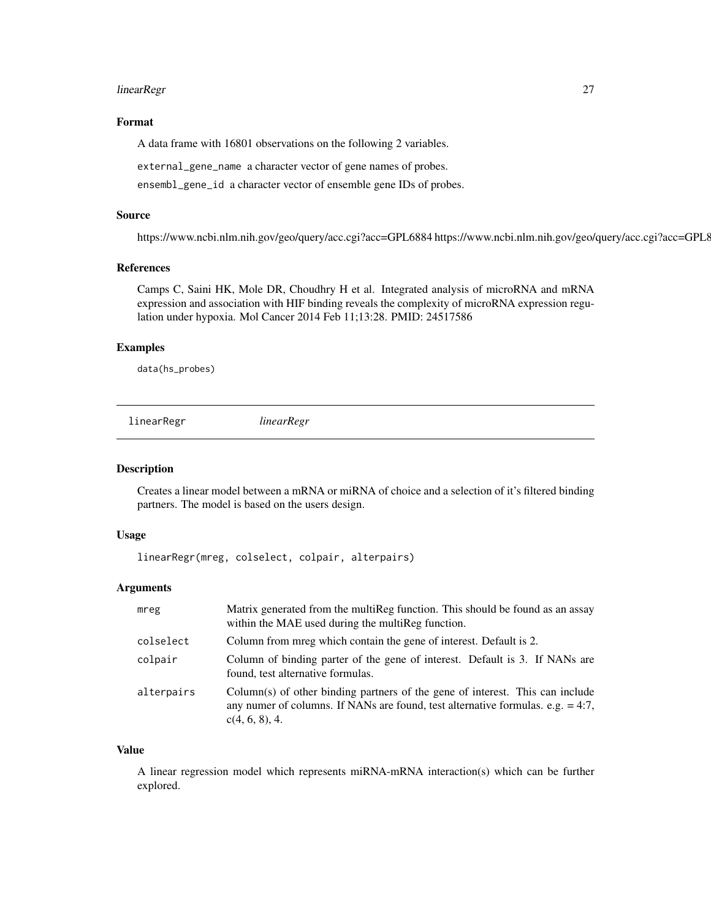## Format

A data frame with 16801 observations on the following 2 variables.

`external_gene_name` a character vector of gene names of probes.

`ensembl_gene_id` a character vector of ensemble gene IDs of probes.

## Source

https://www.ncbi.nlm.nih.gov/geo/query/acc.cgi?acc=GPL6884 https://www.ncbi.nlm.nih.gov/geo/query/acc.cgi?acc=GPL8

## References

Camps C, Saini HK, Mole DR, Choudhry H et al. Integrated analysis of microRNA and mRNA expression and association with HIF binding reveals the complexity of microRNA expression regulation under hypoxia. Mol Cancer 2014 Feb 11;13:28. PMID: 24517586

## Examples

```
data(hs_probes)
```

---

# linearRegr *linearRegr*

## Description

Creates a linear model between a mRNA or miRNA of choice and a selection of it's filtered binding partners. The model is based on the users design.

## Usage

```
linearRegr(mreg, colselect, colpair, alterpairs)
```

## Arguments

| | |
|---|---|
| `mreg` | Matrix generated from the multiReg function. This should be found as an assay within the MAE used during the multiReg function. |
| `colselect` | Column from mreg which contain the gene of interest. Default is 2. |
| `colpair` | Column of binding parter of the gene of interest. Default is 3. If NANs are found, test alternative formulas. |
| `alterpairs` | Column(s) of other binding partners of the gene of interest. This can include any numer of columns. If NANs are found, test alternative formulas. e.g. = 4:7, c(4, 6, 8), 4. |

## Value

A linear regression model which represents miRNA-mRNA interaction(s) which can be further explored.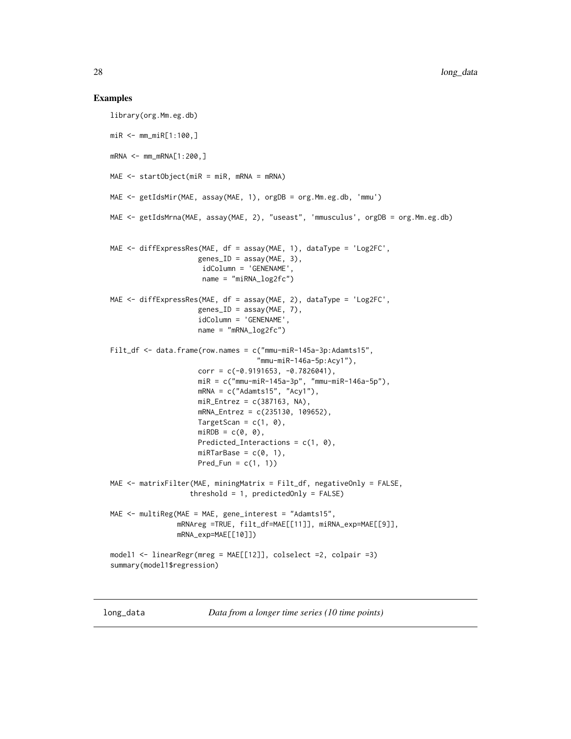## Examples

```
library(org.Mm.eg.db)

miR <- mm_miR[1:100,]

mRNA <- mm_mRNA[1:200,]

MAE <- startObject(miR = miR, mRNA = mRNA)

MAE <- getIdsMir(MAE, assay(MAE, 1), orgDB = org.Mm.eg.db, 'mmu')

MAE <- getIdsMrna(MAE, assay(MAE, 2), "useast", 'mmusculus', orgDB = org.Mm.eg.db)


MAE <- diffExpressRes(MAE, df = assay(MAE, 1), dataType = 'Log2FC',
                     genes_ID = assay(MAE, 3),
                      idColumn = 'GENENAME',
                      name = "miRNA_log2fc")

MAE <- diffExpressRes(MAE, df = assay(MAE, 2), dataType = 'Log2FC',
                     genes_ID = assay(MAE, 7),
                     idColumn = 'GENENAME',
                     name = "mRNA_log2fc")

Filt_df <- data.frame(row.names = c("mmu-miR-145a-3p:Adamts15",
                                   "mmu-miR-146a-5p:Acy1"),
                     corr = c(-0.9191653, -0.7826041),
                     miR = c("mmu-miR-145a-3p", "mmu-miR-146a-5p"),
                     mRNA = c("Adamts15", "Acy1"),
                     miR_Entrez = c(387163, NA),
                     mRNA_Entrez = c(235130, 109652),
                     TargetScan = c(1, 0),
                     miRDB = c(0, 0),
                     Predicted_Interactions = c(1, 0),
                     miRTarBase = c(0, 1),
                     Pred_Fun = c(1, 1))

MAE <- matrixFilter(MAE, miningMatrix = Filt_df, negativeOnly = FALSE,
                   threshold = 1, predictedOnly = FALSE)

MAE <- multiReg(MAE = MAE, gene_interest = "Adamts15",
               mRNAreg =TRUE, filt_df=MAE[[11]], miRNA_exp=MAE[[9]],
               mRNA_exp=MAE[[10]])

model1 <- linearRegr(mreg = MAE[[12]], colselect =2, colpair =3)
summary(model1$regression)
```

---

## long_data — *Data from a longer time series (10 time points)*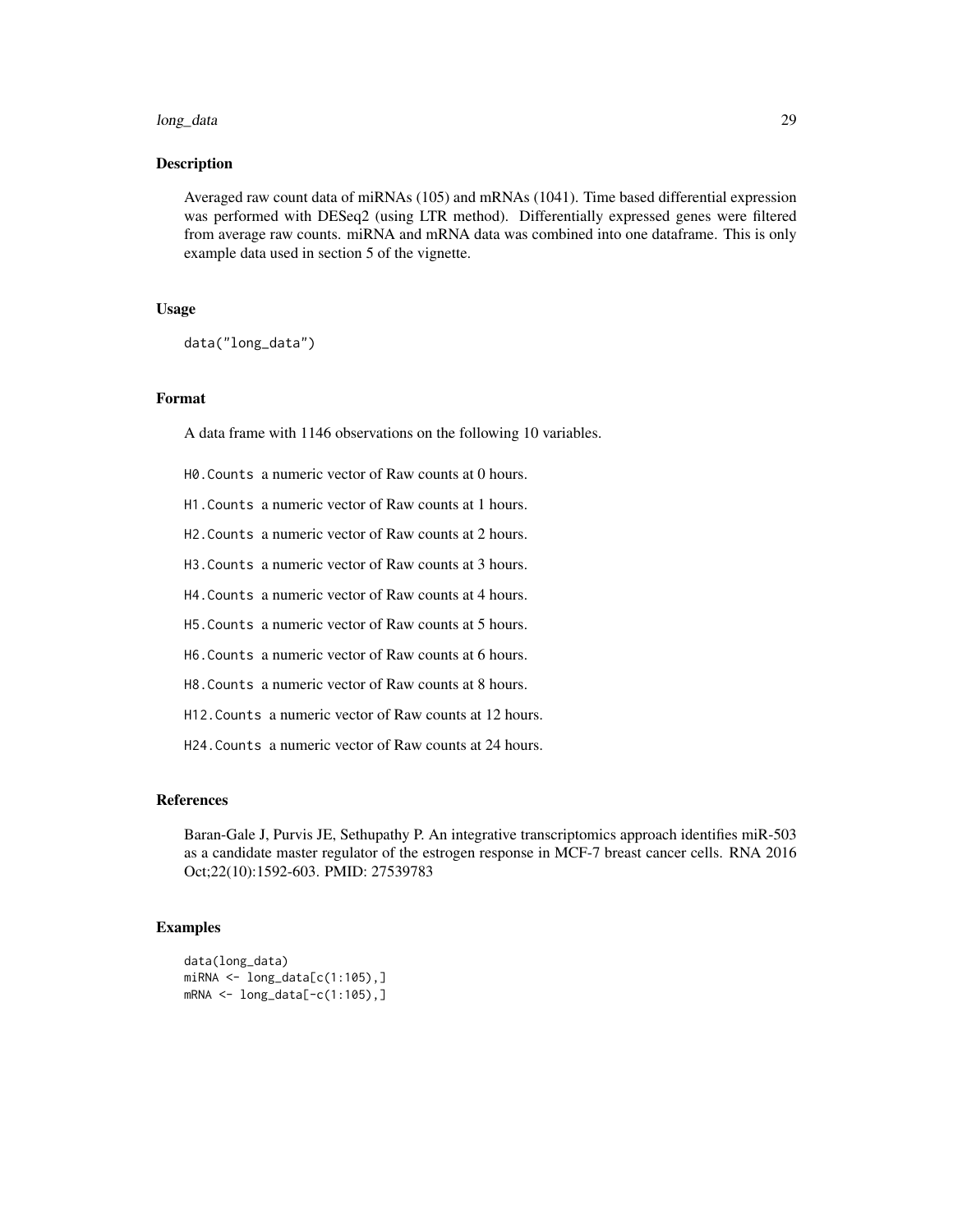### Description

Averaged raw count data of miRNAs (105) and mRNAs (1041). Time based differential expression was performed with DESeq2 (using LTR method). Differentially expressed genes were filtered from average raw counts. miRNA and mRNA data was combined into one dataframe. This is only example data used in section 5 of the vignette.

### Usage

```
data("long_data")
```

### Format

A data frame with 1146 observations on the following 10 variables.

`H0.Counts` a numeric vector of Raw counts at 0 hours.

`H1.Counts` a numeric vector of Raw counts at 1 hours.

`H2.Counts` a numeric vector of Raw counts at 2 hours.

`H3.Counts` a numeric vector of Raw counts at 3 hours.

`H4.Counts` a numeric vector of Raw counts at 4 hours.

`H5.Counts` a numeric vector of Raw counts at 5 hours.

`H6.Counts` a numeric vector of Raw counts at 6 hours.

`H8.Counts` a numeric vector of Raw counts at 8 hours.

`H12.Counts` a numeric vector of Raw counts at 12 hours.

`H24.Counts` a numeric vector of Raw counts at 24 hours.

### References

Baran-Gale J, Purvis JE, Sethupathy P. An integrative transcriptomics approach identifies miR-503 as a candidate master regulator of the estrogen response in MCF-7 breast cancer cells. RNA 2016 Oct;22(10):1592-603. PMID: 27539783

### Examples

```
data(long_data)
miRNA <- long_data[c(1:105),]
mRNA <- long_data[-c(1:105),]
```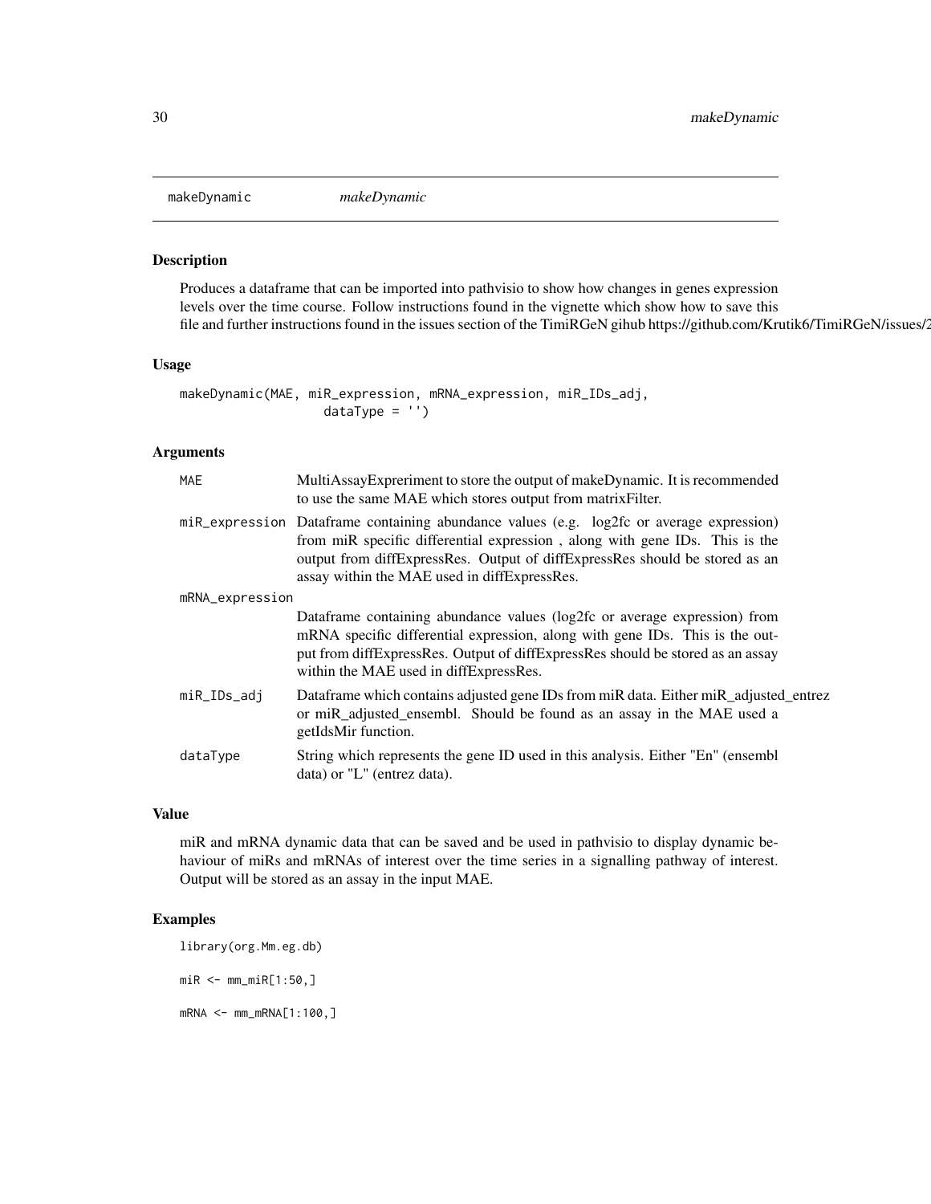# makeDynamic

*makeDynamic*

## Description

Produces a dataframe that can be imported into pathvisio to show how changes in genes expression levels over the time course. Follow instructions found in the vignette which show how to save this file and further instructions found in the issues section of the TimiRGeN gihub https://github.com/Krutik6/TimiRGeN/issues/2

## Usage

```
makeDynamic(MAE, miR_expression, mRNA_expression, miR_IDs_adj,
                    dataType = '')
```

## Arguments

| | |
|---|---|
| MAE | MultiAssayExpreriment to store the output of makeDynamic. It is recommended to use the same MAE which stores output from matrixFilter. |
| miR_expression | Dataframe containing abundance values (e.g. log2fc or average expression) from miR specific differential expression , along with gene IDs. This is the output from diffExpressRes. Output of diffExpressRes should be stored as an assay within the MAE used in diffExpressRes. |
| mRNA_expression | Dataframe containing abundance values (log2fc or average expression) from mRNA specific differential expression, along with gene IDs. This is the output from diffExpressRes. Output of diffExpressRes should be stored as an assay within the MAE used in diffExpressRes. |
| miR_IDs_adj | Dataframe which contains adjusted gene IDs from miR data. Either miR_adjusted_entrez or miR_adjusted_ensembl. Should be found as an assay in the MAE used a getIdsMir function. |
| dataType | String which represents the gene ID used in this analysis. Either "En" (ensembl data) or "L" (entrez data). |

## Value

miR and mRNA dynamic data that can be saved and be used in pathvisio to display dynamic behaviour of miRs and mRNAs of interest over the time series in a signalling pathway of interest. Output will be stored as an assay in the input MAE.

## Examples

```
library(org.Mm.eg.db)

miR <- mm_miR[1:50,]

mRNA <- mm_mRNA[1:100,]
```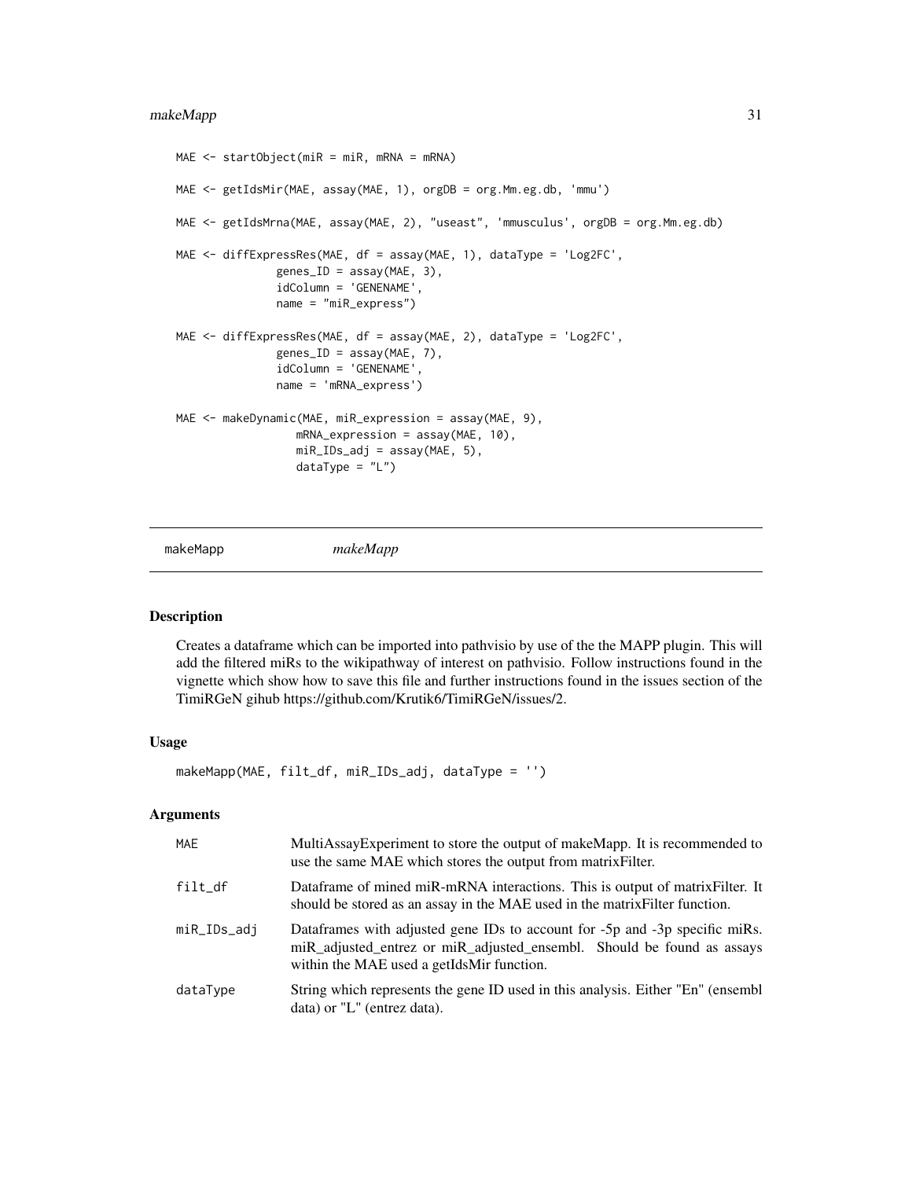```
MAE <- startObject(miR = miR, mRNA = mRNA)

MAE <- getIdsMir(MAE, assay(MAE, 1), orgDB = org.Mm.eg.db, 'mmu')

MAE <- getIdsMrna(MAE, assay(MAE, 2), "useast", 'mmusculus', orgDB = org.Mm.eg.db)

MAE <- diffExpressRes(MAE, df = assay(MAE, 1), dataType = 'Log2FC',
                genes_ID = assay(MAE, 3),
                idColumn = 'GENENAME',
                name = "miR_express")

MAE <- diffExpressRes(MAE, df = assay(MAE, 2), dataType = 'Log2FC',
                genes_ID = assay(MAE, 7),
                idColumn = 'GENENAME',
                name = 'mRNA_express')

MAE <- makeDynamic(MAE, miR_expression = assay(MAE, 9),
                  mRNA_expression = assay(MAE, 10),
                  miR_IDs_adj = assay(MAE, 5),
                  dataType = "L")
```

## makeMapp *makeMapp*

### Description

Creates a dataframe which can be imported into pathvisio by use of the the MAPP plugin. This will add the filtered miRs to the wikipathway of interest on pathvisio. Follow instructions found in the vignette which show how to save this file and further instructions found in the issues section of the TimiRGeN gihub https://github.com/Krutik6/TimiRGeN/issues/2.

### Usage

```
makeMapp(MAE, filt_df, miR_IDs_adj, dataType = '')
```

### Arguments

| | |
|---|---|
| MAE | MultiAssayExperiment to store the output of makeMapp. It is recommended to use the same MAE which stores the output from matrixFilter. |
| filt_df | Dataframe of mined miR-mRNA interactions. This is output of matrixFilter. It should be stored as an assay in the MAE used in the matrixFilter function. |
| miR_IDs_adj | Dataframes with adjusted gene IDs to account for -5p and -3p specific miRs. miR_adjusted_entrez or miR_adjusted_ensembl. Should be found as assays within the MAE used a getIdsMir function. |
| dataType | String which represents the gene ID used in this analysis. Either "En" (ensembl data) or "L" (entrez data). |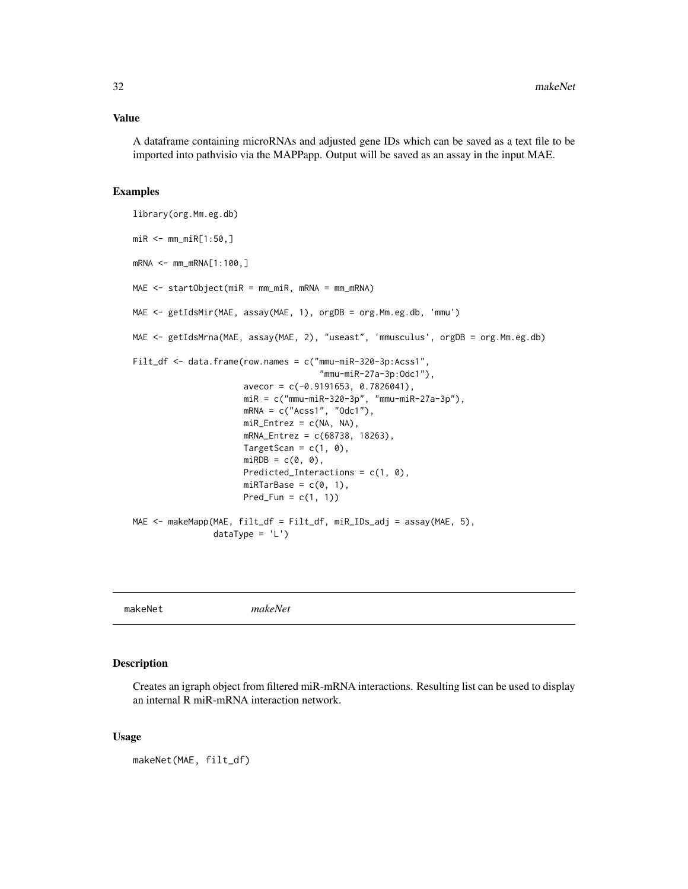## Value

A dataframe containing microRNAs and adjusted gene IDs which can be saved as a text file to be imported into pathvisio via the MAPPapp. Output will be saved as an assay in the input MAE.

## Examples

```
library(org.Mm.eg.db)

miR <- mm_miR[1:50,]

mRNA <- mm_mRNA[1:100,]

MAE <- startObject(miR = mm_miR, mRNA = mm_mRNA)

MAE <- getIdsMir(MAE, assay(MAE, 1), orgDB = org.Mm.eg.db, 'mmu')

MAE <- getIdsMrna(MAE, assay(MAE, 2), "useast", 'mmusculus', orgDB = org.Mm.eg.db)

Filt_df <- data.frame(row.names = c("mmu-miR-320-3p:Acss1",
                                    "mmu-miR-27a-3p:Odc1"),
                      avecor = c(-0.9191653, 0.7826041),
                      miR = c("mmu-miR-320-3p", "mmu-miR-27a-3p"),
                      mRNA = c("Acss1", "Odc1"),
                      miR_Entrez = c(NA, NA),
                      mRNA_Entrez = c(68738, 18263),
                      TargetScan = c(1, 0),
                      miRDB = c(0, 0),
                      Predicted_Interactions = c(1, 0),
                      miRTarBase = c(0, 1),
                      Pred_Fun = c(1, 1))

MAE <- makeMapp(MAE, filt_df = Filt_df, miR_IDs_adj = assay(MAE, 5),
                dataType = 'L')
```

---

# makeNet

*makeNet*

## Description

Creates an igraph object from filtered miR-mRNA interactions. Resulting list can be used to display an internal R miR-mRNA interaction network.

## Usage

```
makeNet(MAE, filt_df)
```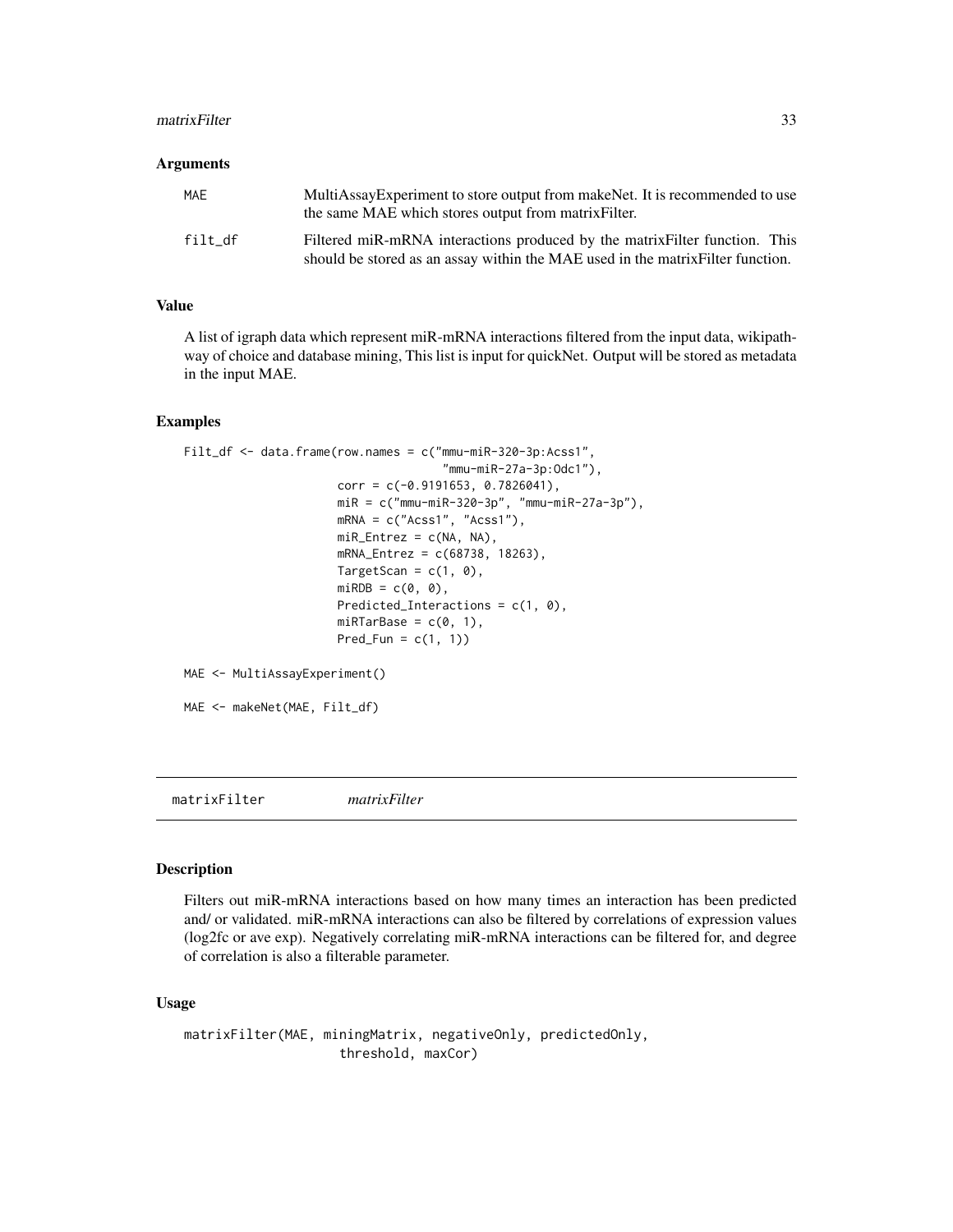## Arguments

| | |
|---|---|
| MAE | MultiAssayExperiment to store output from makeNet. It is recommended to use the same MAE which stores output from matrixFilter. |
| filt_df | Filtered miR-mRNA interactions produced by the matrixFilter function. This should be stored as an assay within the MAE used in the matrixFilter function. |

## Value

A list of igraph data which represent miR-mRNA interactions filtered from the input data, wikipathway of choice and database mining, This list is input for quickNet. Output will be stored as metadata in the input MAE.

## Examples

```
Filt_df <- data.frame(row.names = c("mmu-miR-320-3p:Acss1",
                                    "mmu-miR-27a-3p:Odc1"),
                      corr = c(-0.9191653, 0.7826041),
                      miR = c("mmu-miR-320-3p", "mmu-miR-27a-3p"),
                      mRNA = c("Acss1", "Acss1"),
                      miR_Entrez = c(NA, NA),
                      mRNA_Entrez = c(68738, 18263),
                      TargetScan = c(1, 0),
                      miRDB = c(0, 0),
                      Predicted_Interactions = c(1, 0),
                      miRTarBase = c(0, 1),
                      Pred_Fun = c(1, 1))

MAE <- MultiAssayExperiment()

MAE <- makeNet(MAE, Filt_df)
```

---

# matrixFilter *matrixFilter*

## Description

Filters out miR-mRNA interactions based on how many times an interaction has been predicted and/ or validated. miR-mRNA interactions can also be filtered by correlations of expression values (log2fc or ave exp). Negatively correlating miR-mRNA interactions can be filtered for, and degree of correlation is also a filterable parameter.

## Usage

```
matrixFilter(MAE, miningMatrix, negativeOnly, predictedOnly,
                    threshold, maxCor)
```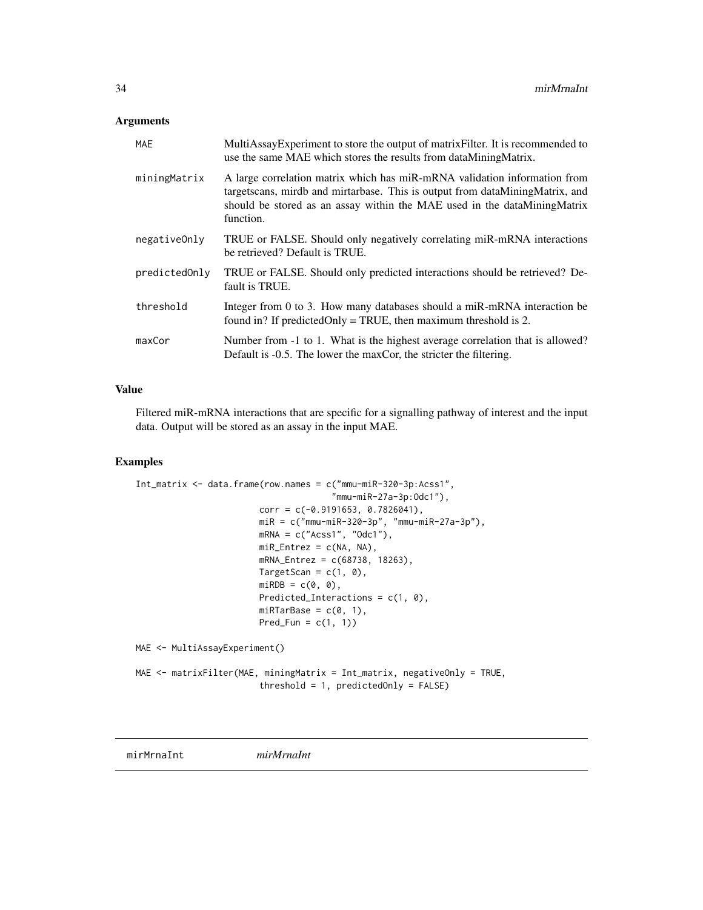## Arguments

| | |
|---|---|
| MAE | MultiAssayExperiment to store the output of matrixFilter. It is recommended to use the same MAE which stores the results from dataMiningMatrix. |
| miningMatrix | A large correlation matrix which has miR-mRNA validation information from targetscans, mirdb and mirtarbase. This is output from dataMiningMatrix, and should be stored as an assay within the MAE used in the dataMiningMatrix function. |
| negativeOnly | TRUE or FALSE. Should only negatively correlating miR-mRNA interactions be retrieved? Default is TRUE. |
| predictedOnly | TRUE or FALSE. Should only predicted interactions should be retrieved? Default is TRUE. |
| threshold | Integer from 0 to 3. How many databases should a miR-mRNA interaction be found in? If predictedOnly = TRUE, then maximum threshold is 2. |
| maxCor | Number from -1 to 1. What is the highest average correlation that is allowed? Default is -0.5. The lower the maxCor, the stricter the filtering. |

## Value

Filtered miR-mRNA interactions that are specific for a signalling pathway of interest and the input data. Output will be stored as an assay in the input MAE.

## Examples

```
Int_matrix <- data.frame(row.names = c("mmu-miR-320-3p:Acss1",
                                       "mmu-miR-27a-3p:Odc1"),
                         corr = c(-0.9191653, 0.7826041),
                         miR = c("mmu-miR-320-3p", "mmu-miR-27a-3p"),
                         mRNA = c("Acss1", "Odc1"),
                         miR_Entrez = c(NA, NA),
                         mRNA_Entrez = c(68738, 18263),
                         TargetScan = c(1, 0),
                         miRDB = c(0, 0),
                         Predicted_Interactions = c(1, 0),
                         miRTarBase = c(0, 1),
                         Pred_Fun = c(1, 1))

MAE <- MultiAssayExperiment()

MAE <- matrixFilter(MAE, miningMatrix = Int_matrix, negativeOnly = TRUE,
                         threshold = 1, predictedOnly = FALSE)
```

---

mirMrnaInt *mirMrnaInt*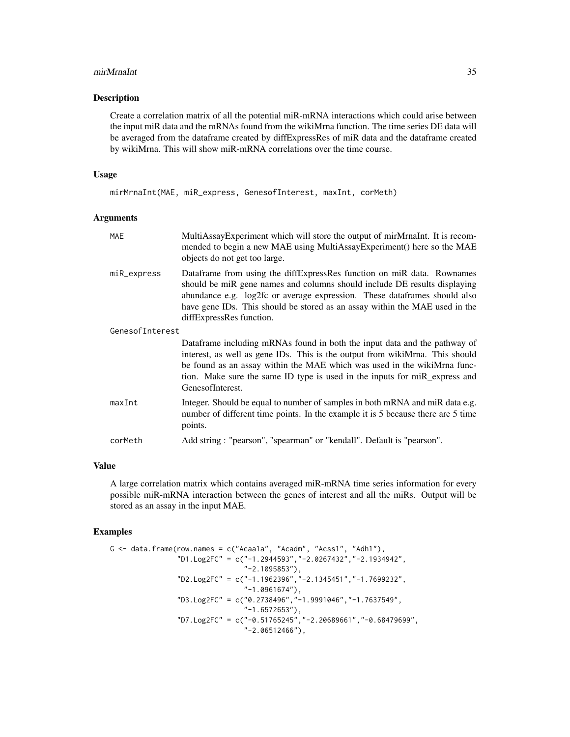## Description

Create a correlation matrix of all the potential miR-mRNA interactions which could arise between the input miR data and the mRNAs found from the wikiMrna function. The time series DE data will be averaged from the dataframe created by diffExpressRes of miR data and the dataframe created by wikiMrna. This will show miR-mRNA correlations over the time course.

## Usage

```
mirMrnaInt(MAE, miR_express, GenesofInterest, maxInt, corMeth)
```

## Arguments

- `MAE` — MultiAssayExperiment which will store the output of mirMrnaInt. It is recommended to begin a new MAE using MultiAssayExperiment() here so the MAE objects do not get too large.
- `miR_express` — Dataframe from using the diffExpressRes function on miR data. Rownames should be miR gene names and columns should include DE results displaying abundance e.g. log2fc or average expression. These dataframes should also have gene IDs. This should be stored as an assay within the MAE used in the diffExpressRes function.
- `GenesofInterest` — Dataframe including mRNAs found in both the input data and the pathway of interest, as well as gene IDs. This is the output from wikiMrna. This should be found as an assay within the MAE which was used in the wikiMrna function. Make sure the same ID type is used in the inputs for miR_express and GenesofInterest.
- `maxInt` — Integer. Should be equal to number of samples in both mRNA and miR data e.g. number of different time points. In the example it is 5 because there are 5 time points.
- `corMeth` — Add string : "pearson", "spearman" or "kendall". Default is "pearson".

## Value

A large correlation matrix which contains averaged miR-mRNA time series information for every possible miR-mRNA interaction between the genes of interest and all the miRs. Output will be stored as an assay in the input MAE.

## Examples

```
G <- data.frame(row.names = c("Acaa1a", "Acadm", "Acss1", "Adh1"),
                "D1.Log2FC" = c("-1.2944593","-2.0267432","-2.1934942",
                                "-2.1095853"),
                "D2.Log2FC" = c("-1.1962396","-2.1345451","-1.7699232",
                                "-1.0961674"),
                "D3.Log2FC" = c("0.2738496","-1.9991046","-1.7637549",
                                "-1.6572653"),
                "D7.Log2FC" = c("-0.51765245","-2.20689661","-0.68479699",
                                "-2.06512466"),
```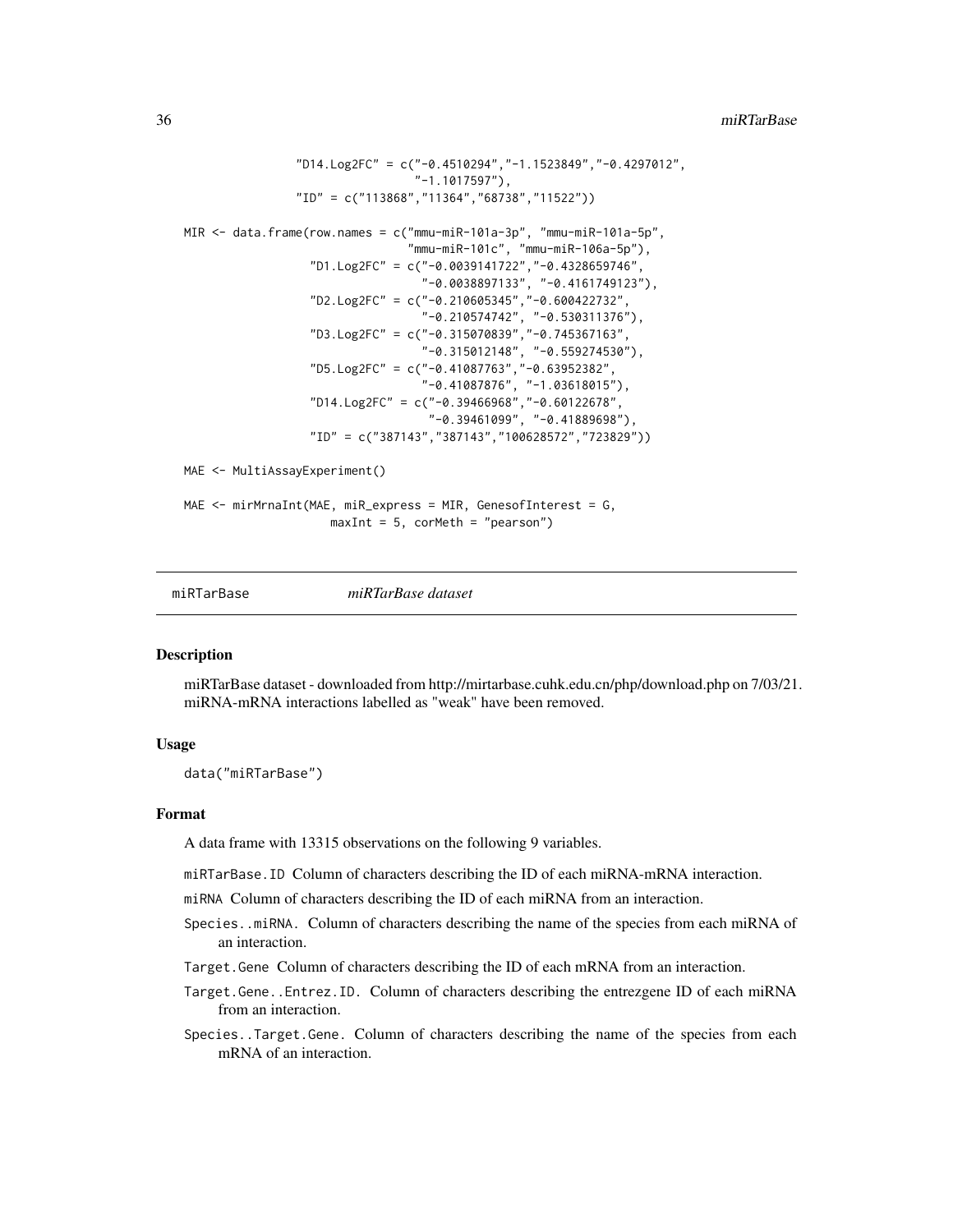```
                "D14.Log2FC" = c("-0.4510294","-1.1523849","-0.4297012",
                                 "-1.1017597"),
                "ID" = c("113868","11364","68738","11522"))

MIR <- data.frame(row.names = c("mmu-miR-101a-3p", "mmu-miR-101a-5p",
                                "mmu-miR-101c", "mmu-miR-106a-5p"),
                  "D1.Log2FC" = c("-0.0039141722","-0.4328659746",
                                  "-0.0038897133", "-0.4161749123"),
                  "D2.Log2FC" = c("-0.210605345","-0.600422732",
                                  "-0.210574742", "-0.530311376"),
                  "D3.Log2FC" = c("-0.315070839","-0.745367163",
                                  "-0.315012148", "-0.559274530"),
                  "D5.Log2FC" = c("-0.41087763","-0.63952382",
                                  "-0.41087876", "-1.03618015"),
                  "D14.Log2FC" = c("-0.39466968","-0.60122678",
                                   "-0.39461099", "-0.41889698"),
                  "ID" = c("387143","387143","100628572","723829"))

MAE <- MultiAssayExperiment()

MAE <- mirMrnaInt(MAE, miR_express = MIR, GenesofInterest = G,
                  maxInt = 5, corMeth = "pearson")
```

---

## miRTarBase *miRTarBase dataset*

---

### Description

miRTarBase dataset - downloaded from http://mirtarbase.cuhk.edu.cn/php/download.php on 7/03/21. miRNA-mRNA interactions labelled as "weak" have been removed.

### Usage

```
data("miRTarBase")
```

### Format

A data frame with 13315 observations on the following 9 variables.

- `miRTarBase.ID` Column of characters describing the ID of each miRNA-mRNA interaction.
- `miRNA` Column of characters describing the ID of each miRNA from an interaction.
- `Species..miRNA.` Column of characters describing the name of the species from each miRNA of an interaction.
- `Target.Gene` Column of characters describing the ID of each mRNA from an interaction.
- `Target.Gene..Entrez.ID.` Column of characters describing the entrezgene ID of each miRNA from an interaction.
- `Species..Target.Gene.` Column of characters describing the name of the species from each mRNA of an interaction.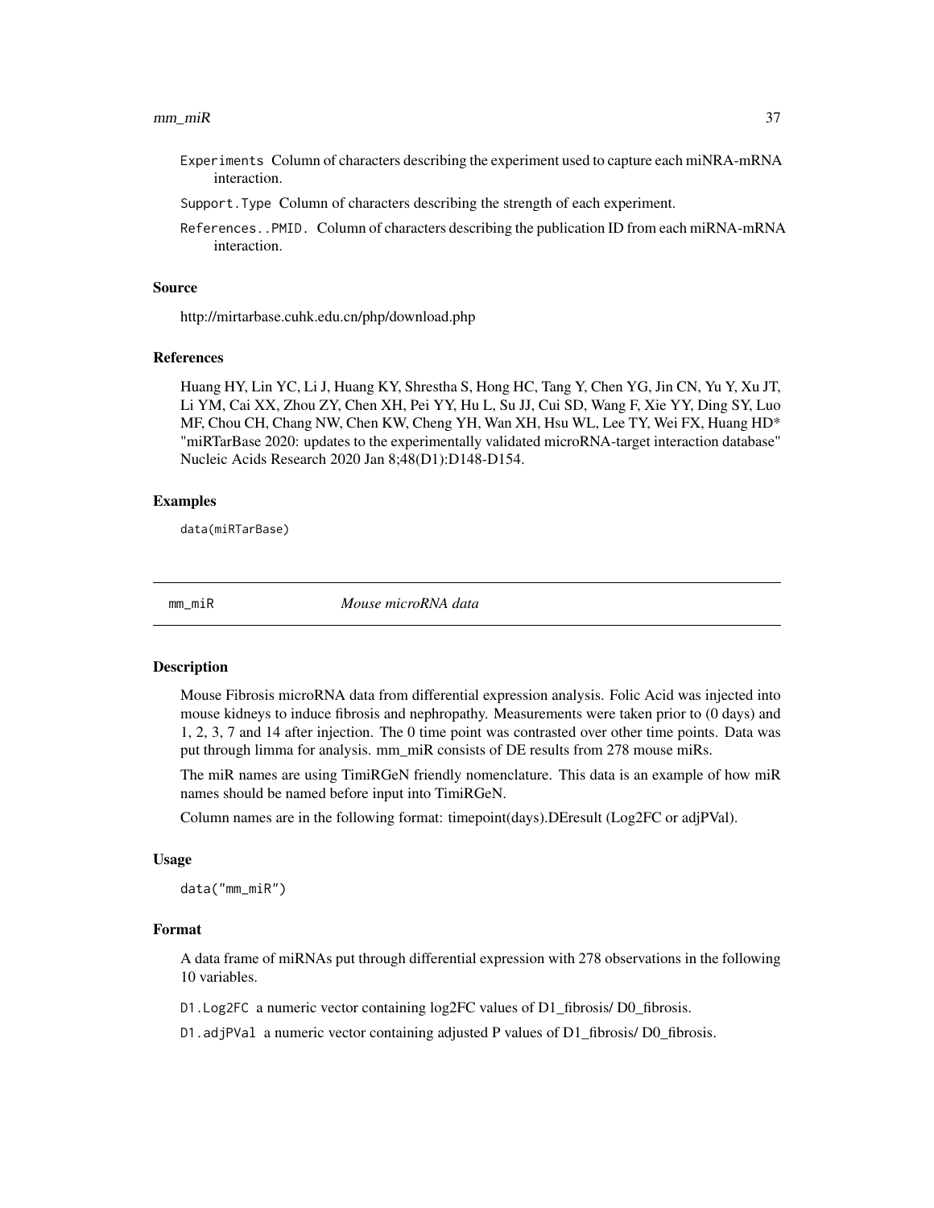Experiments Column of characters describing the experiment used to capture each miNRA-mRNA interaction.

Support.Type Column of characters describing the strength of each experiment.

References..PMID. Column of characters describing the publication ID from each miRNA-mRNA interaction.

### Source

http://mirtarbase.cuhk.edu.cn/php/download.php

### References

Huang HY, Lin YC, Li J, Huang KY, Shrestha S, Hong HC, Tang Y, Chen YG, Jin CN, Yu Y, Xu JT, Li YM, Cai XX, Zhou ZY, Chen XH, Pei YY, Hu L, Su JJ, Cui SD, Wang F, Xie YY, Ding SY, Luo MF, Chou CH, Chang NW, Chen KW, Cheng YH, Wan XH, Hsu WL, Lee TY, Wei FX, Huang HD* "miRTarBase 2020: updates to the experimentally validated microRNA-target interaction database" Nucleic Acids Research 2020 Jan 8;48(D1):D148-D154.

### Examples

```
data(miRTarBase)
```

---

## mm_miR *Mouse microRNA data*

### Description

Mouse Fibrosis microRNA data from differential expression analysis. Folic Acid was injected into mouse kidneys to induce fibrosis and nephropathy. Measurements were taken prior to (0 days) and 1, 2, 3, 7 and 14 after injection. The 0 time point was contrasted over other time points. Data was put through limma for analysis. mm_miR consists of DE results from 278 mouse miRs.

The miR names are using TimiRGeN friendly nomenclature. This data is an example of how miR names should be named before input into TimiRGeN.

Column names are in the following format: timepoint(days).DEresult (Log2FC or adjPVal).

### Usage

```
data("mm_miR")
```

### Format

A data frame of miRNAs put through differential expression with 278 observations in the following 10 variables.

D1.Log2FC a numeric vector containing log2FC values of D1_fibrosis/ D0_fibrosis.

D1.adjPVal a numeric vector containing adjusted P values of D1_fibrosis/ D0_fibrosis.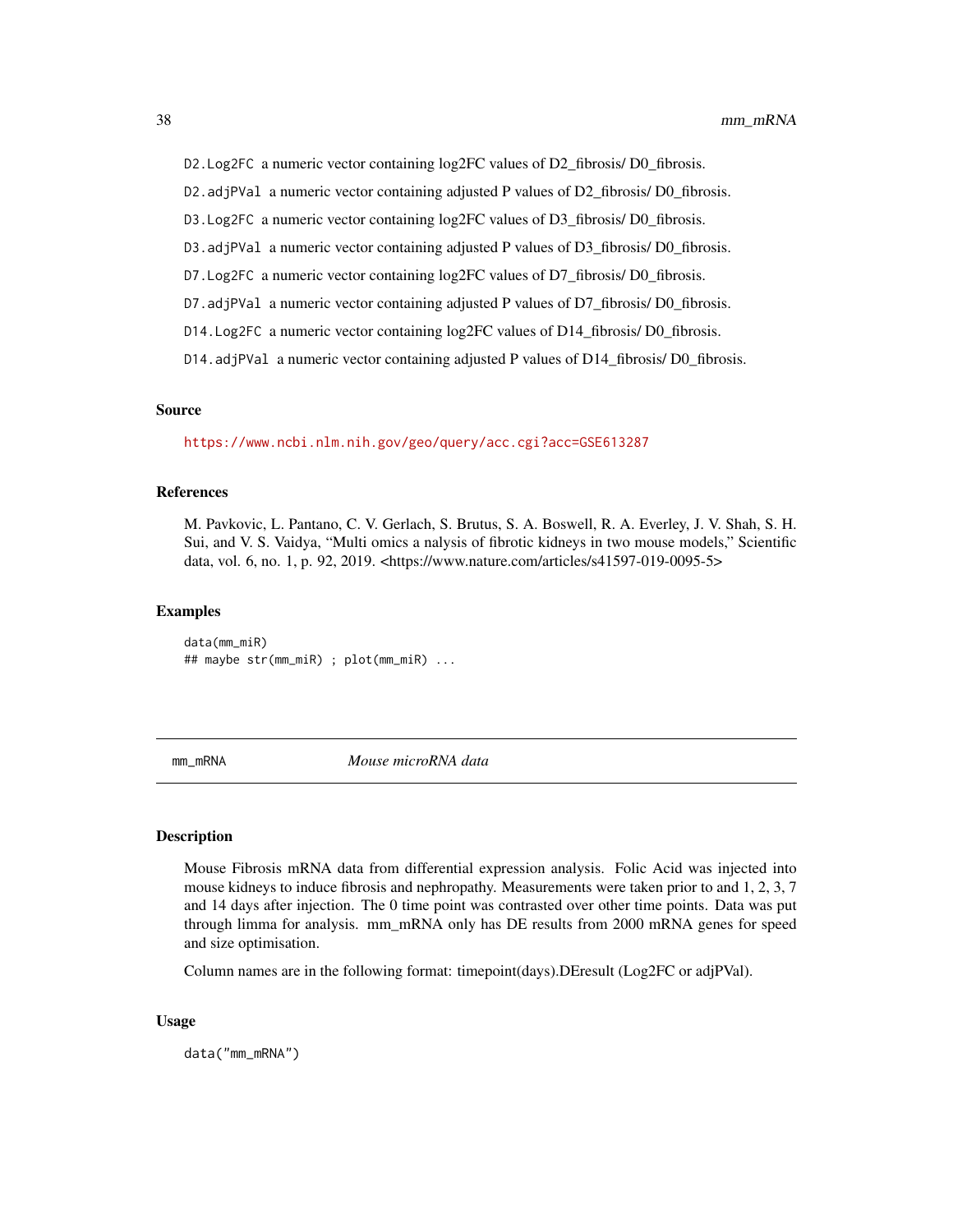`D2.Log2FC` a numeric vector containing log2FC values of D2_fibrosis/ D0_fibrosis.

`D2.adjPVal` a numeric vector containing adjusted P values of D2_fibrosis/ D0_fibrosis.

`D3.Log2FC` a numeric vector containing log2FC values of D3_fibrosis/ D0_fibrosis.

`D3.adjPVal` a numeric vector containing adjusted P values of D3_fibrosis/ D0_fibrosis.

`D7.Log2FC` a numeric vector containing log2FC values of D7_fibrosis/ D0_fibrosis.

`D7.adjPVal` a numeric vector containing adjusted P values of D7_fibrosis/ D0_fibrosis.

`D14.Log2FC` a numeric vector containing log2FC values of D14_fibrosis/ D0_fibrosis.

`D14.adjPVal` a numeric vector containing adjusted P values of D14_fibrosis/ D0_fibrosis.

### Source

https://www.ncbi.nlm.nih.gov/geo/query/acc.cgi?acc=GSE613287

### References

M. Pavkovic, L. Pantano, C. V. Gerlach, S. Brutus, S. A. Boswell, R. A. Everley, J. V. Shah, S. H. Sui, and V. S. Vaidya, "Multi omics a nalysis of fibrotic kidneys in two mouse models," Scientific data, vol. 6, no. 1, p. 92, 2019. <https://www.nature.com/articles/s41597-019-0095-5>

### Examples

```
data(mm_miR)
## maybe str(mm_miR) ; plot(mm_miR) ...
```

---

## mm_mRNA *Mouse microRNA data*

### Description

Mouse Fibrosis mRNA data from differential expression analysis. Folic Acid was injected into mouse kidneys to induce fibrosis and nephropathy. Measurements were taken prior to and 1, 2, 3, 7 and 14 days after injection. The 0 time point was contrasted over other time points. Data was put through limma for analysis. mm_mRNA only has DE results from 2000 mRNA genes for speed and size optimisation.

Column names are in the following format: timepoint(days).DEresult (Log2FC or adjPVal).

### Usage

```
data("mm_mRNA")
```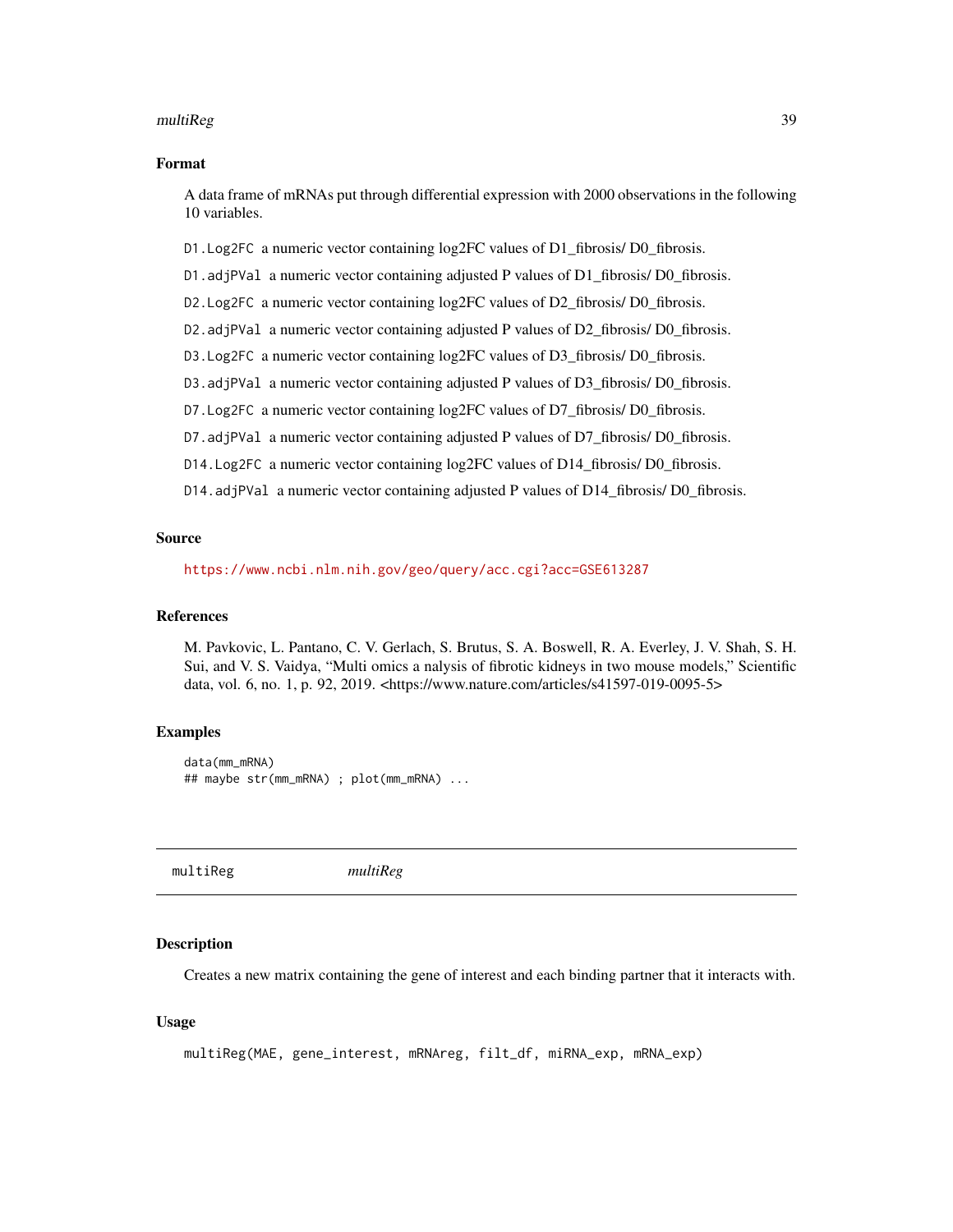## Format

A data frame of mRNAs put through differential expression with 2000 observations in the following 10 variables.

- `D1.Log2FC` a numeric vector containing log2FC values of D1_fibrosis/ D0_fibrosis.
- `D1.adjPVal` a numeric vector containing adjusted P values of D1_fibrosis/ D0_fibrosis.
- `D2.Log2FC` a numeric vector containing log2FC values of D2_fibrosis/ D0_fibrosis.
- `D2.adjPVal` a numeric vector containing adjusted P values of D2_fibrosis/ D0_fibrosis.
- `D3.Log2FC` a numeric vector containing log2FC values of D3_fibrosis/ D0_fibrosis.
- `D3.adjPVal` a numeric vector containing adjusted P values of D3_fibrosis/ D0_fibrosis.
- `D7.Log2FC` a numeric vector containing log2FC values of D7_fibrosis/ D0_fibrosis.
- `D7.adjPVal` a numeric vector containing adjusted P values of D7_fibrosis/ D0_fibrosis.
- `D14.Log2FC` a numeric vector containing log2FC values of D14_fibrosis/ D0_fibrosis.
- `D14.adjPVal` a numeric vector containing adjusted P values of D14_fibrosis/ D0_fibrosis.

## Source

https://www.ncbi.nlm.nih.gov/geo/query/acc.cgi?acc=GSE613287

## References

M. Pavkovic, L. Pantano, C. V. Gerlach, S. Brutus, S. A. Boswell, R. A. Everley, J. V. Shah, S. H. Sui, and V. S. Vaidya, "Multi omics a nalysis of fibrotic kidneys in two mouse models," Scientific data, vol. 6, no. 1, p. 92, 2019. <https://www.nature.com/articles/s41597-019-0095-5>

## Examples

```
data(mm_mRNA)
## maybe str(mm_mRNA) ; plot(mm_mRNA) ...
```

---

# multiReg — *multiReg*

## Description

Creates a new matrix containing the gene of interest and each binding partner that it interacts with.

## Usage

```
multiReg(MAE, gene_interest, mRNAreg, filt_df, miRNA_exp, mRNA_exp)
```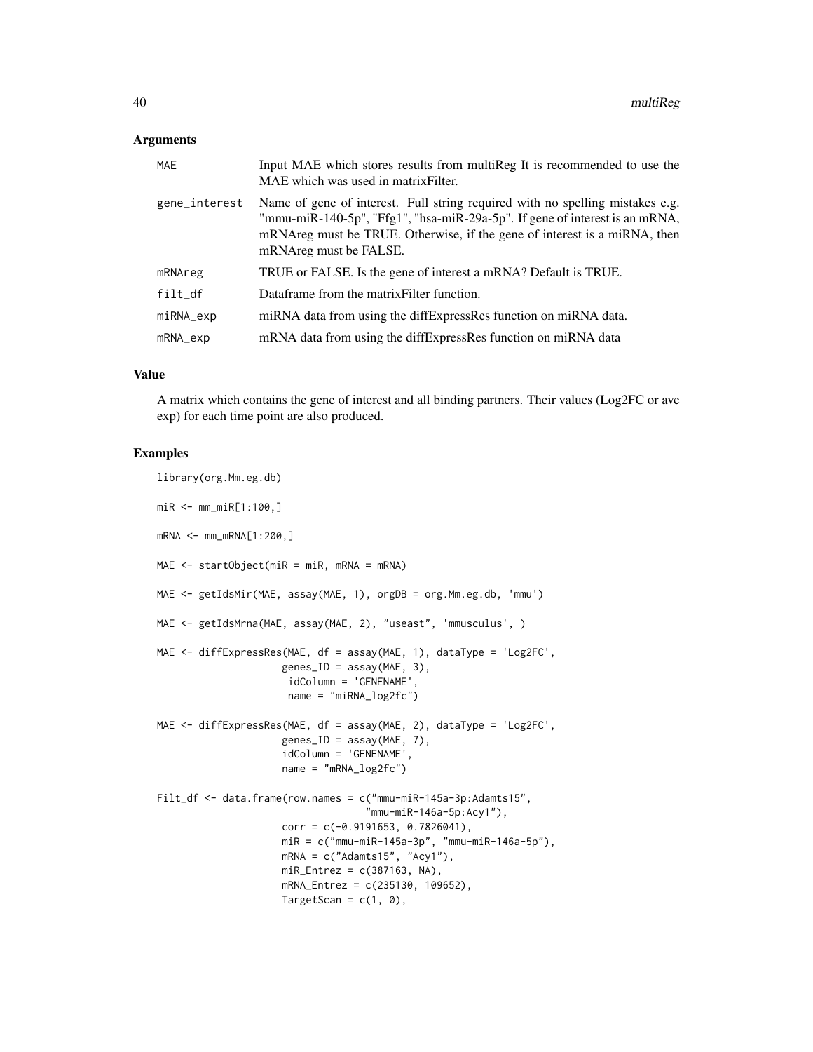### Arguments

| | |
|---|---|
| MAE | Input MAE which stores results from multiReg It is recommended to use the MAE which was used in matrixFilter. |
| gene_interest | Name of gene of interest. Full string required with no spelling mistakes e.g. "mmu-miR-140-5p", "Ffg1", "hsa-miR-29a-5p". If gene of interest is an mRNA, mRNAreg must be TRUE. Otherwise, if the gene of interest is a miRNA, then mRNAreg must be FALSE. |
| mRNAreg | TRUE or FALSE. Is the gene of interest a mRNA? Default is TRUE. |
| filt_df | Dataframe from the matrixFilter function. |
| miRNA_exp | miRNA data from using the diffExpressRes function on miRNA data. |
| mRNA_exp | mRNA data from using the diffExpressRes function on miRNA data |

### Value

A matrix which contains the gene of interest and all binding partners. Their values (Log2FC or ave exp) for each time point are also produced.

### Examples

```
library(org.Mm.eg.db)

miR <- mm_miR[1:100,]

mRNA <- mm_mRNA[1:200,]

MAE <- startObject(miR = miR, mRNA = mRNA)

MAE <- getIdsMir(MAE, assay(MAE, 1), orgDB = org.Mm.eg.db, 'mmu')

MAE <- getIdsMrna(MAE, assay(MAE, 2), "useast", 'mmusculus', )

MAE <- diffExpressRes(MAE, df = assay(MAE, 1), dataType = 'Log2FC',
                     genes_ID = assay(MAE, 3),
                      idColumn = 'GENENAME',
                      name = "miRNA_log2fc")

MAE <- diffExpressRes(MAE, df = assay(MAE, 2), dataType = 'Log2FC',
                     genes_ID = assay(MAE, 7),
                     idColumn = 'GENENAME',
                     name = "mRNA_log2fc")

Filt_df <- data.frame(row.names = c("mmu-miR-145a-3p:Adamts15",
                                    "mmu-miR-146a-5p:Acy1"),
                     corr = c(-0.9191653, 0.7826041),
                     miR = c("mmu-miR-145a-3p", "mmu-miR-146a-5p"),
                     mRNA = c("Adamts15", "Acy1"),
                     miR_Entrez = c(387163, NA),
                     mRNA_Entrez = c(235130, 109652),
                     TargetScan = c(1, 0),
```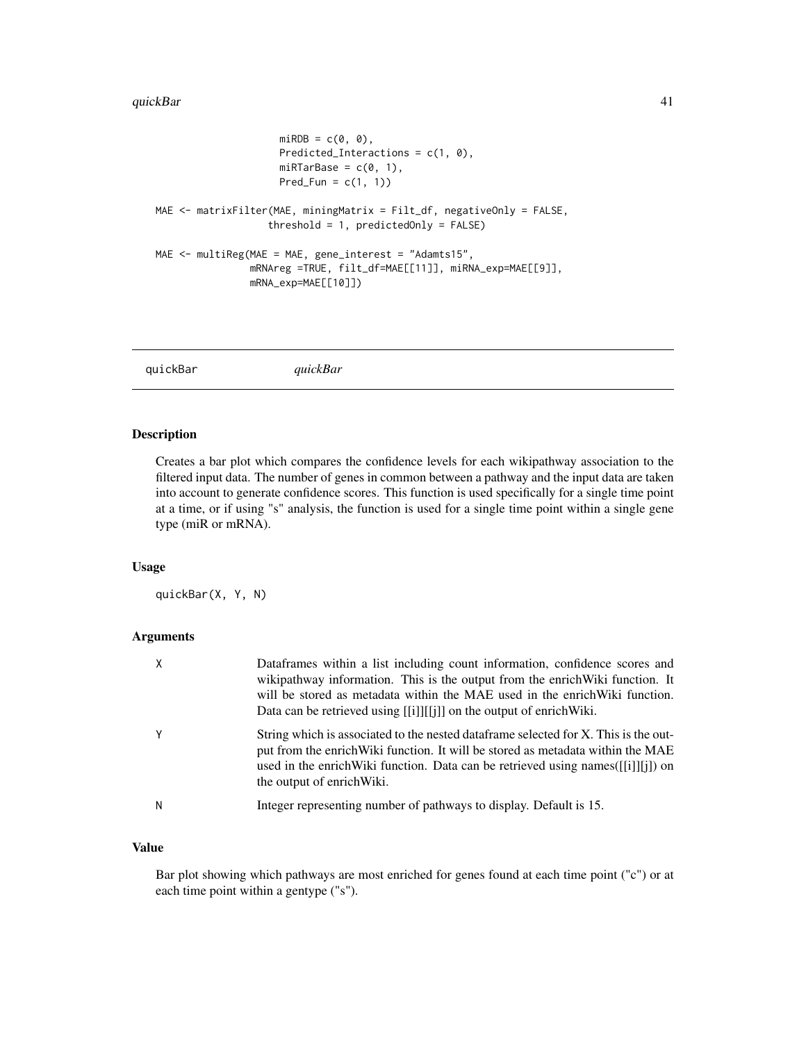```
                    miRDB = c(0, 0),
                    Predicted_Interactions = c(1, 0),
                    miRTarBase = c(0, 1),
                    Pred_Fun = c(1, 1))

MAE <- matrixFilter(MAE, miningMatrix = Filt_df, negativeOnly = FALSE,
                  threshold = 1, predictedOnly = FALSE)

MAE <- multiReg(MAE = MAE, gene_interest = "Adamts15",
               mRNAreg =TRUE, filt_df=MAE[[11]], miRNA_exp=MAE[[9]],
               mRNA_exp=MAE[[10]])
```

## quickBar *quickBar*

### Description

Creates a bar plot which compares the confidence levels for each wikipathway association to the filtered input data. The number of genes in common between a pathway and the input data are taken into account to generate confidence scores. This function is used specifically for a single time point at a time, or if using "s" analysis, the function is used for a single time point within a single gene type (miR or mRNA).

### Usage

```
quickBar(X, Y, N)
```

### Arguments

| | |
|---|---|
| X | Dataframes within a list including count information, confidence scores and wikipathway information. This is the output from the enrichWiki function. It will be stored as metadata within the MAE used in the enrichWiki function. Data can be retrieved using [[i]][[j]] on the output of enrichWiki. |
| Y | String which is associated to the nested dataframe selected for X. This is the output from the enrichWiki function. It will be stored as metadata within the MAE used in the enrichWiki function. Data can be retrieved using names([[i]][j]) on the output of enrichWiki. |
| N | Integer representing number of pathways to display. Default is 15. |

### Value

Bar plot showing which pathways are most enriched for genes found at each time point ("c") or at each time point within a gentype ("s").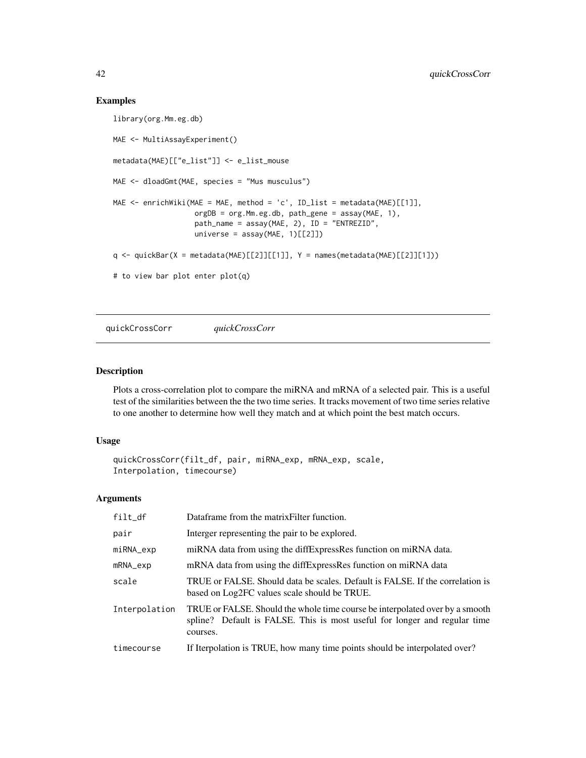## Examples

```
library(org.Mm.eg.db)

MAE <- MultiAssayExperiment()

metadata(MAE)[["e_list"]] <- e_list_mouse

MAE <- dloadGmt(MAE, species = "Mus musculus")

MAE <- enrichWiki(MAE = MAE, method = 'c', ID_list = metadata(MAE)[[1]],
                  orgDB = org.Mm.eg.db, path_gene = assay(MAE, 1),
                  path_name = assay(MAE, 2), ID = "ENTREZID",
                  universe = assay(MAE, 1)[[2]])

q <- quickBar(X = metadata(MAE)[[2]][[1]], Y = names(metadata(MAE)[[2]][1]))

# to view bar plot enter plot(q)
```

---

# quickCrossCorr *quickCrossCorr*

## Description

Plots a cross-correlation plot to compare the miRNA and mRNA of a selected pair. This is a useful test of the similarities between the the two time series. It tracks movement of two time series relative to one another to determine how well they match and at which point the best match occurs.

## Usage

```
quickCrossCorr(filt_df, pair, miRNA_exp, mRNA_exp, scale,
Interpolation, timecourse)
```

## Arguments

| | |
|---|---|
| filt_df | Dataframe from the matrixFilter function. |
| pair | Interger representing the pair to be explored. |
| miRNA_exp | miRNA data from using the diffExpressRes function on miRNA data. |
| mRNA_exp | mRNA data from using the diffExpressRes function on miRNA data |
| scale | TRUE or FALSE. Should data be scales. Default is FALSE. If the correlation is based on Log2FC values scale should be TRUE. |
| Interpolation | TRUE or FALSE. Should the whole time course be interpolated over by a smooth spline? Default is FALSE. This is most useful for longer and regular time courses. |
| timecourse | If Iterpolation is TRUE, how many time points should be interpolated over? |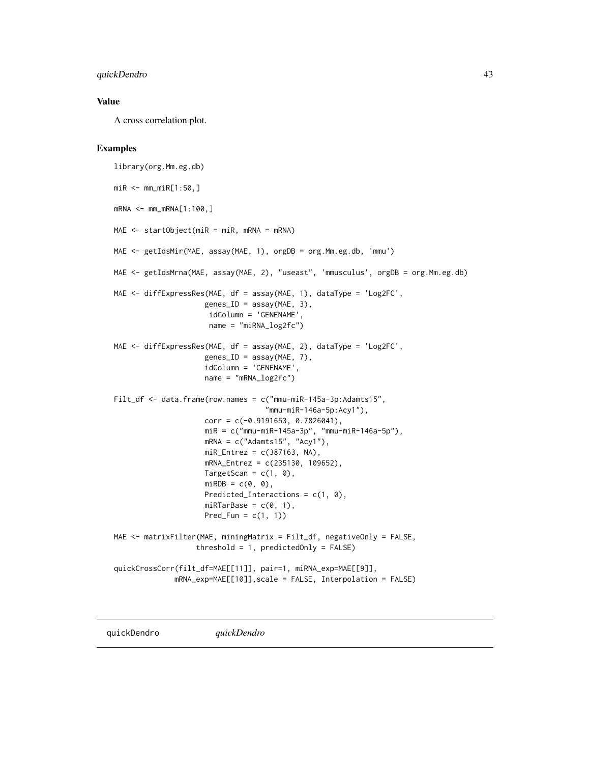### Value

A cross correlation plot.

### Examples

```
library(org.Mm.eg.db)

miR <- mm_miR[1:50,]

mRNA <- mm_mRNA[1:100,]

MAE <- startObject(miR = miR, mRNA = mRNA)

MAE <- getIdsMir(MAE, assay(MAE, 1), orgDB = org.Mm.eg.db, 'mmu')

MAE <- getIdsMrna(MAE, assay(MAE, 2), "useast", 'mmusculus', orgDB = org.Mm.eg.db)

MAE <- diffExpressRes(MAE, df = assay(MAE, 1), dataType = 'Log2FC',
                     genes_ID = assay(MAE, 3),
                      idColumn = 'GENENAME',
                      name = "miRNA_log2fc")

MAE <- diffExpressRes(MAE, df = assay(MAE, 2), dataType = 'Log2FC',
                     genes_ID = assay(MAE, 7),
                     idColumn = 'GENENAME',
                     name = "mRNA_log2fc")

Filt_df <- data.frame(row.names = c("mmu-miR-145a-3p:Adamts15",
                                    "mmu-miR-146a-5p:Acy1"),
                     corr = c(-0.9191653, 0.7826041),
                     miR = c("mmu-miR-145a-3p", "mmu-miR-146a-5p"),
                     mRNA = c("Adamts15", "Acy1"),
                     miR_Entrez = c(387163, NA),
                     mRNA_Entrez = c(235130, 109652),
                     TargetScan = c(1, 0),
                     miRDB = c(0, 0),
                     Predicted_Interactions = c(1, 0),
                     miRTarBase = c(0, 1),
                     Pred_Fun = c(1, 1))

MAE <- matrixFilter(MAE, miningMatrix = Filt_df, negativeOnly = FALSE,
                   threshold = 1, predictedOnly = FALSE)

quickCrossCorr(filt_df=MAE[[11]], pair=1, miRNA_exp=MAE[[9]],
              mRNA_exp=MAE[[10]],scale = FALSE, Interpolation = FALSE)
```

---

## quickDendro    *quickDendro*

---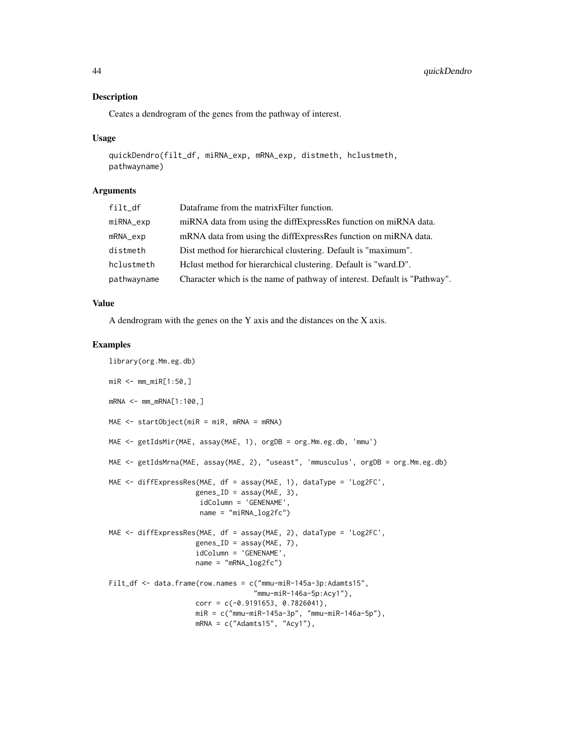## Description

Ceates a dendrogram of the genes from the pathway of interest.

## Usage

```
quickDendro(filt_df, miRNA_exp, mRNA_exp, distmeth, hclustmeth,
pathwayname)
```

## Arguments

| | |
|---|---|
| filt_df | Dataframe from the matrixFilter function. |
| miRNA_exp | miRNA data from using the diffExpressRes function on miRNA data. |
| mRNA_exp | mRNA data from using the diffExpressRes function on miRNA data. |
| distmeth | Dist method for hierarchical clustering. Default is "maximum". |
| hclustmeth | Hclust method for hierarchical clustering. Default is "ward.D". |
| pathwayname | Character which is the name of pathway of interest. Default is "Pathway". |

## Value

A dendrogram with the genes on the Y axis and the distances on the X axis.

## Examples

```
library(org.Mm.eg.db)

miR <- mm_miR[1:50,]

mRNA <- mm_mRNA[1:100,]

MAE <- startObject(miR = miR, mRNA = mRNA)

MAE <- getIdsMir(MAE, assay(MAE, 1), orgDB = org.Mm.eg.db, 'mmu')

MAE <- getIdsMrna(MAE, assay(MAE, 2), "useast", 'mmusculus', orgDB = org.Mm.eg.db)

MAE <- diffExpressRes(MAE, df = assay(MAE, 1), dataType = 'Log2FC',
                     genes_ID = assay(MAE, 3),
                      idColumn = 'GENENAME',
                      name = "miRNA_log2fc")

MAE <- diffExpressRes(MAE, df = assay(MAE, 2), dataType = 'Log2FC',
                     genes_ID = assay(MAE, 7),
                     idColumn = 'GENENAME',
                     name = "mRNA_log2fc")

Filt_df <- data.frame(row.names = c("mmu-miR-145a-3p:Adamts15",
                                 "mmu-miR-146a-5p:Acy1"),
                     corr = c(-0.9191653, 0.7826041),
                     miR = c("mmu-miR-145a-3p", "mmu-miR-146a-5p"),
                     mRNA = c("Adamts15", "Acy1"),
```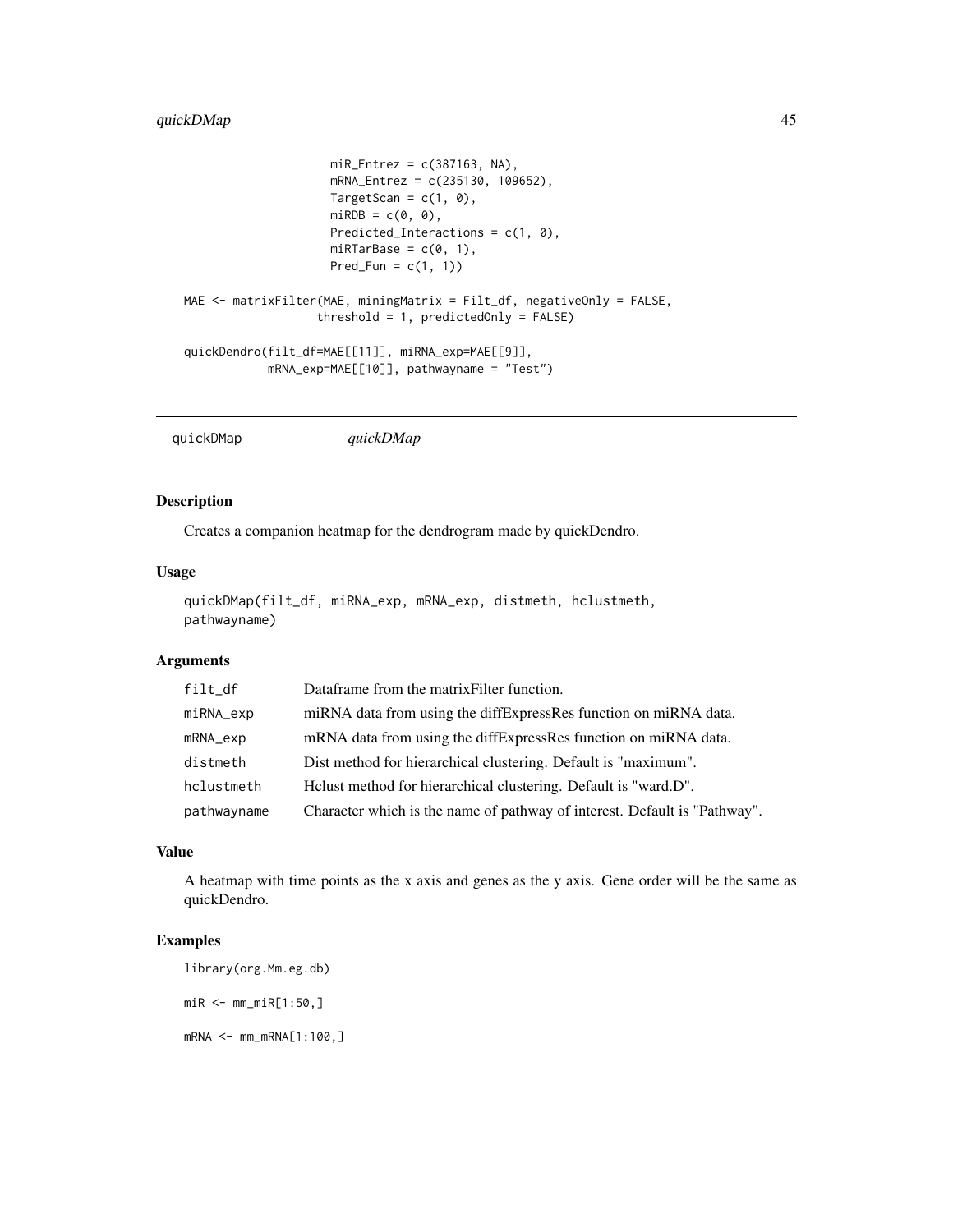```
                    miR_Entrez = c(387163, NA),
                    mRNA_Entrez = c(235130, 109652),
                    TargetScan = c(1, 0),
                    miRDB = c(0, 0),
                    Predicted_Interactions = c(1, 0),
                    miRTarBase = c(0, 1),
                    Pred_Fun = c(1, 1))

MAE <- matrixFilter(MAE, miningMatrix = Filt_df, negativeOnly = FALSE,
                   threshold = 1, predictedOnly = FALSE)

quickDendro(filt_df=MAE[[11]], miRNA_exp=MAE[[9]],
            mRNA_exp=MAE[[10]], pathwayname = "Test")
```

---

## quickDMap *quickDMap*

### Description

Creates a companion heatmap for the dendrogram made by quickDendro.

### Usage

```
quickDMap(filt_df, miRNA_exp, mRNA_exp, distmeth, hclustmeth,
pathwayname)
```

### Arguments

| | |
|---|---|
| filt_df | Dataframe from the matrixFilter function. |
| miRNA_exp | miRNA data from using the diffExpressRes function on miRNA data. |
| mRNA_exp | mRNA data from using the diffExpressRes function on miRNA data. |
| distmeth | Dist method for hierarchical clustering. Default is "maximum". |
| hclustmeth | Hclust method for hierarchical clustering. Default is "ward.D". |
| pathwayname | Character which is the name of pathway of interest. Default is "Pathway". |

### Value

A heatmap with time points as the x axis and genes as the y axis. Gene order will be the same as quickDendro.

### Examples

```
library(org.Mm.eg.db)

miR <- mm_miR[1:50,]

mRNA <- mm_mRNA[1:100,]
```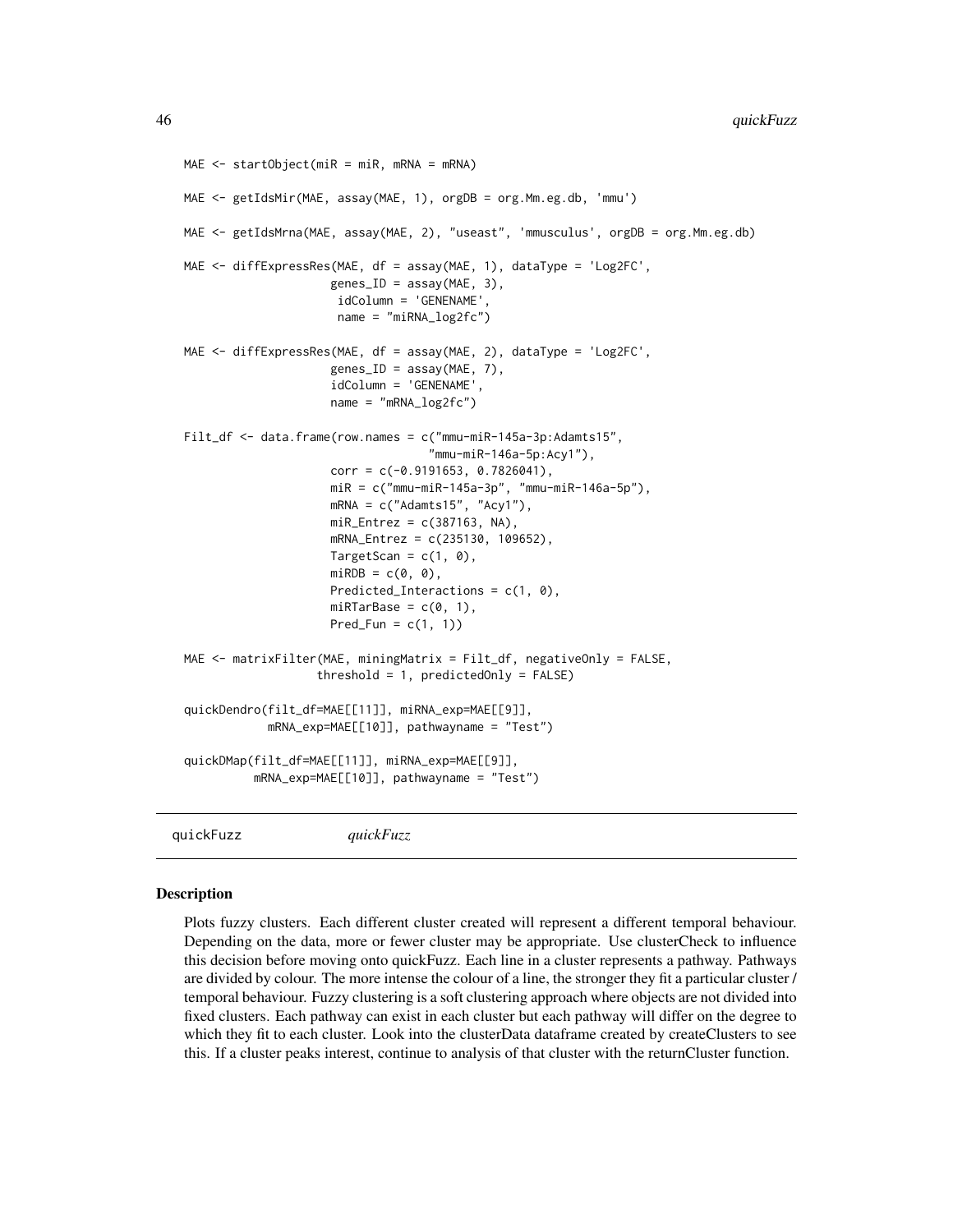```
MAE <- startObject(miR = miR, mRNA = mRNA)

MAE <- getIdsMir(MAE, assay(MAE, 1), orgDB = org.Mm.eg.db, 'mmu')

MAE <- getIdsMrna(MAE, assay(MAE, 2), "useast", 'mmusculus', orgDB = org.Mm.eg.db)

MAE <- diffExpressRes(MAE, df = assay(MAE, 1), dataType = 'Log2FC',
                     genes_ID = assay(MAE, 3),
                      idColumn = 'GENENAME',
                      name = "miRNA_log2fc")

MAE <- diffExpressRes(MAE, df = assay(MAE, 2), dataType = 'Log2FC',
                     genes_ID = assay(MAE, 7),
                     idColumn = 'GENENAME',
                     name = "mRNA_log2fc")

Filt_df <- data.frame(row.names = c("mmu-miR-145a-3p:Adamts15",
                                   "mmu-miR-146a-5p:Acy1"),
                     corr = c(-0.9191653, 0.7826041),
                     miR = c("mmu-miR-145a-3p", "mmu-miR-146a-5p"),
                     mRNA = c("Adamts15", "Acy1"),
                     miR_Entrez = c(387163, NA),
                     mRNA_Entrez = c(235130, 109652),
                     TargetScan = c(1, 0),
                     miRDB = c(0, 0),
                     Predicted_Interactions = c(1, 0),
                     miRTarBase = c(0, 1),
                     Pred_Fun = c(1, 1))

MAE <- matrixFilter(MAE, miningMatrix = Filt_df, negativeOnly = FALSE,
                   threshold = 1, predictedOnly = FALSE)

quickDendro(filt_df=MAE[[11]], miRNA_exp=MAE[[9]],
            mRNA_exp=MAE[[10]], pathwayname = "Test")

quickDMap(filt_df=MAE[[11]], miRNA_exp=MAE[[9]],
          mRNA_exp=MAE[[10]], pathwayname = "Test")
```

## quickFuzz *quickFuzz*

### Description

Plots fuzzy clusters. Each different cluster created will represent a different temporal behaviour. Depending on the data, more or fewer cluster may be appropriate. Use clusterCheck to influence this decision before moving onto quickFuzz. Each line in a cluster represents a pathway. Pathways are divided by colour. The more intense the colour of a line, the stronger they fit a particular cluster / temporal behaviour. Fuzzy clustering is a soft clustering approach where objects are not divided into fixed clusters. Each pathway can exist in each cluster but each pathway will differ on the degree to which they fit to each cluster. Look into the clusterData dataframe created by createClusters to see this. If a cluster peaks interest, continue to analysis of that cluster with the returnCluster function.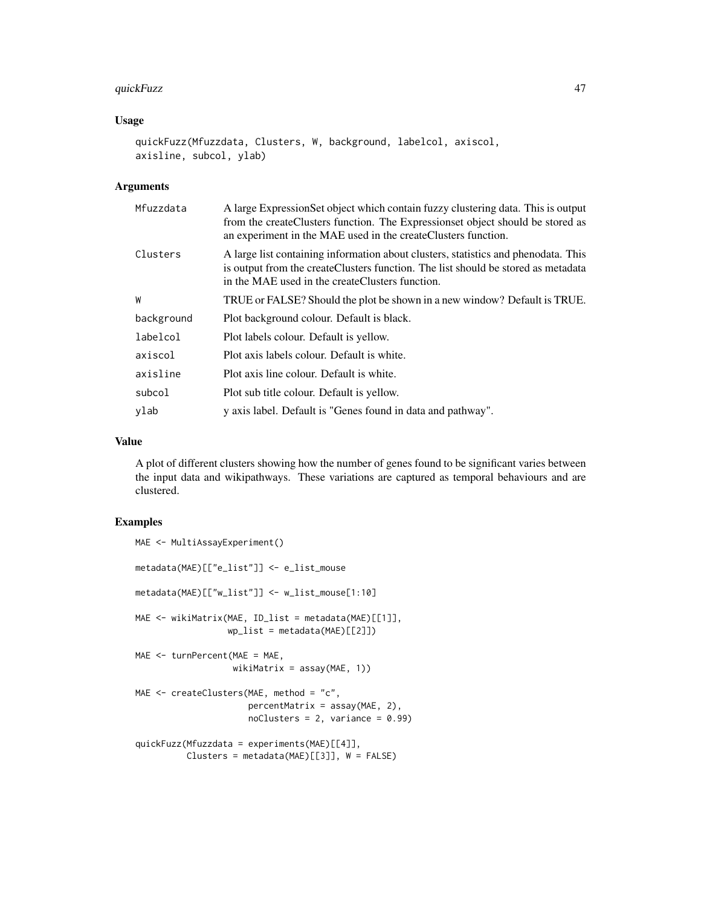## Usage

```
quickFuzz(Mfuzzdata, Clusters, W, background, labelcol, axiscol,
axisline, subcol, ylab)
```

## Arguments

| | |
|---|---|
| Mfuzzdata | A large ExpressionSet object which contain fuzzy clustering data. This is output from the createClusters function. The Expressionset object should be stored as an experiment in the MAE used in the createClusters function. |
| Clusters | A large list containing information about clusters, statistics and phenodata. This is output from the createClusters function. The list should be stored as metadata in the MAE used in the createClusters function. |
| W | TRUE or FALSE? Should the plot be shown in a new window? Default is TRUE. |
| background | Plot background colour. Default is black. |
| labelcol | Plot labels colour. Default is yellow. |
| axiscol | Plot axis labels colour. Default is white. |
| axisline | Plot axis line colour. Default is white. |
| subcol | Plot sub title colour. Default is yellow. |
| ylab | y axis label. Default is "Genes found in data and pathway". |

## Value

A plot of different clusters showing how the number of genes found to be significant varies between the input data and wikipathways. These variations are captured as temporal behaviours and are clustered.

## Examples

```
MAE <- MultiAssayExperiment()

metadata(MAE)[["e_list"]] <- e_list_mouse

metadata(MAE)[["w_list"]] <- w_list_mouse[1:10]

MAE <- wikiMatrix(MAE, ID_list = metadata(MAE)[[1]],
                  wp_list = metadata(MAE)[[2]])

MAE <- turnPercent(MAE = MAE,
                   wikiMatrix = assay(MAE, 1))

MAE <- createClusters(MAE, method = "c",
                      percentMatrix = assay(MAE, 2),
                      noClusters = 2, variance = 0.99)

quickFuzz(Mfuzzdata = experiments(MAE)[[4]],
          Clusters = metadata(MAE)[[3]], W = FALSE)
```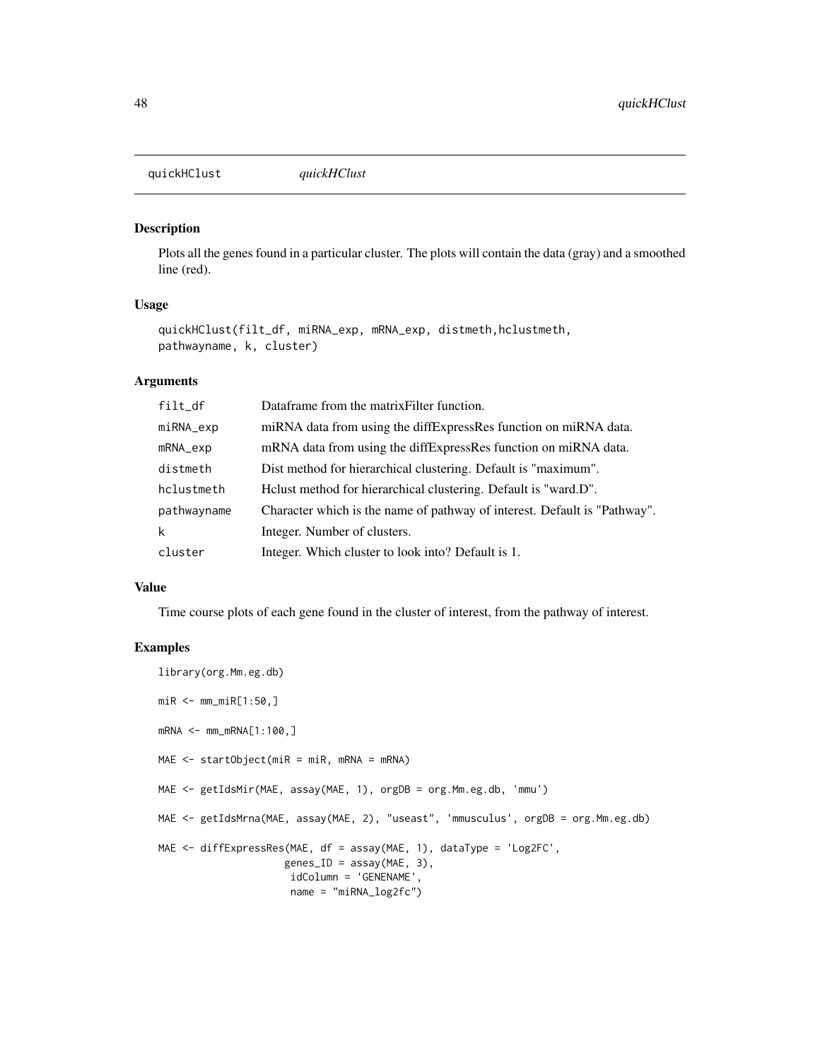## quickHClust *quickHClust*

### Description

Plots all the genes found in a particular cluster. The plots will contain the data (gray) and a smoothed line (red).

### Usage

```
quickHClust(filt_df, miRNA_exp, mRNA_exp, distmeth,hclustmeth,
pathwayname, k, cluster)
```

### Arguments

| | |
|---|---|
| filt_df | Dataframe from the matrixFilter function. |
| miRNA_exp | miRNA data from using the diffExpressRes function on miRNA data. |
| mRNA_exp | mRNA data from using the diffExpressRes function on miRNA data. |
| distmeth | Dist method for hierarchical clustering. Default is "maximum". |
| hclustmeth | Hclust method for hierarchical clustering. Default is "ward.D". |
| pathwayname | Character which is the name of pathway of interest. Default is "Pathway". |
| k | Integer. Number of clusters. |
| cluster | Integer. Which cluster to look into? Default is 1. |

### Value

Time course plots of each gene found in the cluster of interest, from the pathway of interest.

### Examples

```
library(org.Mm.eg.db)

miR <- mm_miR[1:50,]

mRNA <- mm_mRNA[1:100,]

MAE <- startObject(miR = miR, mRNA = mRNA)

MAE <- getIdsMir(MAE, assay(MAE, 1), orgDB = org.Mm.eg.db, 'mmu')

MAE <- getIdsMrna(MAE, assay(MAE, 2), "useast", 'mmusculus', orgDB = org.Mm.eg.db)

MAE <- diffExpressRes(MAE, df = assay(MAE, 1), dataType = 'Log2FC',
                    genes_ID = assay(MAE, 3),
                     idColumn = 'GENENAME',
                     name = "miRNA_log2fc")
```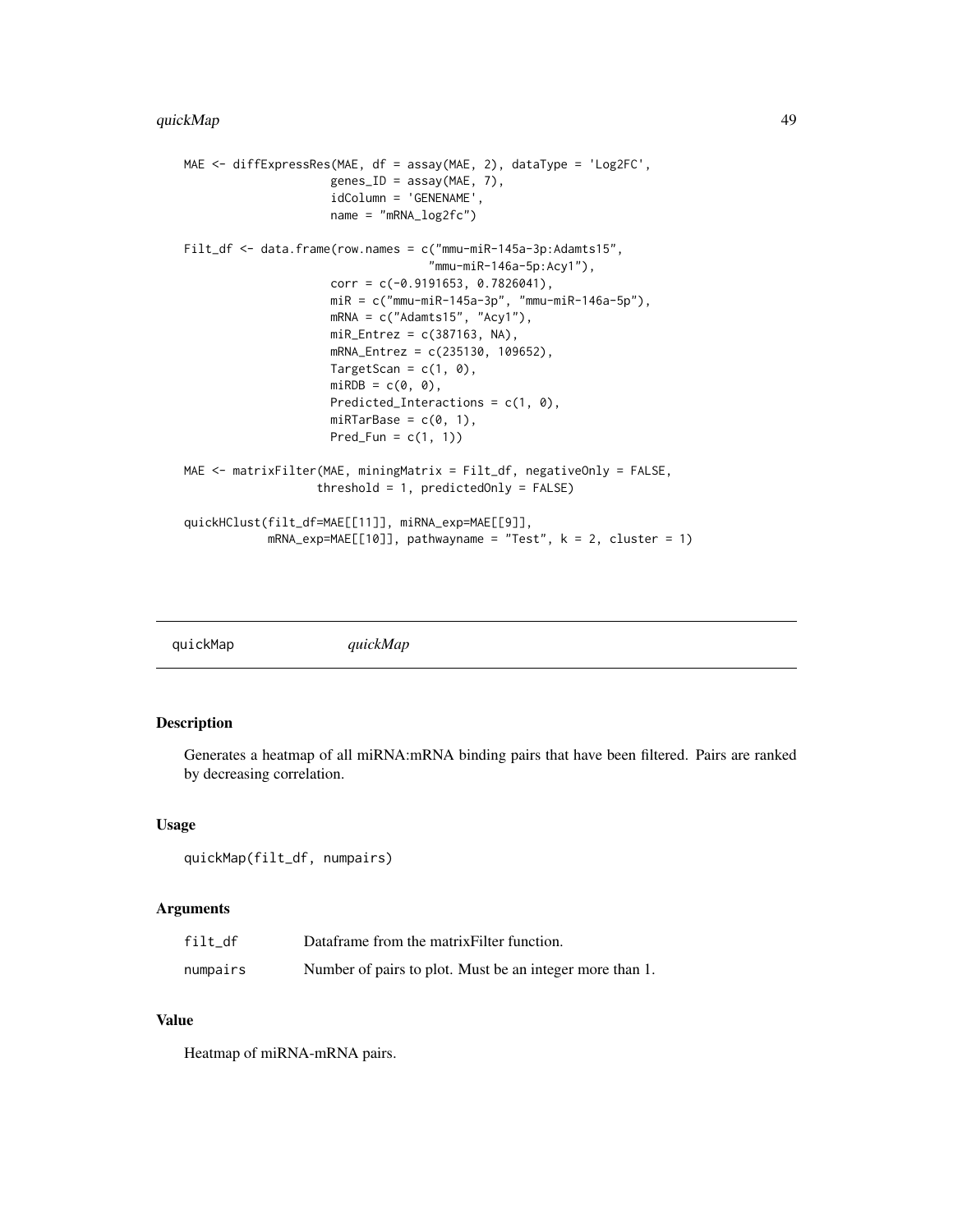```
MAE <- diffExpressRes(MAE, df = assay(MAE, 2), dataType = 'Log2FC',
                      genes_ID = assay(MAE, 7),
                      idColumn = 'GENENAME',
                      name = "mRNA_log2fc")

Filt_df <- data.frame(row.names = c("mmu-miR-145a-3p:Adamts15",
                                    "mmu-miR-146a-5p:Acy1"),
                      corr = c(-0.9191653, 0.7826041),
                      miR = c("mmu-miR-145a-3p", "mmu-miR-146a-5p"),
                      mRNA = c("Adamts15", "Acy1"),
                      miR_Entrez = c(387163, NA),
                      mRNA_Entrez = c(235130, 109652),
                      TargetScan = c(1, 0),
                      miRDB = c(0, 0),
                      Predicted_Interactions = c(1, 0),
                      miRTarBase = c(0, 1),
                      Pred_Fun = c(1, 1))

MAE <- matrixFilter(MAE, miningMatrix = Filt_df, negativeOnly = FALSE,
                    threshold = 1, predictedOnly = FALSE)

quickHClust(filt_df=MAE[[11]], miRNA_exp=MAE[[9]],
            mRNA_exp=MAE[[10]], pathwayname = "Test", k = 2, cluster = 1)
```

## quickMap *quickMap*

### Description

Generates a heatmap of all miRNA:mRNA binding pairs that have been filtered. Pairs are ranked by decreasing correlation.

### Usage

```
quickMap(filt_df, numpairs)
```

### Arguments

| | |
|---|---|
| filt_df | Dataframe from the matrixFilter function. |
| numpairs | Number of pairs to plot. Must be an integer more than 1. |

### Value

Heatmap of miRNA-mRNA pairs.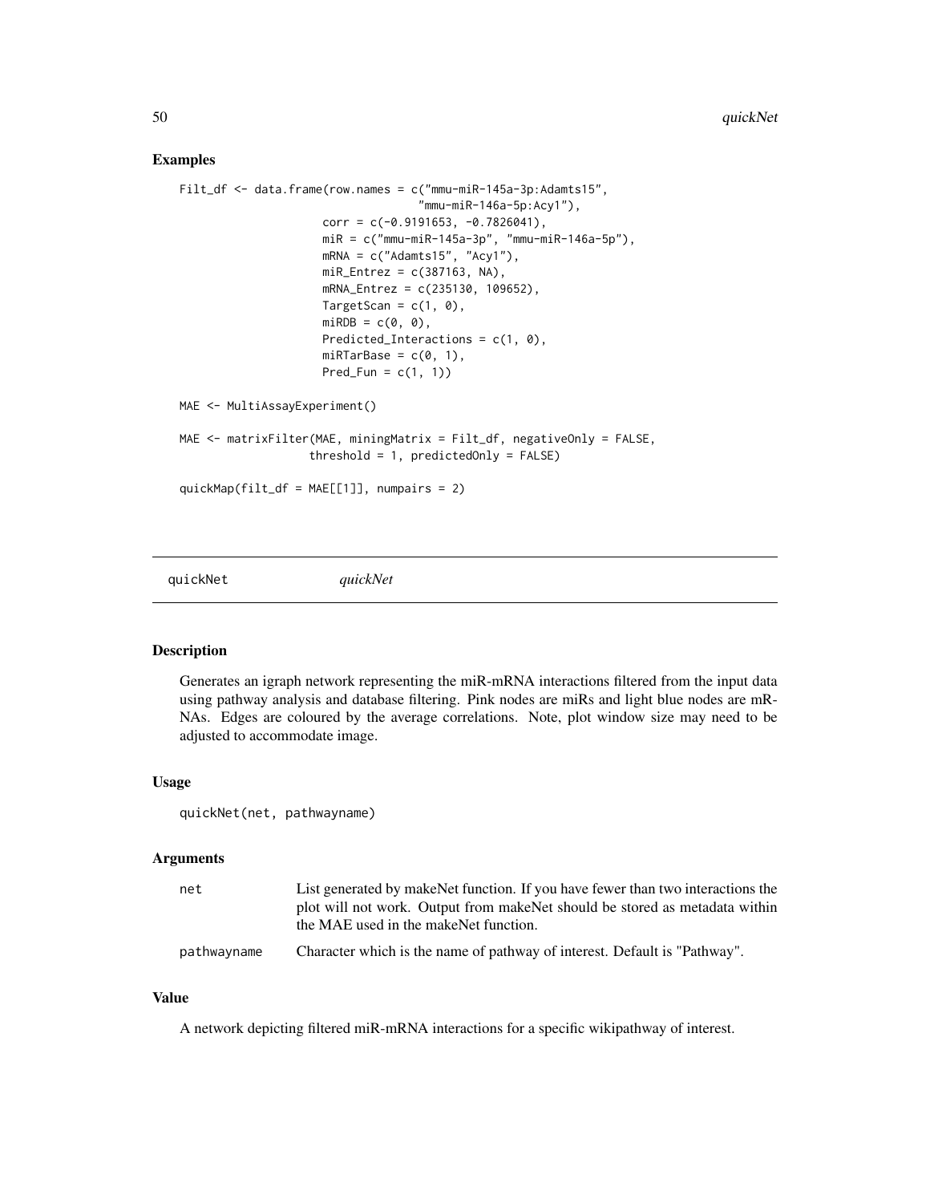## Examples

```
Filt_df <- data.frame(row.names = c("mmu-miR-145a-3p:Adamts15",
                                    "mmu-miR-146a-5p:Acy1"),
                      corr = c(-0.9191653, -0.7826041),
                      miR = c("mmu-miR-145a-3p", "mmu-miR-146a-5p"),
                      mRNA = c("Adamts15", "Acy1"),
                      miR_Entrez = c(387163, NA),
                      mRNA_Entrez = c(235130, 109652),
                      TargetScan = c(1, 0),
                      miRDB = c(0, 0),
                      Predicted_Interactions = c(1, 0),
                      miRTarBase = c(0, 1),
                      Pred_Fun = c(1, 1))

MAE <- MultiAssayExperiment()

MAE <- matrixFilter(MAE, miningMatrix = Filt_df, negativeOnly = FALSE,
                    threshold = 1, predictedOnly = FALSE)

quickMap(filt_df = MAE[[1]], numpairs = 2)
```

---

# quickNet *quickNet*

## Description

Generates an igraph network representing the miR-mRNA interactions filtered from the input data using pathway analysis and database filtering. Pink nodes are miRs and light blue nodes are mRNAs. Edges are coloured by the average correlations. Note, plot window size may need to be adjusted to accommodate image.

## Usage

```
quickNet(net, pathwayname)
```

## Arguments

| | |
|---|---|
| net | List generated by makeNet function. If you have fewer than two interactions the plot will not work. Output from makeNet should be stored as metadata within the MAE used in the makeNet function. |
| pathwayname | Character which is the name of pathway of interest. Default is "Pathway". |

## Value

A network depicting filtered miR-mRNA interactions for a specific wikipathway of interest.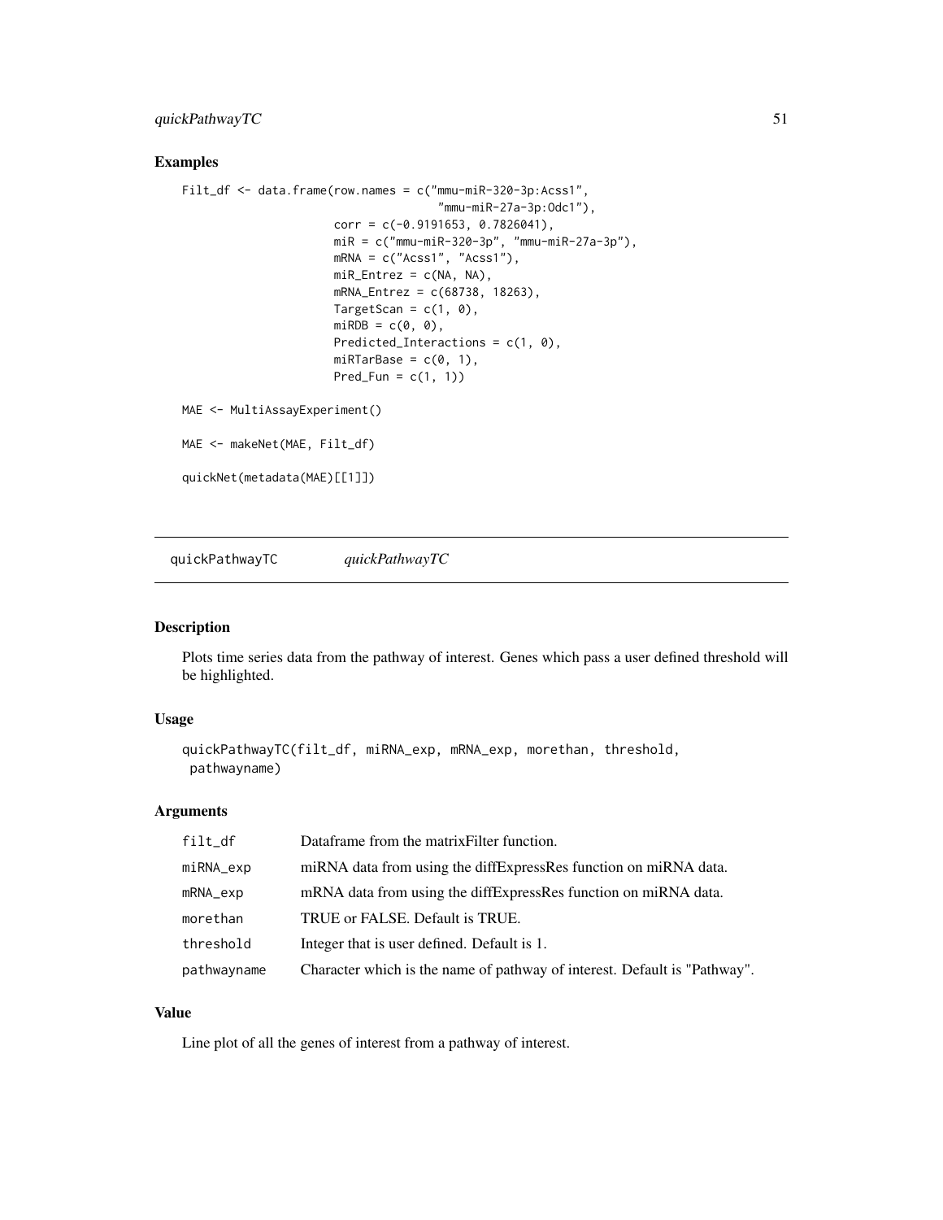## Examples

```
Filt_df <- data.frame(row.names = c("mmu-miR-320-3p:Acss1",
                                     "mmu-miR-27a-3p:Odc1"),
                      corr = c(-0.9191653, 0.7826041),
                      miR = c("mmu-miR-320-3p", "mmu-miR-27a-3p"),
                      mRNA = c("Acss1", "Acss1"),
                      miR_Entrez = c(NA, NA),
                      mRNA_Entrez = c(68738, 18263),
                      TargetScan = c(1, 0),
                      miRDB = c(0, 0),
                      Predicted_Interactions = c(1, 0),
                      miRTarBase = c(0, 1),
                      Pred_Fun = c(1, 1))

MAE <- MultiAssayExperiment()

MAE <- makeNet(MAE, Filt_df)

quickNet(metadata(MAE)[[1]])
```

---

# quickPathwayTC *quickPathwayTC*

## Description

Plots time series data from the pathway of interest. Genes which pass a user defined threshold will be highlighted.

## Usage

```
quickPathwayTC(filt_df, miRNA_exp, mRNA_exp, morethan, threshold,
 pathwayname)
```

## Arguments

| | |
|---|---|
| filt_df | Dataframe from the matrixFilter function. |
| miRNA_exp | miRNA data from using the diffExpressRes function on miRNA data. |
| mRNA_exp | mRNA data from using the diffExpressRes function on miRNA data. |
| morethan | TRUE or FALSE. Default is TRUE. |
| threshold | Integer that is user defined. Default is 1. |
| pathwayname | Character which is the name of pathway of interest. Default is "Pathway". |

## Value

Line plot of all the genes of interest from a pathway of interest.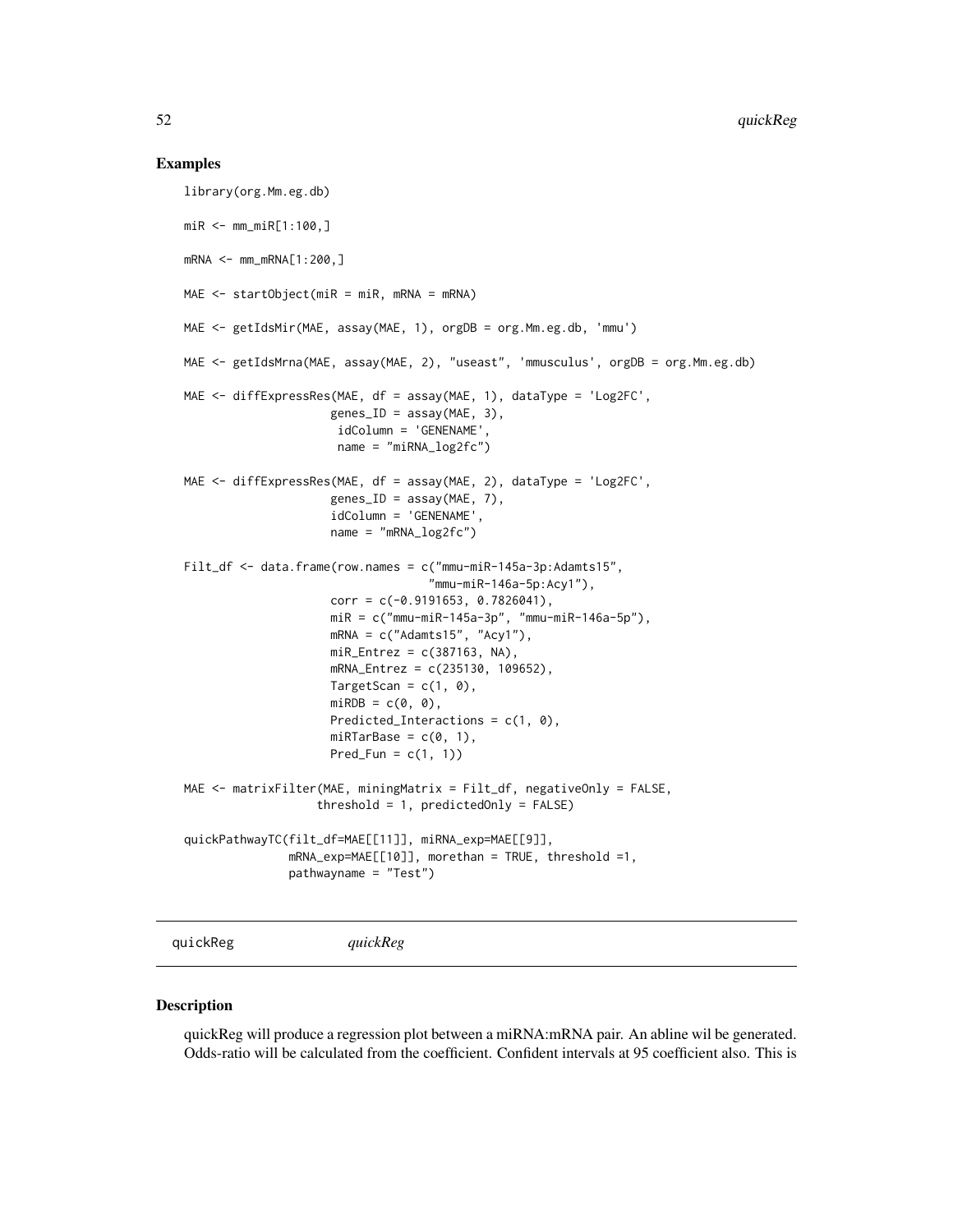## Examples

```
library(org.Mm.eg.db)

miR <- mm_miR[1:100,]

mRNA <- mm_mRNA[1:200,]

MAE <- startObject(miR = miR, mRNA = mRNA)

MAE <- getIdsMir(MAE, assay(MAE, 1), orgDB = org.Mm.eg.db, 'mmu')

MAE <- getIdsMrna(MAE, assay(MAE, 2), "useast", 'mmusculus', orgDB = org.Mm.eg.db)

MAE <- diffExpressRes(MAE, df = assay(MAE, 1), dataType = 'Log2FC',
                      genes_ID = assay(MAE, 3),
                       idColumn = 'GENENAME',
                       name = "miRNA_log2fc")

MAE <- diffExpressRes(MAE, df = assay(MAE, 2), dataType = 'Log2FC',
                      genes_ID = assay(MAE, 7),
                      idColumn = 'GENENAME',
                      name = "mRNA_log2fc")

Filt_df <- data.frame(row.names = c("mmu-miR-145a-3p:Adamts15",
                                    "mmu-miR-146a-5p:Acy1"),
                      corr = c(-0.9191653, 0.7826041),
                      miR = c("mmu-miR-145a-3p", "mmu-miR-146a-5p"),
                      mRNA = c("Adamts15", "Acy1"),
                      miR_Entrez = c(387163, NA),
                      mRNA_Entrez = c(235130, 109652),
                      TargetScan = c(1, 0),
                      miRDB = c(0, 0),
                      Predicted_Interactions = c(1, 0),
                      miRTarBase = c(0, 1),
                      Pred_Fun = c(1, 1))

MAE <- matrixFilter(MAE, miningMatrix = Filt_df, negativeOnly = FALSE,
                    threshold = 1, predictedOnly = FALSE)

quickPathwayTC(filt_df=MAE[[11]], miRNA_exp=MAE[[9]],
               mRNA_exp=MAE[[10]], morethan = TRUE, threshold =1,
               pathwayname = "Test")
```

---

# quickReg *quickReg*

---

## Description

quickReg will produce a regression plot between a miRNA:mRNA pair. An abline wil be generated. Odds-ratio will be calculated from the coefficient. Confident intervals at 95 coefficient also. This is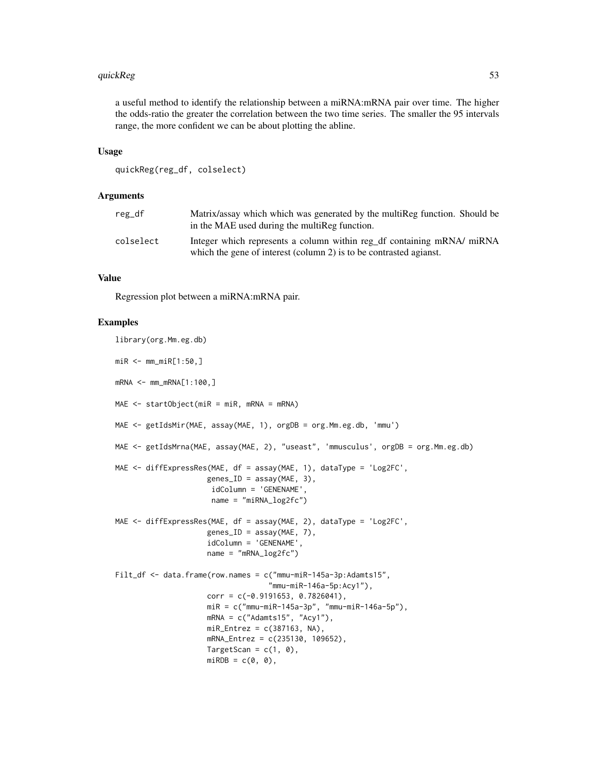a useful method to identify the relationship between a miRNA:mRNA pair over time. The higher the odds-ratio the greater the correlation between the two time series. The smaller the 95 intervals range, the more confident we can be about plotting the abline.

### Usage

```
quickReg(reg_df, colselect)
```

### Arguments

| | |
|---|---|
| reg_df | Matrix/assay which which was generated by the multiReg function. Should be in the MAE used during the multiReg function. |
| colselect | Integer which represents a column within reg_df containing mRNA/ miRNA which the gene of interest (column 2) is to be contrasted agianst. |

### Value

Regression plot between a miRNA:mRNA pair.

### Examples

```
library(org.Mm.eg.db)

miR <- mm_miR[1:50,]

mRNA <- mm_mRNA[1:100,]

MAE <- startObject(miR = miR, mRNA = mRNA)

MAE <- getIdsMir(MAE, assay(MAE, 1), orgDB = org.Mm.eg.db, 'mmu')

MAE <- getIdsMrna(MAE, assay(MAE, 2), "useast", 'mmusculus', orgDB = org.Mm.eg.db)

MAE <- diffExpressRes(MAE, df = assay(MAE, 1), dataType = 'Log2FC',
                      genes_ID = assay(MAE, 3),
                       idColumn = 'GENENAME',
                       name = "miRNA_log2fc")

MAE <- diffExpressRes(MAE, df = assay(MAE, 2), dataType = 'Log2FC',
                      genes_ID = assay(MAE, 7),
                      idColumn = 'GENENAME',
                      name = "mRNA_log2fc")

Filt_df <- data.frame(row.names = c("mmu-miR-145a-3p:Adamts15",
                                    "mmu-miR-146a-5p:Acy1"),
                      corr = c(-0.9191653, 0.7826041),
                      miR = c("mmu-miR-145a-3p", "mmu-miR-146a-5p"),
                      mRNA = c("Adamts15", "Acy1"),
                      miR_Entrez = c(387163, NA),
                      mRNA_Entrez = c(235130, 109652),
                      TargetScan = c(1, 0),
                      miRDB = c(0, 0),
```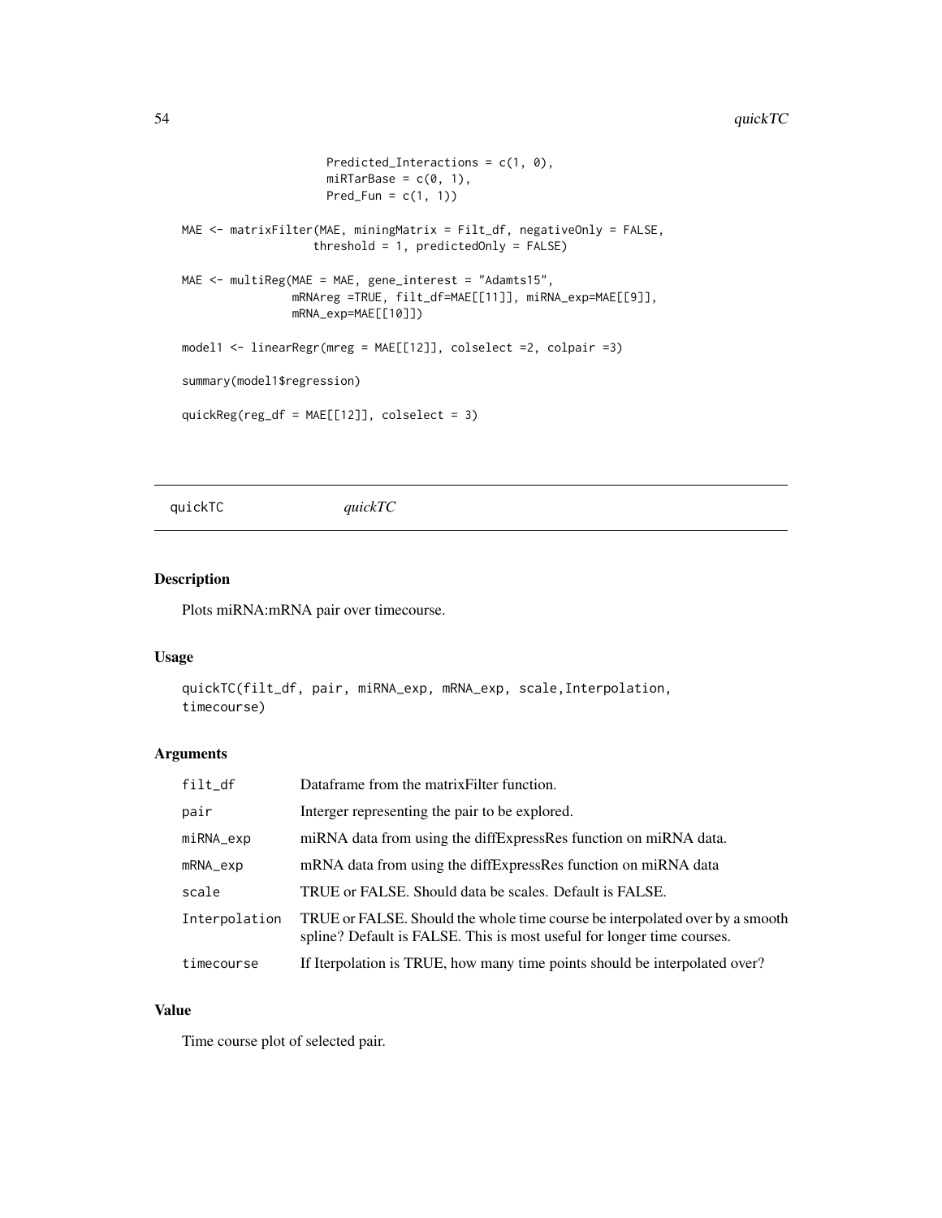```
                     Predicted_Interactions = c(1, 0),
                     miRTarBase = c(0, 1),
                     Pred_Fun = c(1, 1))

MAE <- matrixFilter(MAE, miningMatrix = Filt_df, negativeOnly = FALSE,
                  threshold = 1, predictedOnly = FALSE)

MAE <- multiReg(MAE = MAE, gene_interest = "Adamts15",
                mRNAreg =TRUE, filt_df=MAE[[11]], miRNA_exp=MAE[[9]],
                mRNA_exp=MAE[[10]])

model1 <- linearRegr(mreg = MAE[[12]], colselect =2, colpair =3)

summary(model1$regression)

quickReg(reg_df = MAE[[12]], colselect = 3)
```

## quickTC *quickTC*

### Description

Plots miRNA:mRNA pair over timecourse.

### Usage

```
quickTC(filt_df, pair, miRNA_exp, mRNA_exp, scale,Interpolation,
timecourse)
```

### Arguments

| | |
|---|---|
| filt_df | Dataframe from the matrixFilter function. |
| pair | Interger representing the pair to be explored. |
| miRNA_exp | miRNA data from using the diffExpressRes function on miRNA data. |
| mRNA_exp | mRNA data from using the diffExpressRes function on miRNA data |
| scale | TRUE or FALSE. Should data be scales. Default is FALSE. |
| Interpolation | TRUE or FALSE. Should the whole time course be interpolated over by a smooth spline? Default is FALSE. This is most useful for longer time courses. |
| timecourse | If Iterpolation is TRUE, how many time points should be interpolated over? |

### Value

Time course plot of selected pair.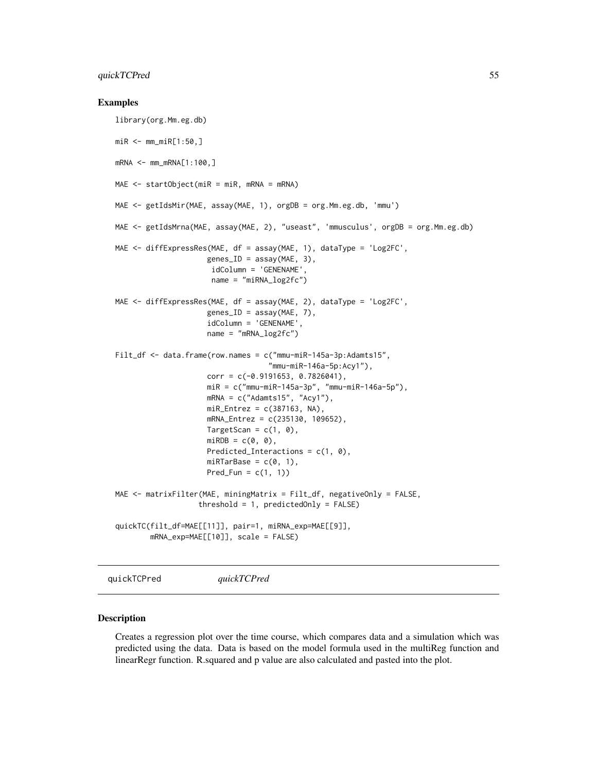## Examples

```
library(org.Mm.eg.db)

miR <- mm_miR[1:50,]

mRNA <- mm_mRNA[1:100,]

MAE <- startObject(miR = miR, mRNA = mRNA)

MAE <- getIdsMir(MAE, assay(MAE, 1), orgDB = org.Mm.eg.db, 'mmu')

MAE <- getIdsMrna(MAE, assay(MAE, 2), "useast", 'mmusculus', orgDB = org.Mm.eg.db)

MAE <- diffExpressRes(MAE, df = assay(MAE, 1), dataType = 'Log2FC',
                      genes_ID = assay(MAE, 3),
                       idColumn = 'GENENAME',
                       name = "miRNA_log2fc")

MAE <- diffExpressRes(MAE, df = assay(MAE, 2), dataType = 'Log2FC',
                      genes_ID = assay(MAE, 7),
                      idColumn = 'GENENAME',
                      name = "mRNA_log2fc")

Filt_df <- data.frame(row.names = c("mmu-miR-145a-3p:Adamts15",
                                    "mmu-miR-146a-5p:Acy1"),
                      corr = c(-0.9191653, 0.7826041),
                      miR = c("mmu-miR-145a-3p", "mmu-miR-146a-5p"),
                      mRNA = c("Adamts15", "Acy1"),
                      miR_Entrez = c(387163, NA),
                      mRNA_Entrez = c(235130, 109652),
                      TargetScan = c(1, 0),
                      miRDB = c(0, 0),
                      Predicted_Interactions = c(1, 0),
                      miRTarBase = c(0, 1),
                      Pred_Fun = c(1, 1))

MAE <- matrixFilter(MAE, miningMatrix = Filt_df, negativeOnly = FALSE,
                    threshold = 1, predictedOnly = FALSE)

quickTC(filt_df=MAE[[11]], pair=1, miRNA_exp=MAE[[9]],
        mRNA_exp=MAE[[10]], scale = FALSE)
```

---

# quickTCPred *quickTCPred*

---

## Description

Creates a regression plot over the time course, which compares data and a simulation which was predicted using the data. Data is based on the model formula used in the multiReg function and linearRegr function. R.squared and p value are also calculated and pasted into the plot.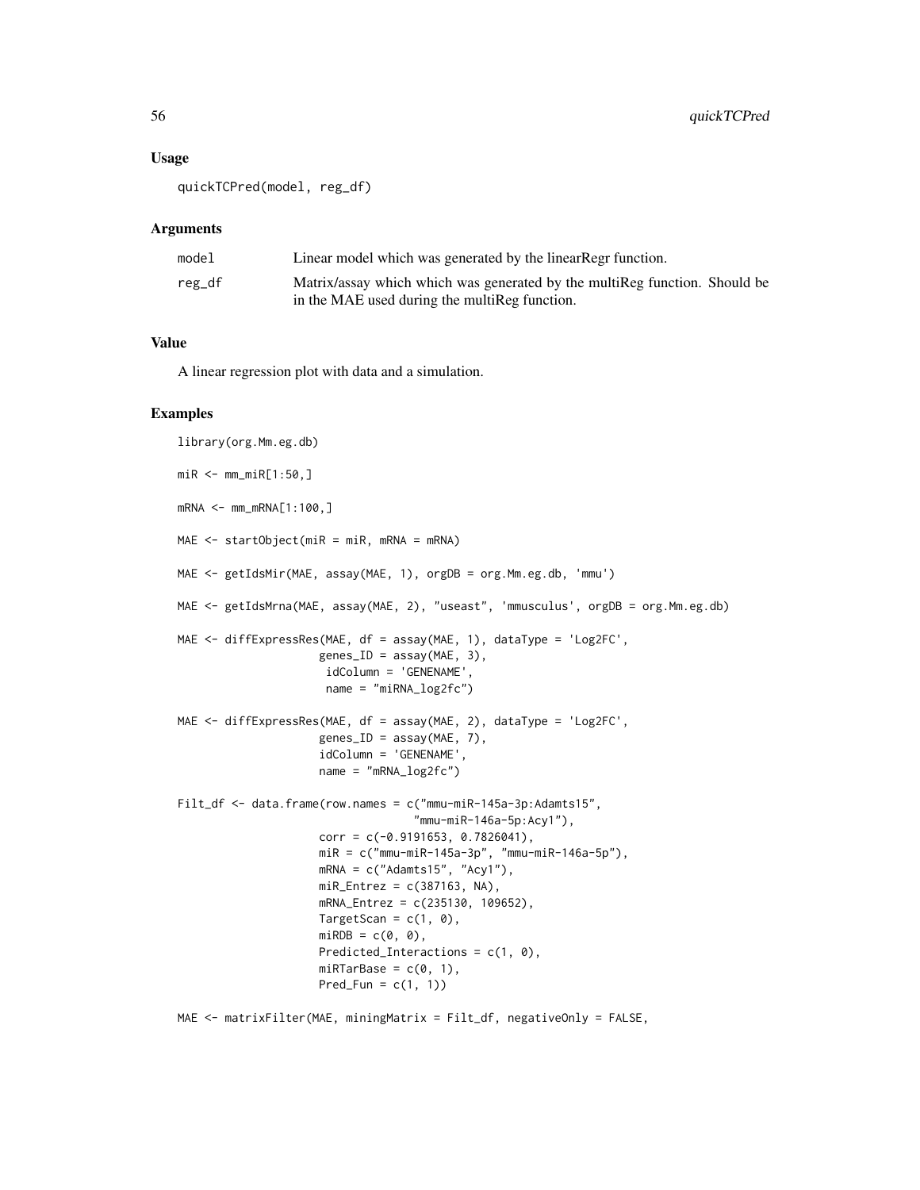### Usage

```
quickTCPred(model, reg_df)
```

### Arguments

| | |
|---|---|
| model | Linear model which was generated by the linearRegr function. |
| reg_df | Matrix/assay which which was generated by the multiReg function. Should be in the MAE used during the multiReg function. |

### Value

A linear regression plot with data and a simulation.

### Examples

```
library(org.Mm.eg.db)

miR <- mm_miR[1:50,]

mRNA <- mm_mRNA[1:100,]

MAE <- startObject(miR = miR, mRNA = mRNA)

MAE <- getIdsMir(MAE, assay(MAE, 1), orgDB = org.Mm.eg.db, 'mmu')

MAE <- getIdsMrna(MAE, assay(MAE, 2), "useast", 'mmusculus', orgDB = org.Mm.eg.db)

MAE <- diffExpressRes(MAE, df = assay(MAE, 1), dataType = 'Log2FC',
                      genes_ID = assay(MAE, 3),
                       idColumn = 'GENENAME',
                       name = "miRNA_log2fc")

MAE <- diffExpressRes(MAE, df = assay(MAE, 2), dataType = 'Log2FC',
                      genes_ID = assay(MAE, 7),
                      idColumn = 'GENENAME',
                      name = "mRNA_log2fc")

Filt_df <- data.frame(row.names = c("mmu-miR-145a-3p:Adamts15",
                                    "mmu-miR-146a-5p:Acy1"),
                      corr = c(-0.9191653, 0.7826041),
                      miR = c("mmu-miR-145a-3p", "mmu-miR-146a-5p"),
                      mRNA = c("Adamts15", "Acy1"),
                      miR_Entrez = c(387163, NA),
                      mRNA_Entrez = c(235130, 109652),
                      TargetScan = c(1, 0),
                      miRDB = c(0, 0),
                      Predicted_Interactions = c(1, 0),
                      miRTarBase = c(0, 1),
                      Pred_Fun = c(1, 1))

MAE <- matrixFilter(MAE, miningMatrix = Filt_df, negativeOnly = FALSE,
```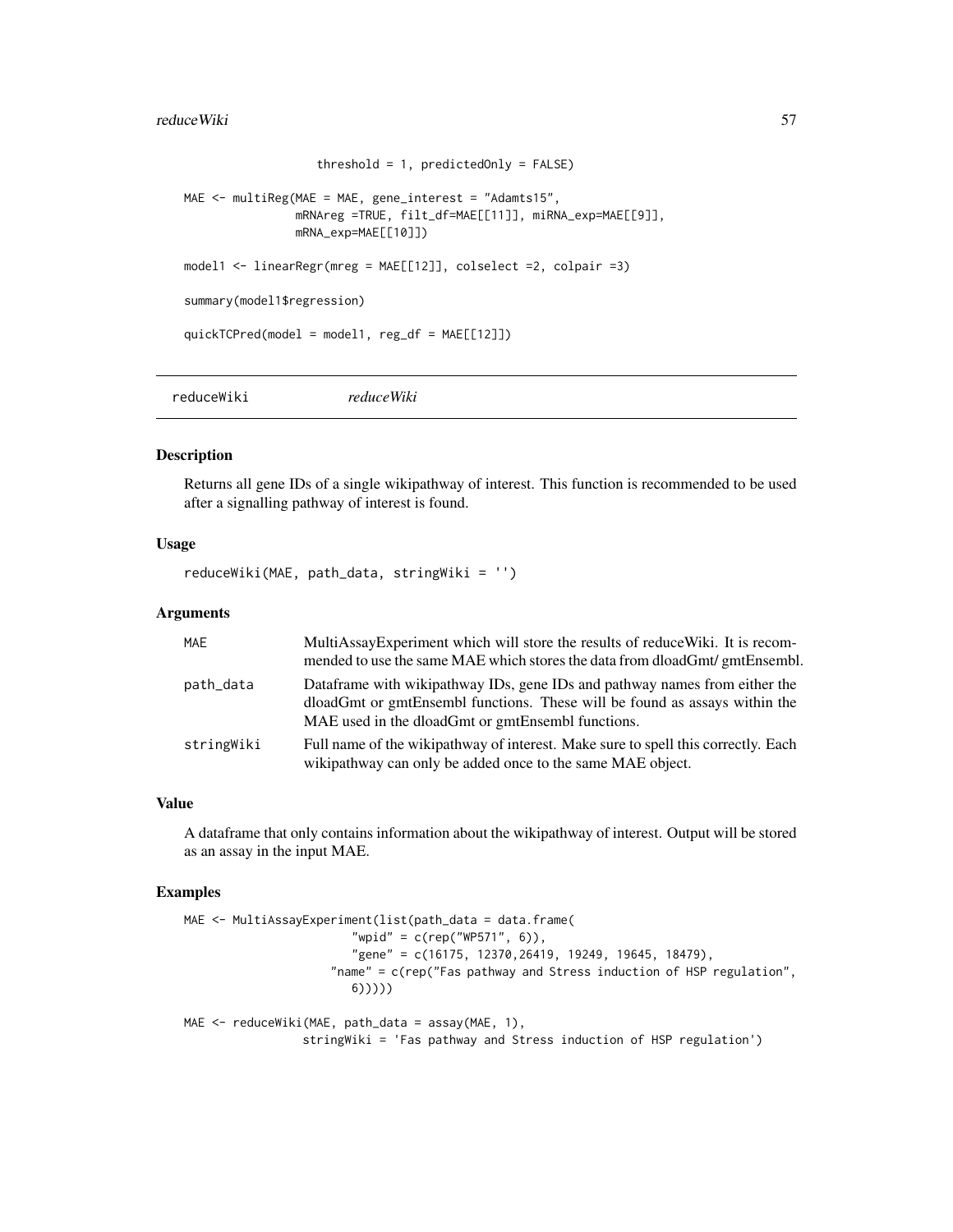```
                   threshold = 1, predictedOnly = FALSE)

MAE <- multiReg(MAE = MAE, gene_interest = "Adamts15",
                mRNAreg =TRUE, filt_df=MAE[[11]], miRNA_exp=MAE[[9]],
                mRNA_exp=MAE[[10]])

model1 <- linearRegr(mreg = MAE[[12]], colselect =2, colpair =3)

summary(model1$regression)

quickTCPred(model = model1, reg_df = MAE[[12]])
```

---

reduceWiki *reduceWiki*

---

## Description

Returns all gene IDs of a single wikipathway of interest. This function is recommended to be used after a signalling pathway of interest is found.

## Usage

```
reduceWiki(MAE, path_data, stringWiki = '')
```

## Arguments

| | |
|---|---|
| MAE | MultiAssayExperiment which will store the results of reduceWiki. It is recommended to use the same MAE which stores the data from dloadGmt/ gmtEnsembl. |
| path_data | Dataframe with wikipathway IDs, gene IDs and pathway names from either the dloadGmt or gmtEnsembl functions. These will be found as assays within the MAE used in the dloadGmt or gmtEnsembl functions. |
| stringWiki | Full name of the wikipathway of interest. Make sure to spell this correctly. Each wikipathway can only be added once to the same MAE object. |

## Value

A dataframe that only contains information about the wikipathway of interest. Output will be stored as an assay in the input MAE.

## Examples

```
MAE <- MultiAssayExperiment(list(path_data = data.frame(
                        "wpid" = c(rep("WP571", 6)),
                        "gene" = c(16175, 12370,26419, 19249, 19645, 18479),
                     "name" = c(rep("Fas pathway and Stress induction of HSP regulation",
                        6)))))

MAE <- reduceWiki(MAE, path_data = assay(MAE, 1),
                stringWiki = 'Fas pathway and Stress induction of HSP regulation')
```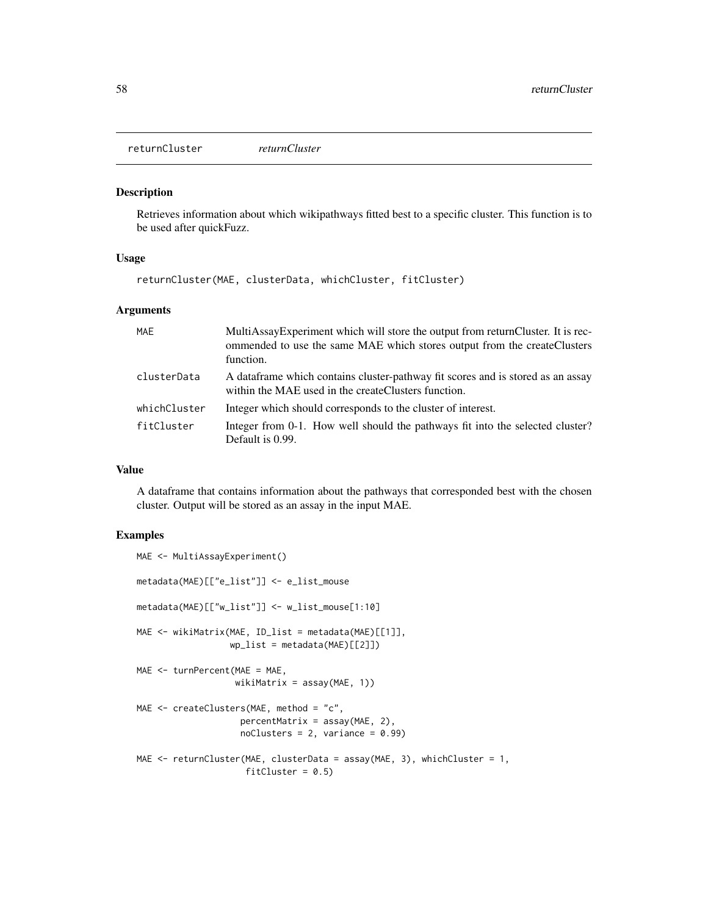# returnCluster *returnCluster*

## Description

Retrieves information about which wikipathways fitted best to a specific cluster. This function is to be used after quickFuzz.

## Usage

```
returnCluster(MAE, clusterData, whichCluster, fitCluster)
```

## Arguments

| | |
|---|---|
| MAE | MultiAssayExperiment which will store the output from returnCluster. It is recommended to use the same MAE which stores output from the createClusters function. |
| clusterData | A dataframe which contains cluster-pathway fit scores and is stored as an assay within the MAE used in the createClusters function. |
| whichCluster | Integer which should corresponds to the cluster of interest. |
| fitCluster | Integer from 0-1. How well should the pathways fit into the selected cluster? Default is 0.99. |

## Value

A dataframe that contains information about the pathways that corresponded best with the chosen cluster. Output will be stored as an assay in the input MAE.

## Examples

```
MAE <- MultiAssayExperiment()

metadata(MAE)[["e_list"]] <- e_list_mouse

metadata(MAE)[["w_list"]] <- w_list_mouse[1:10]

MAE <- wikiMatrix(MAE, ID_list = metadata(MAE)[[1]],
                  wp_list = metadata(MAE)[[2]])

MAE <- turnPercent(MAE = MAE,
                   wikiMatrix = assay(MAE, 1))

MAE <- createClusters(MAE, method = "c",
                      percentMatrix = assay(MAE, 2),
                      noClusters = 2, variance = 0.99)

MAE <- returnCluster(MAE, clusterData = assay(MAE, 3), whichCluster = 1,
                     fitCluster = 0.5)
```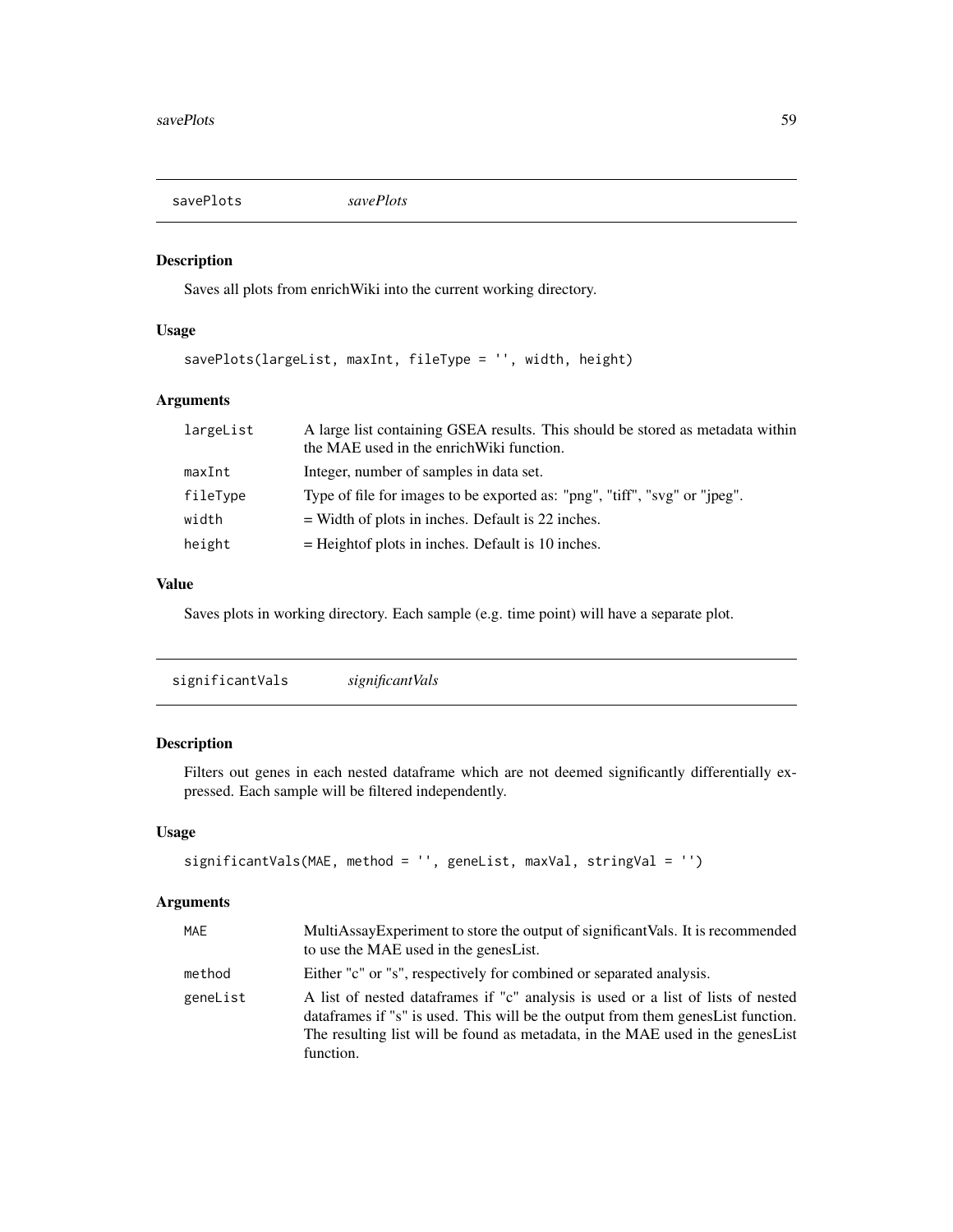## savePlots    *savePlots*

### Description

Saves all plots from enrichWiki into the current working directory.

### Usage

```
savePlots(largeList, maxInt, fileType = '', width, height)
```

### Arguments

| | |
|---|---|
| largeList | A large list containing GSEA results. This should be stored as metadata within the MAE used in the enrichWiki function. |
| maxInt | Integer, number of samples in data set. |
| fileType | Type of file for images to be exported as: "png", "tiff", "svg" or "jpeg". |
| width | = Width of plots in inches. Default is 22 inches. |
| height | = Heightof plots in inches. Default is 10 inches. |

### Value

Saves plots in working directory. Each sample (e.g. time point) will have a separate plot.

## significantVals    *significantVals*

### Description

Filters out genes in each nested dataframe which are not deemed significantly differentially expressed. Each sample will be filtered independently.

### Usage

```
significantVals(MAE, method = '', geneList, maxVal, stringVal = '')
```

### Arguments

| | |
|---|---|
| MAE | MultiAssayExperiment to store the output of significantVals. It is recommended to use the MAE used in the genesList. |
| method | Either "c" or "s", respectively for combined or separated analysis. |
| geneList | A list of nested dataframes if "c" analysis is used or a list of lists of nested dataframes if "s" is used. This will be the output from them genesList function. The resulting list will be found as metadata, in the MAE used in the genesList function. |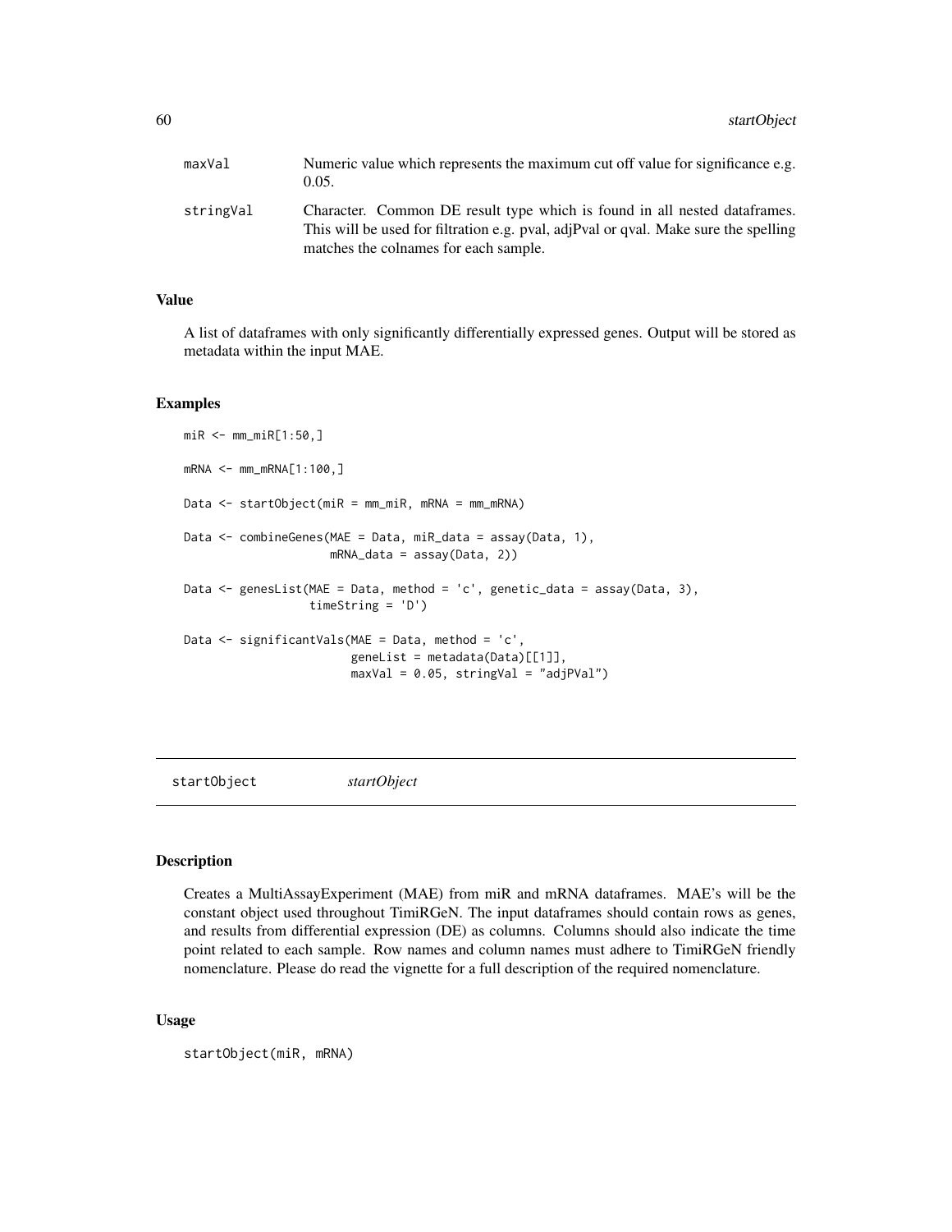| | |
|---|---|
| maxVal | Numeric value which represents the maximum cut off value for significance e.g. 0.05. |
| stringVal | Character. Common DE result type which is found in all nested dataframes. This will be used for filtration e.g. pval, adjPval or qval. Make sure the spelling matches the colnames for each sample. |

### Value

A list of dataframes with only significantly differentially expressed genes. Output will be stored as metadata within the input MAE.

### Examples

```
miR <- mm_miR[1:50,]

mRNA <- mm_mRNA[1:100,]

Data <- startObject(miR = mm_miR, mRNA = mm_mRNA)

Data <- combineGenes(MAE = Data, miR_data = assay(Data, 1),
                     mRNA_data = assay(Data, 2))

Data <- genesList(MAE = Data, method = 'c', genetic_data = assay(Data, 3),
                  timeString = 'D')

Data <- significantVals(MAE = Data, method = 'c',
                        geneList = metadata(Data)[[1]],
                        maxVal = 0.05, stringVal = "adjPVal")
```

---

## startObject &nbsp;&nbsp;&nbsp;&nbsp; *startObject*

---

### Description

Creates a MultiAssayExperiment (MAE) from miR and mRNA dataframes. MAE's will be the constant object used throughout TimiRGeN. The input dataframes should contain rows as genes, and results from differential expression (DE) as columns. Columns should also indicate the time point related to each sample. Row names and column names must adhere to TimiRGeN friendly nomenclature. Please do read the vignette for a full description of the required nomenclature.

### Usage

```
startObject(miR, mRNA)
```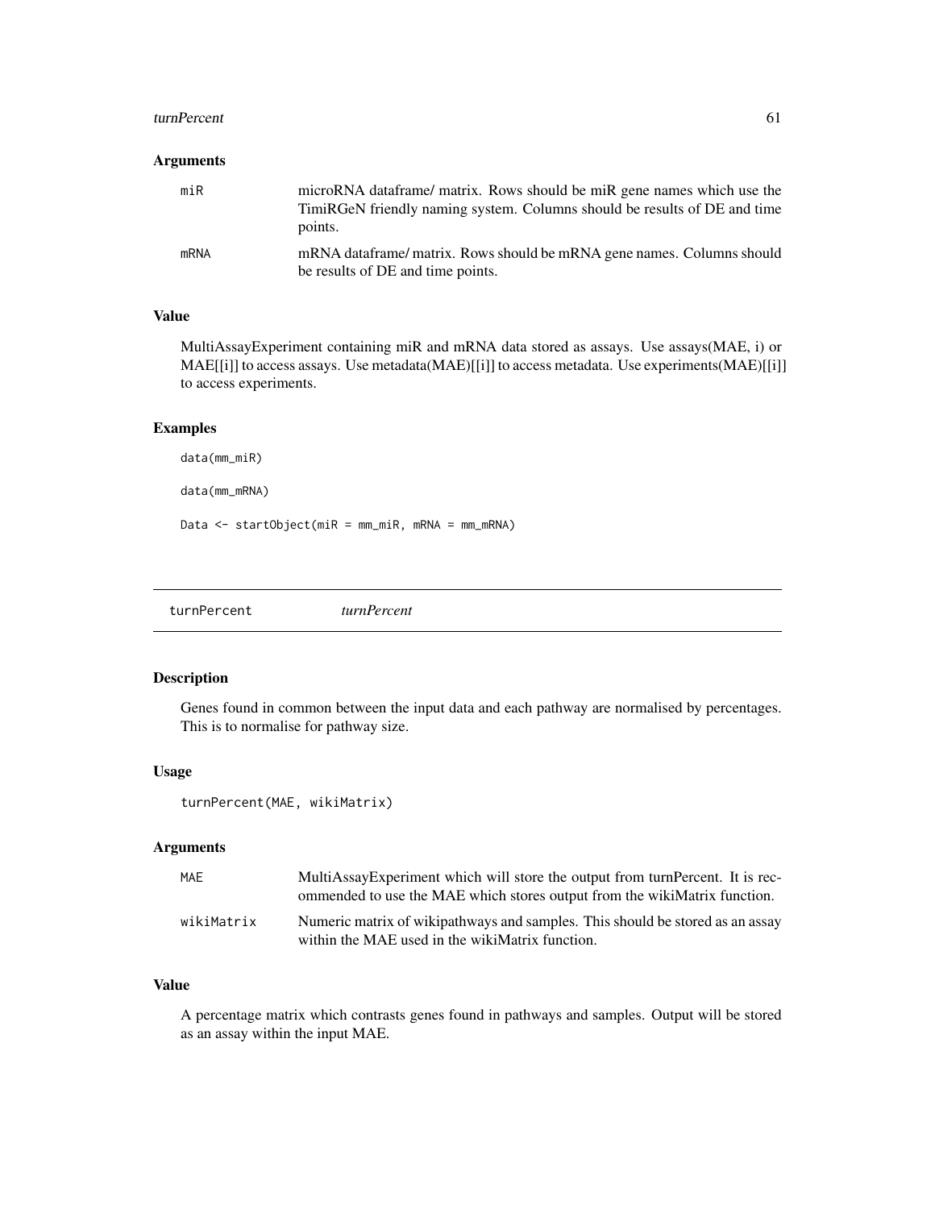### Arguments

| | |
|---|---|
| miR | microRNA dataframe/ matrix. Rows should be miR gene names which use the TimiRGeN friendly naming system. Columns should be results of DE and time points. |
| mRNA | mRNA dataframe/ matrix. Rows should be mRNA gene names. Columns should be results of DE and time points. |

### Value

MultiAssayExperiment containing miR and mRNA data stored as assays. Use assays(MAE, i) or MAE[[i]] to access assays. Use metadata(MAE)[[i]] to access metadata. Use experiments(MAE)[[i]] to access experiments.

### Examples

```
data(mm_miR)

data(mm_mRNA)

Data <- startObject(miR = mm_miR, mRNA = mm_mRNA)
```

---

## turnPercent *turnPercent*

---

### Description

Genes found in common between the input data and each pathway are normalised by percentages. This is to normalise for pathway size.

### Usage

```
turnPercent(MAE, wikiMatrix)
```

### Arguments

| | |
|---|---|
| MAE | MultiAssayExperiment which will store the output from turnPercent. It is recommended to use the MAE which stores output from the wikiMatrix function. |
| wikiMatrix | Numeric matrix of wikipathways and samples. This should be stored as an assay within the MAE used in the wikiMatrix function. |

### Value

A percentage matrix which contrasts genes found in pathways and samples. Output will be stored as an assay within the input MAE.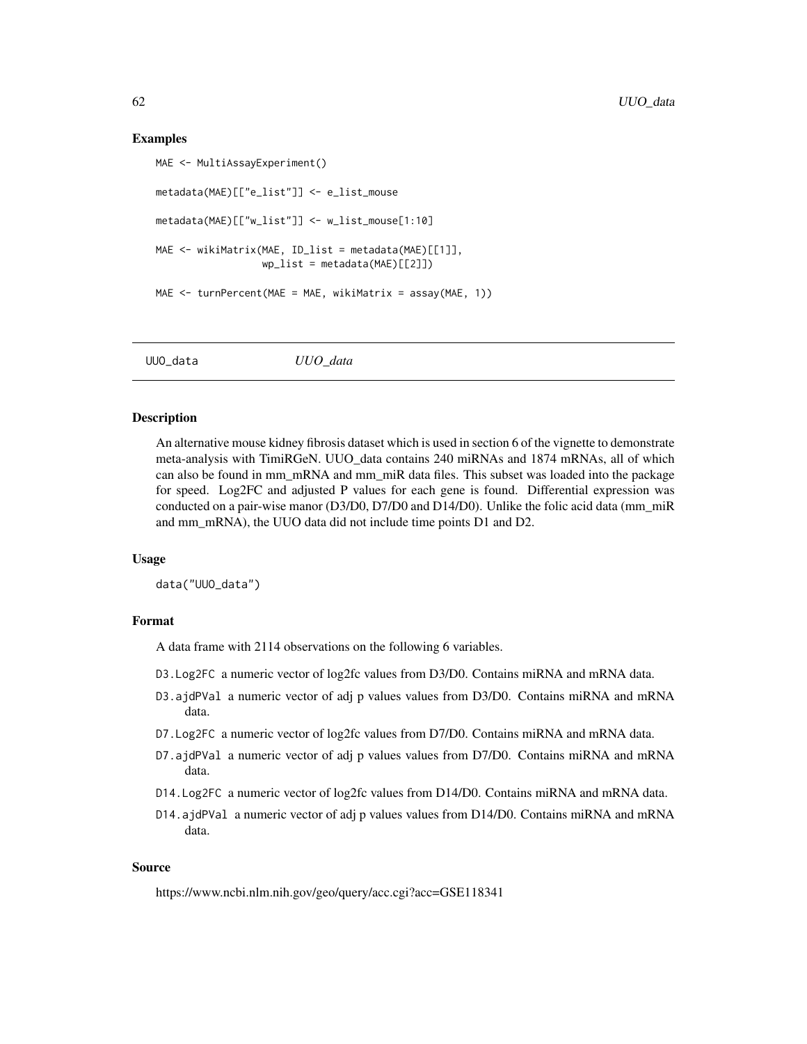### Examples

```
MAE <- MultiAssayExperiment()

metadata(MAE)[["e_list"]] <- e_list_mouse

metadata(MAE)[["w_list"]] <- w_list_mouse[1:10]

MAE <- wikiMatrix(MAE, ID_list = metadata(MAE)[[1]],
                  wp_list = metadata(MAE)[[2]])

MAE <- turnPercent(MAE = MAE, wikiMatrix = assay(MAE, 1))
```

---

## UUO_data *UUO_data*

---

### Description

An alternative mouse kidney fibrosis dataset which is used in section 6 of the vignette to demonstrate meta-analysis with TimiRGeN. UUO_data contains 240 miRNAs and 1874 mRNAs, all of which can also be found in mm_mRNA and mm_miR data files. This subset was loaded into the package for speed. Log2FC and adjusted P values for each gene is found. Differential expression was conducted on a pair-wise manor (D3/D0, D7/D0 and D14/D0). Unlike the folic acid data (mm_miR and mm_mRNA), the UUO data did not include time points D1 and D2.

### Usage

```
data("UUO_data")
```

### Format

A data frame with 2114 observations on the following 6 variables.

- `D3.Log2FC` a numeric vector of log2fc values from D3/D0. Contains miRNA and mRNA data.
- `D3.ajdPVal` a numeric vector of adj p values values from D3/D0. Contains miRNA and mRNA data.
- `D7.Log2FC` a numeric vector of log2fc values from D7/D0. Contains miRNA and mRNA data.
- `D7.ajdPVal` a numeric vector of adj p values values from D7/D0. Contains miRNA and mRNA data.
- `D14.Log2FC` a numeric vector of log2fc values from D14/D0. Contains miRNA and mRNA data.
- `D14.ajdPVal` a numeric vector of adj p values values from D14/D0. Contains miRNA and mRNA data.

### Source

https://www.ncbi.nlm.nih.gov/geo/query/acc.cgi?acc=GSE118341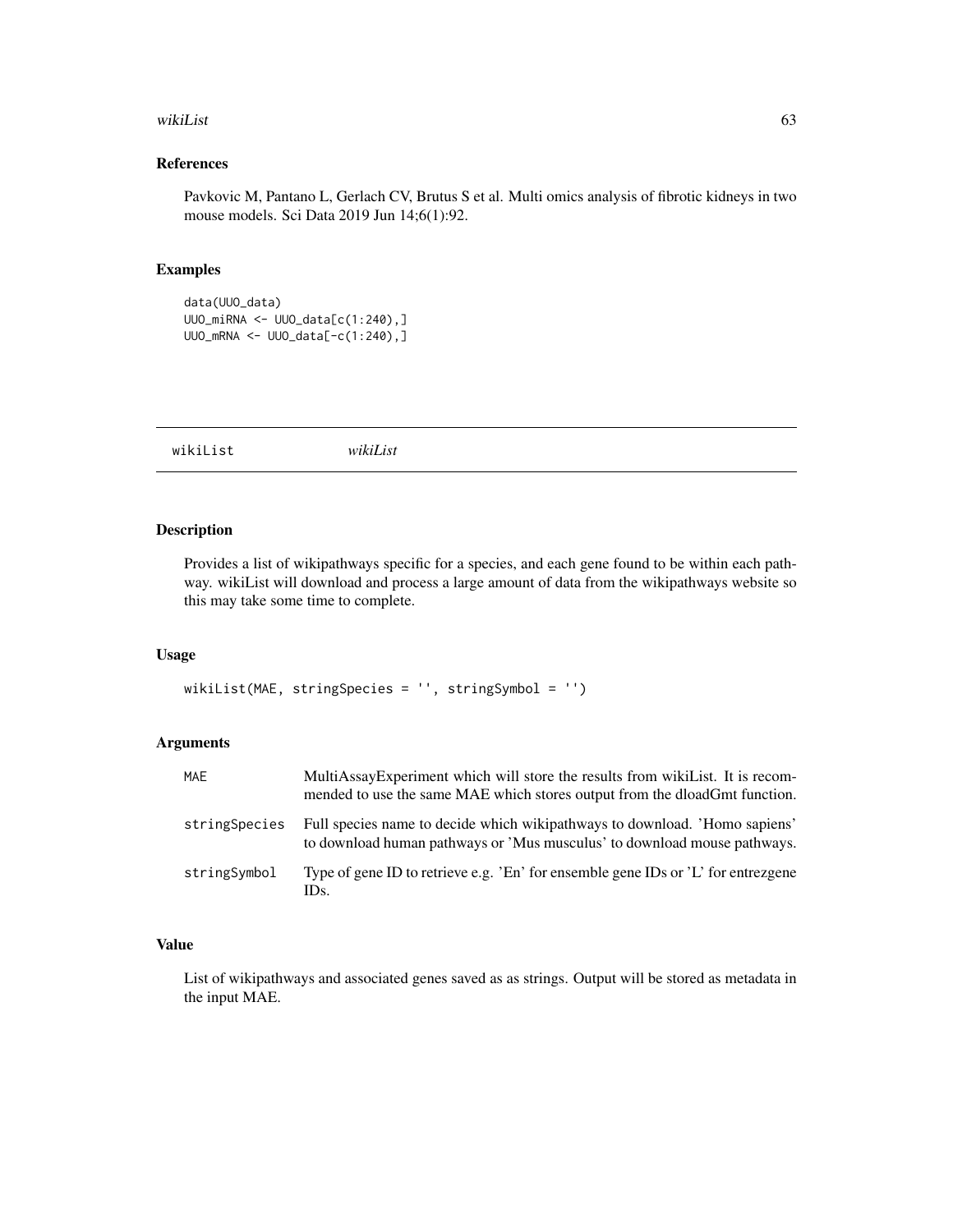## References

Pavkovic M, Pantano L, Gerlach CV, Brutus S et al. Multi omics analysis of fibrotic kidneys in two mouse models. Sci Data 2019 Jun 14;6(1):92.

## Examples

```
data(UUO_data)
UUO_miRNA <- UUO_data[c(1:240),]
UUO_mRNA <- UUO_data[-c(1:240),]
```

---

# wikiList    *wikiList*

---

## Description

Provides a list of wikipathways specific for a species, and each gene found to be within each pathway. wikiList will download and process a large amount of data from the wikipathways website so this may take some time to complete.

## Usage

```
wikiList(MAE, stringSpecies = '', stringSymbol = '')
```

## Arguments

| | |
|---|---|
| MAE | MultiAssayExperiment which will store the results from wikiList. It is recommended to use the same MAE which stores output from the dloadGmt function. |
| stringSpecies | Full species name to decide which wikipathways to download. 'Homo sapiens' to download human pathways or 'Mus musculus' to download mouse pathways. |
| stringSymbol | Type of gene ID to retrieve e.g. 'En' for ensemble gene IDs or 'L' for entrezgene IDs. |

## Value

List of wikipathways and associated genes saved as as strings. Output will be stored as metadata in the input MAE.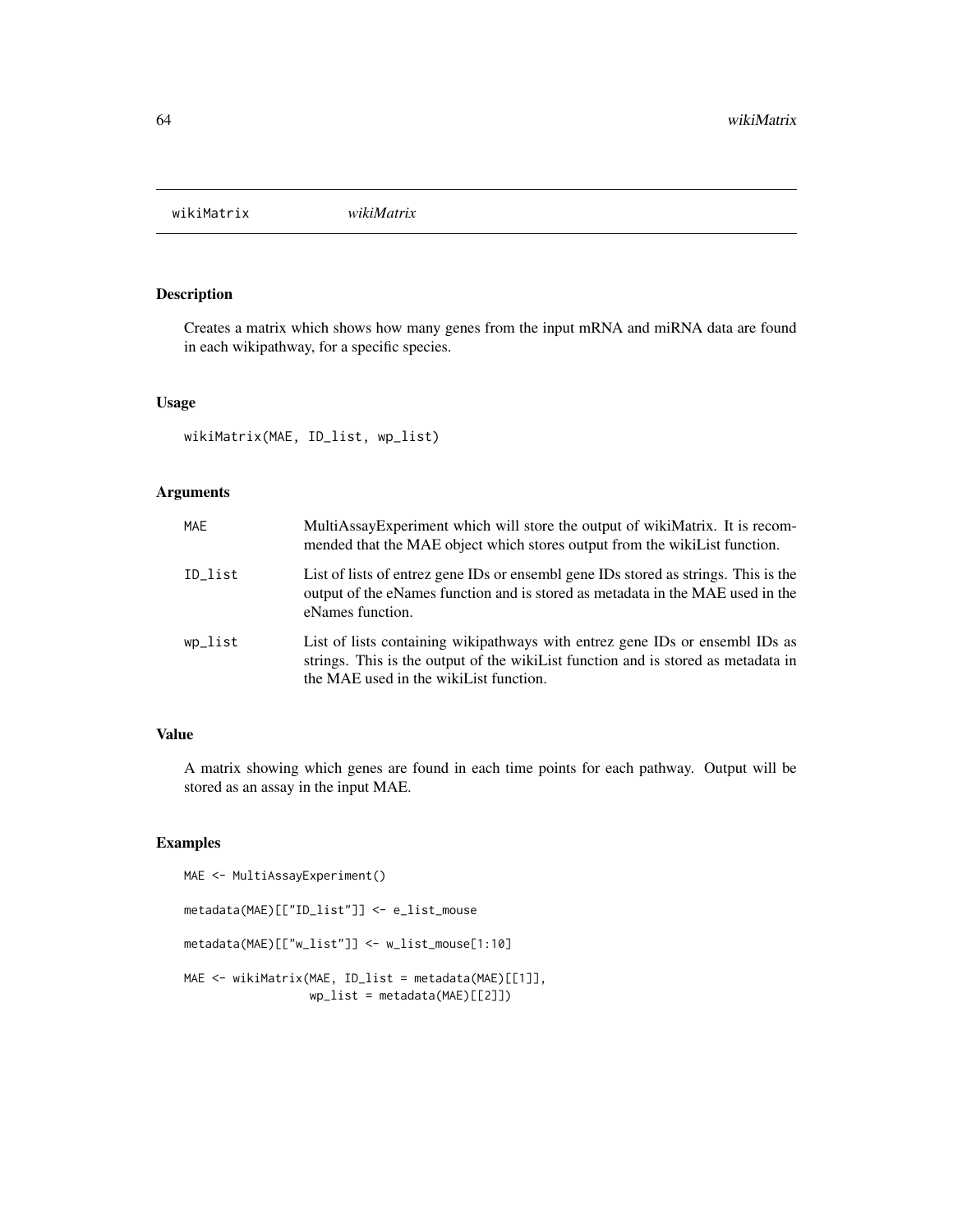# wikiMatrix *wikiMatrix*

## Description

Creates a matrix which shows how many genes from the input mRNA and miRNA data are found in each wikipathway, for a specific species.

## Usage

```
wikiMatrix(MAE, ID_list, wp_list)
```

## Arguments

| | |
|---|---|
| MAE | MultiAssayExperiment which will store the output of wikiMatrix. It is recommended that the MAE object which stores output from the wikiList function. |
| ID_list | List of lists of entrez gene IDs or ensembl gene IDs stored as strings. This is the output of the eNames function and is stored as metadata in the MAE used in the eNames function. |
| wp_list | List of lists containing wikipathways with entrez gene IDs or ensembl IDs as strings. This is the output of the wikiList function and is stored as metadata in the MAE used in the wikiList function. |

## Value

A matrix showing which genes are found in each time points for each pathway. Output will be stored as an assay in the input MAE.

## Examples

```
MAE <- MultiAssayExperiment()

metadata(MAE)[["ID_list"]] <- e_list_mouse

metadata(MAE)[["w_list"]] <- w_list_mouse[1:10]

MAE <- wikiMatrix(MAE, ID_list = metadata(MAE)[[1]],
                  wp_list = metadata(MAE)[[2]])
```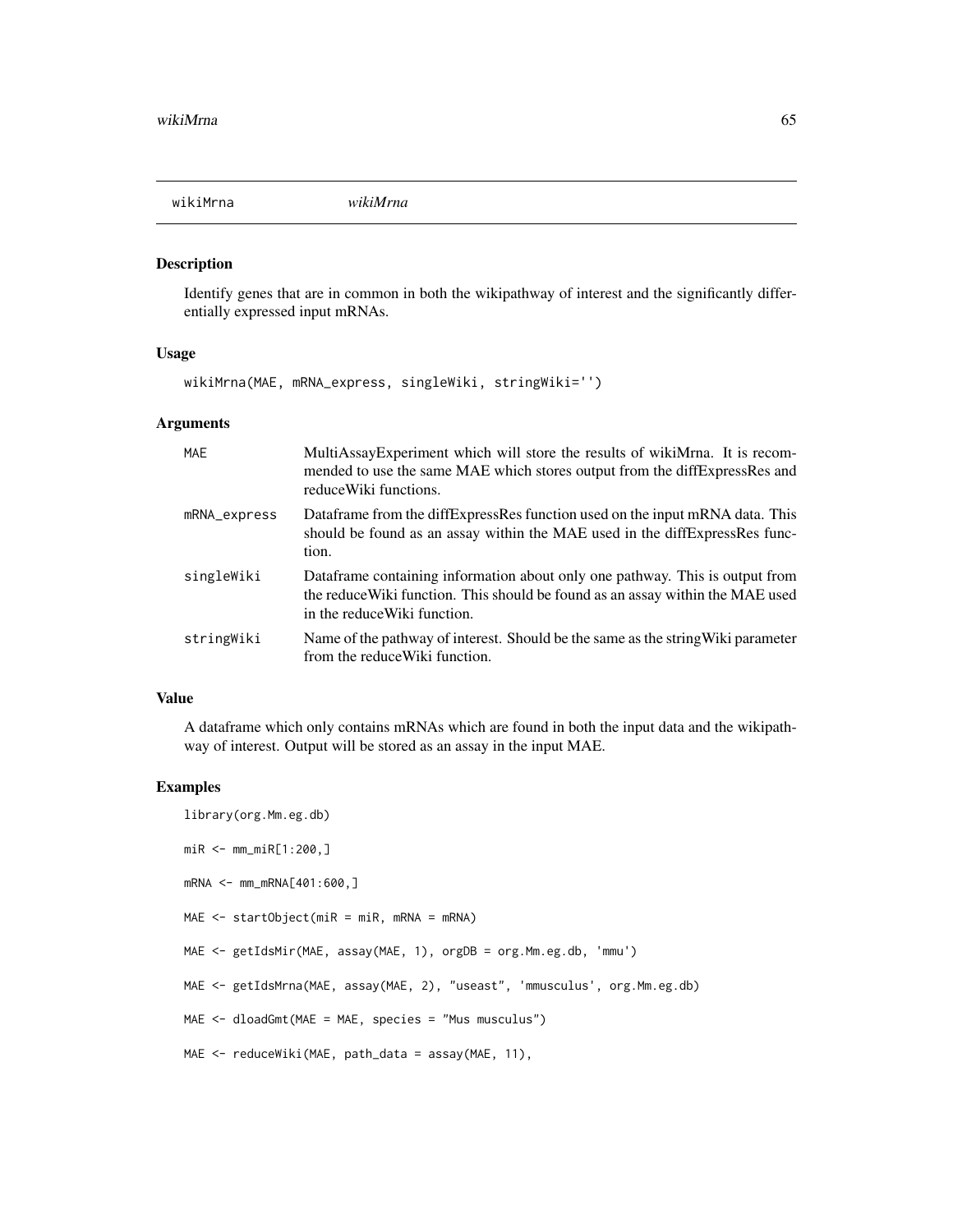## wikiMrna *wikiMrna*

### Description

Identify genes that are in common in both the wikipathway of interest and the significantly differentially expressed input mRNAs.

### Usage

```
wikiMrna(MAE, mRNA_express, singleWiki, stringWiki='')
```

### Arguments

| | |
|---|---|
| MAE | MultiAssayExperiment which will store the results of wikiMrna. It is recommended to use the same MAE which stores output from the diffExpressRes and reduceWiki functions. |
| mRNA_express | Dataframe from the diffExpressRes function used on the input mRNA data. This should be found as an assay within the MAE used in the diffExpressRes function. |
| singleWiki | Dataframe containing information about only one pathway. This is output from the reduceWiki function. This should be found as an assay within the MAE used in the reduceWiki function. |
| stringWiki | Name of the pathway of interest. Should be the same as the stringWiki parameter from the reduceWiki function. |

### Value

A dataframe which only contains mRNAs which are found in both the input data and the wikipathway of interest. Output will be stored as an assay in the input MAE.

### Examples

```
library(org.Mm.eg.db)

miR <- mm_miR[1:200,]

mRNA <- mm_mRNA[401:600,]

MAE <- startObject(miR = miR, mRNA = mRNA)

MAE <- getIdsMir(MAE, assay(MAE, 1), orgDB = org.Mm.eg.db, 'mmu')

MAE <- getIdsMrna(MAE, assay(MAE, 2), "useast", 'mmusculus', org.Mm.eg.db)

MAE <- dloadGmt(MAE = MAE, species = "Mus musculus")

MAE <- reduceWiki(MAE, path_data = assay(MAE, 11),
```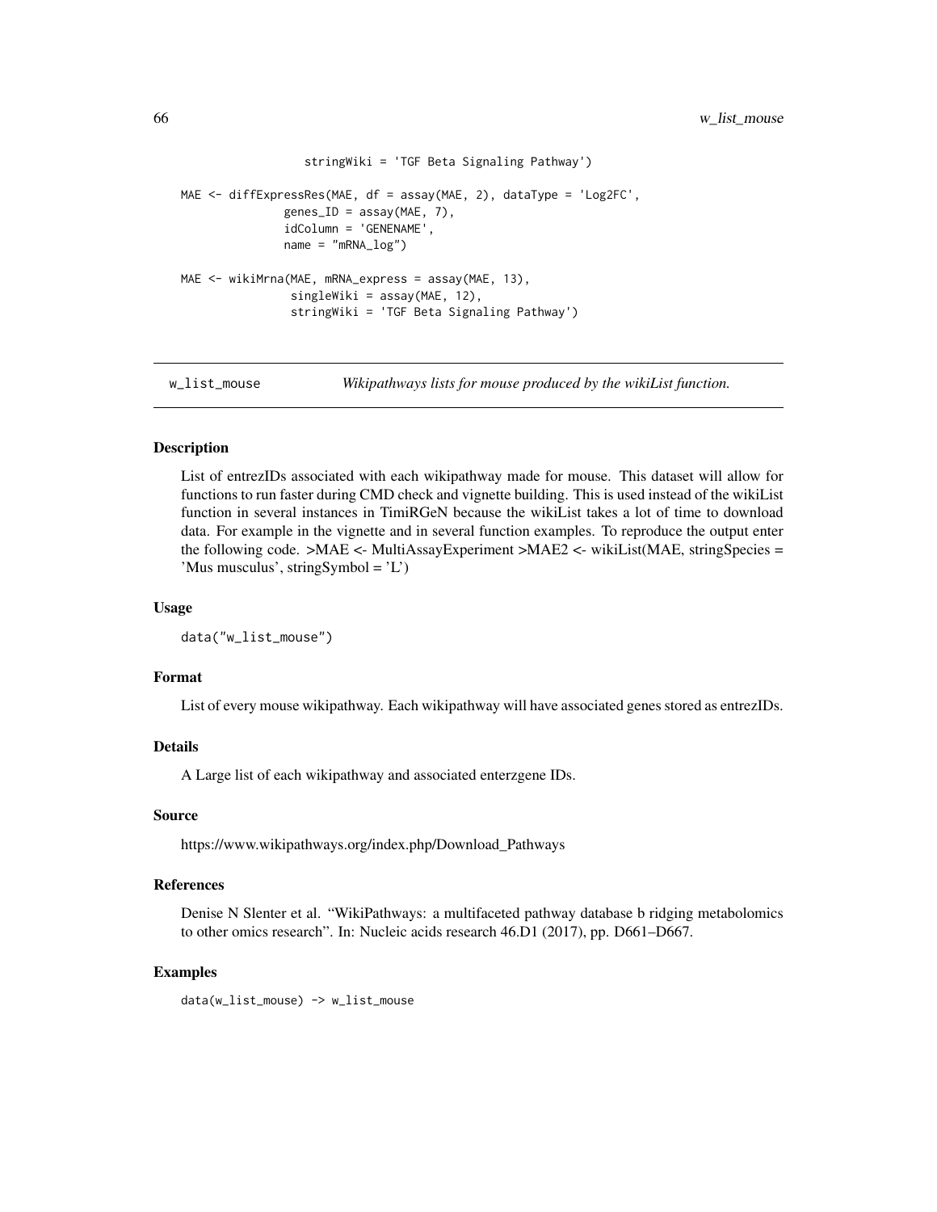```
                stringWiki = 'TGF Beta Signaling Pathway')

MAE <- diffExpressRes(MAE, df = assay(MAE, 2), dataType = 'Log2FC',
               genes_ID = assay(MAE, 7),
               idColumn = 'GENENAME',
               name = "mRNA_log")

MAE <- wikiMrna(MAE, mRNA_express = assay(MAE, 13),
                singleWiki = assay(MAE, 12),
                stringWiki = 'TGF Beta Signaling Pathway')
```

## w_list_mouse — *Wikipathways lists for mouse produced by the wikiList function.*

### Description

List of entrezIDs associated with each wikipathway made for mouse. This dataset will allow for functions to run faster during CMD check and vignette building. This is used instead of the wikiList function in several instances in TimiRGeN because the wikiList takes a lot of time to download data. For example in the vignette and in several function examples. To reproduce the output enter the following code. >MAE <- MultiAssayExperiment >MAE2 <- wikiList(MAE, stringSpecies = 'Mus musculus', stringSymbol = 'L')

### Usage

```
data("w_list_mouse")
```

### Format

List of every mouse wikipathway. Each wikipathway will have associated genes stored as entrezIDs.

### Details

A Large list of each wikipathway and associated enterzgene IDs.

### Source

https://www.wikipathways.org/index.php/Download_Pathways

### References

Denise N Slenter et al. "WikiPathways: a multifaceted pathway database b ridging metabolomics to other omics research". In: Nucleic acids research 46.D1 (2017), pp. D661–D667.

### Examples

```
data(w_list_mouse) -> w_list_mouse
```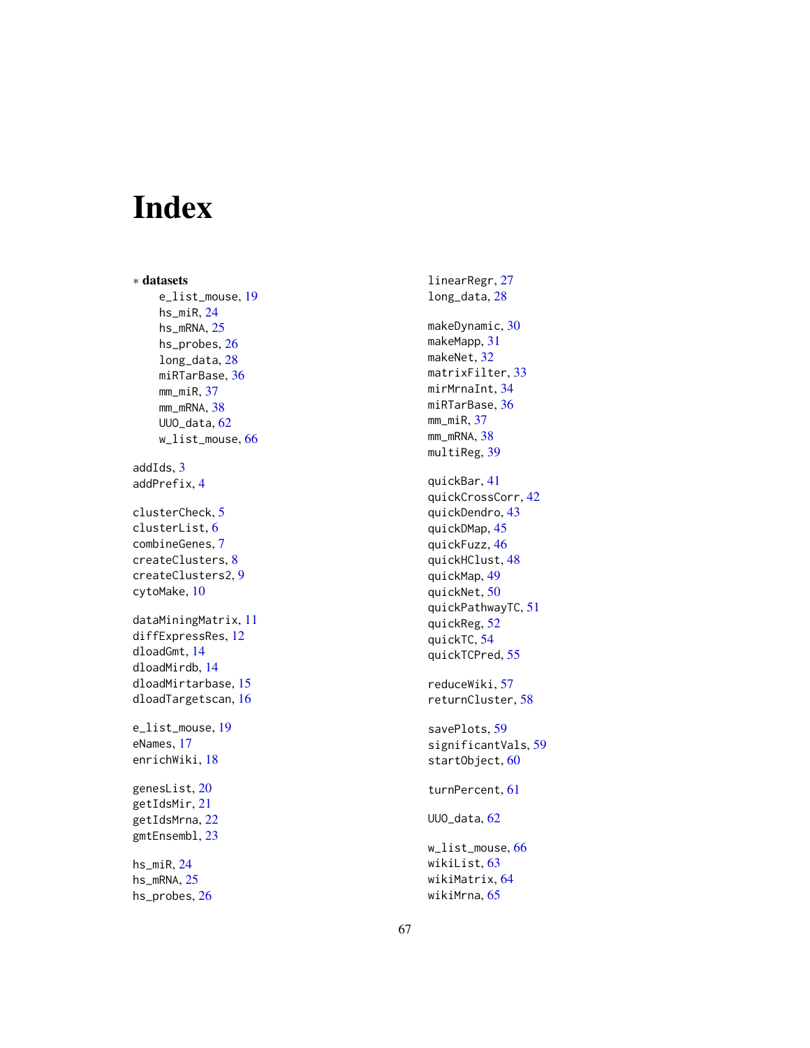# Index

∗ **datasets**
- e_list_mouse, 19
- hs_miR, 24
- hs_mRNA, 25
- hs_probes, 26
- long_data, 28
- miRTarBase, 36
- mm_miR, 37
- mm_mRNA, 38
- UUO_data, 62
- w_list_mouse, 66

addIds, 3
addPrefix, 4

clusterCheck, 5
clusterList, 6
combineGenes, 7
createClusters, 8
createClusters2, 9
cytoMake, 10

dataMiningMatrix, 11
diffExpressRes, 12
dloadGmt, 14
dloadMirdb, 14
dloadMirtarbase, 15
dloadTargetscan, 16

e_list_mouse, 19
eNames, 17
enrichWiki, 18

genesList, 20
getIdsMir, 21
getIdsMrna, 22
gmtEnsembl, 23

hs_miR, 24
hs_mRNA, 25
hs_probes, 26

linearRegr, 27
long_data, 28

makeDynamic, 30
makeMapp, 31
makeNet, 32
matrixFilter, 33
mirMrnaInt, 34
miRTarBase, 36
mm_miR, 37
mm_mRNA, 38
multiReg, 39

quickBar, 41
quickCrossCorr, 42
quickDendro, 43
quickDMap, 45
quickFuzz, 46
quickHClust, 48
quickMap, 49
quickNet, 50
quickPathwayTC, 51
quickReg, 52
quickTC, 54
quickTCPred, 55

reduceWiki, 57
returnCluster, 58

savePlots, 59
significantVals, 59
startObject, 60

turnPercent, 61

UUO_data, 62

w_list_mouse, 66
wikiList, 63
wikiMatrix, 64
wikiMrna, 65